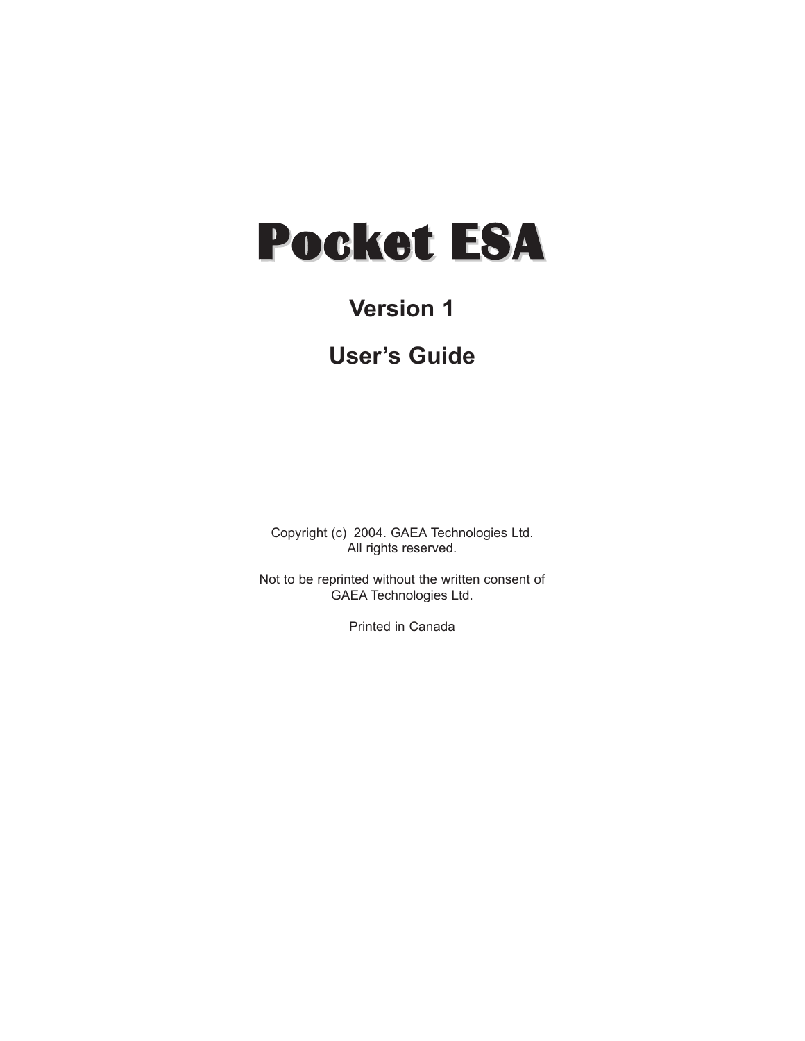# Pocket ESA

## Version 1

## User's Guide

Copyright (c) 2004. GAEA Technologies Ltd.
All rights reserved.

Not to be reprinted without the written consent of
GAEA Technologies Ltd.

Printed in Canada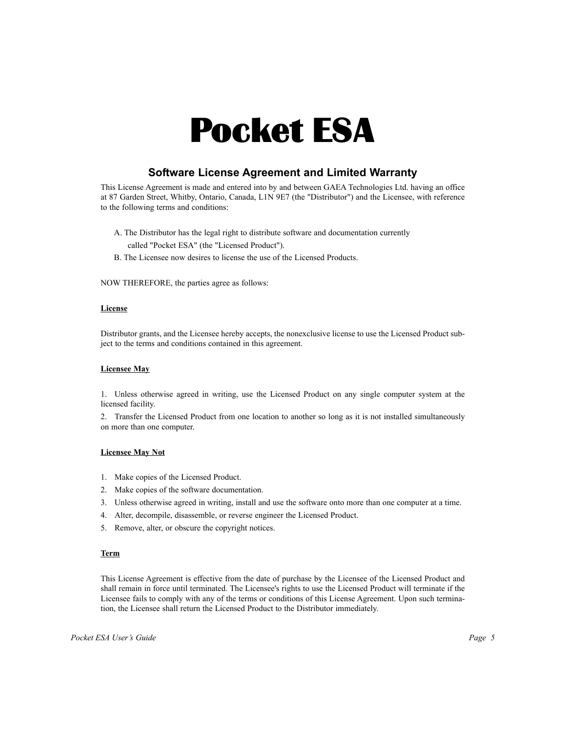# Pocket ESA

## Software License Agreement and Limited Warranty

This License Agreement is made and entered into by and between GAEA Technologies Ltd. having an office at 87 Garden Street, Whitby, Ontario, Canada, L1N 9E7 (the "Distributor") and the Licensee, with reference to the following terms and conditions:

A. The Distributor has the legal right to distribute software and documentation currently called "Pocket ESA" (the "Licensed Product").

B. The Licensee now desires to license the use of the Licensed Products.

NOW THEREFORE, the parties agree as follows:

**License**

Distributor grants, and the Licensee hereby accepts, the nonexclusive license to use the Licensed Product subject to the terms and conditions contained in this agreement.

**Licensee May**

1. Unless otherwise agreed in writing, use the Licensed Product on any single computer system at the licensed facility.
2. Transfer the Licensed Product from one location to another so long as it is not installed simultaneously on more than one computer.

**Licensee May Not**

1. Make copies of the Licensed Product.
2. Make copies of the software documentation.
3. Unless otherwise agreed in writing, install and use the software onto more than one computer at a time.
4. Alter, decompile, disassemble, or reverse engineer the Licensed Product.
5. Remove, alter, or obscure the copyright notices.

**Term**

This License Agreement is effective from the date of purchase by the Licensee of the Licensed Product and shall remain in force until terminated. The Licensee's rights to use the Licensed Product will terminate if the Licensee fails to comply with any of the terms or conditions of this License Agreement. Upon such termination, the Licensee shall return the Licensed Product to the Distributor immediately.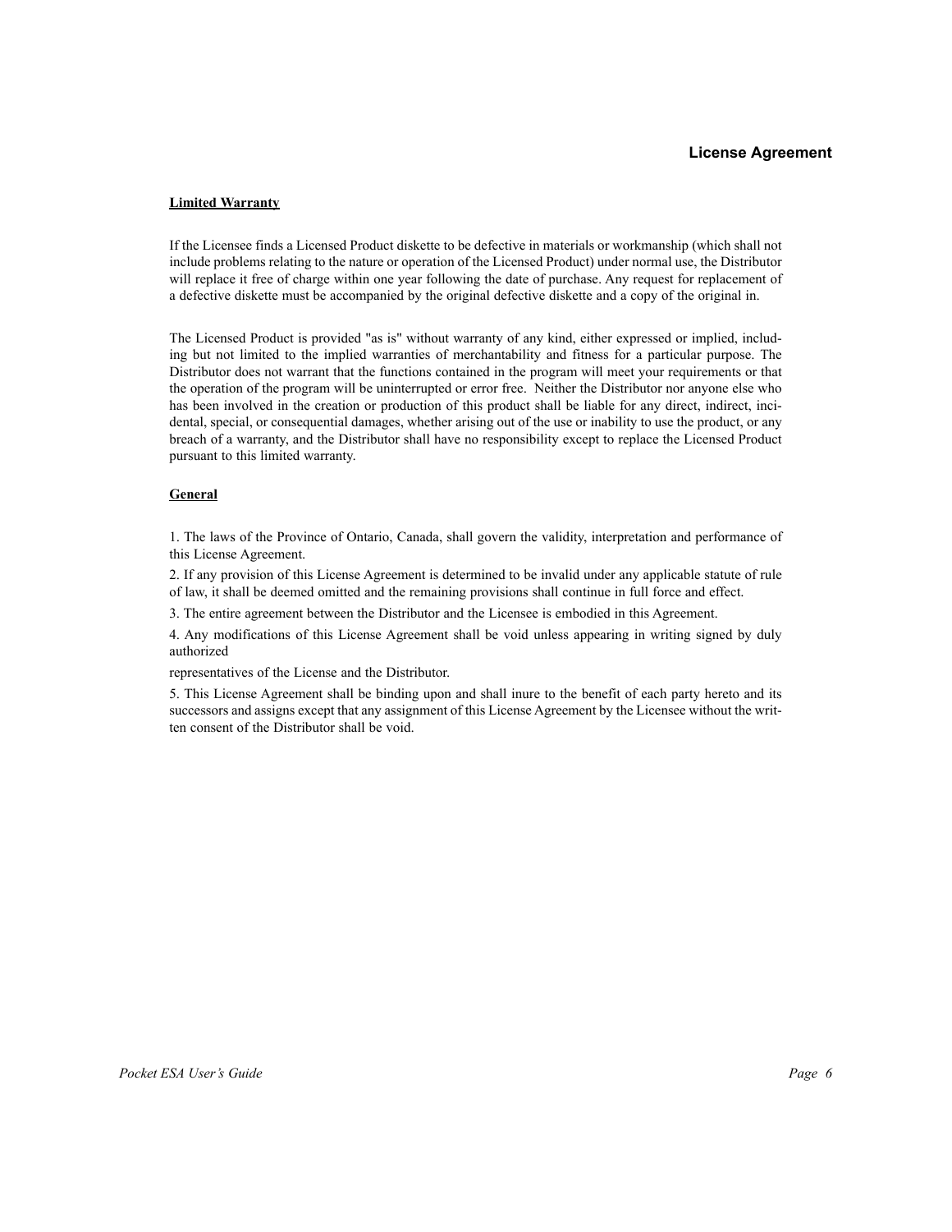## License Agreement

**Limited Warranty**

If the Licensee finds a Licensed Product diskette to be defective in materials or workmanship (which shall not include problems relating to the nature or operation of the Licensed Product) under normal use, the Distributor will replace it free of charge within one year following the date of purchase. Any request for replacement of a defective diskette must be accompanied by the original defective diskette and a copy of the original in.

The Licensed Product is provided "as is" without warranty of any kind, either expressed or implied, including but not limited to the implied warranties of merchantability and fitness for a particular purpose. The Distributor does not warrant that the functions contained in the program will meet your requirements or that the operation of the program will be uninterrupted or error free. Neither the Distributor nor anyone else who has been involved in the creation or production of this product shall be liable for any direct, indirect, incidental, special, or consequential damages, whether arising out of the use or inability to use the product, or any breach of a warranty, and the Distributor shall have no responsibility except to replace the Licensed Product pursuant to this limited warranty.

**General**

1. The laws of the Province of Ontario, Canada, shall govern the validity, interpretation and performance of this License Agreement.

2. If any provision of this License Agreement is determined to be invalid under any applicable statute of rule of law, it shall be deemed omitted and the remaining provisions shall continue in full force and effect.

3. The entire agreement between the Distributor and the Licensee is embodied in this Agreement.

4. Any modifications of this License Agreement shall be void unless appearing in writing signed by duly authorized

representatives of the License and the Distributor.

5. This License Agreement shall be binding upon and shall inure to the benefit of each party hereto and its successors and assigns except that any assignment of this License Agreement by the Licensee without the written consent of the Distributor shall be void.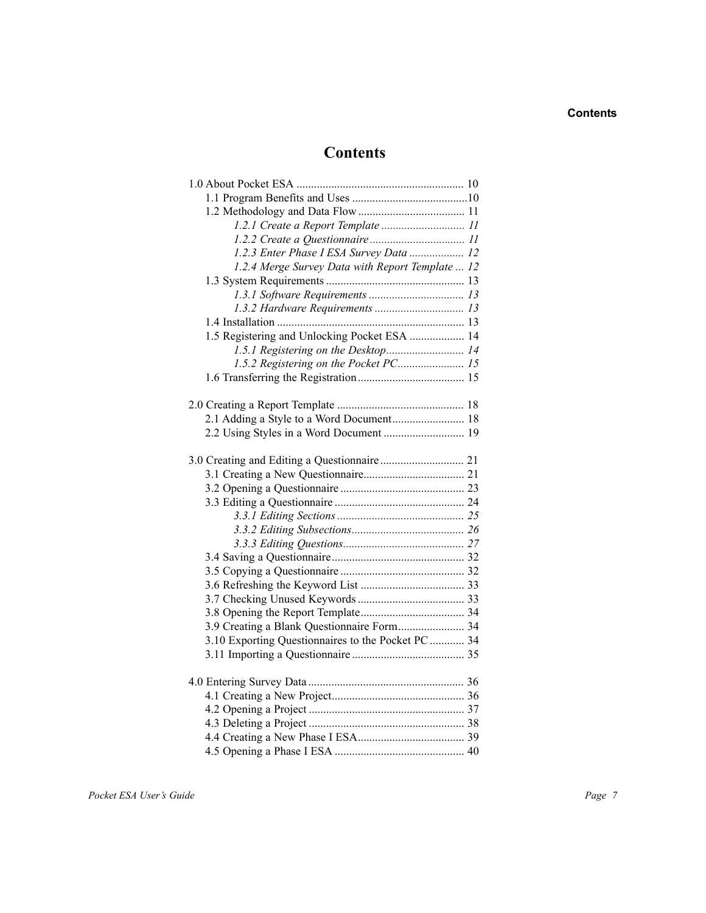# Contents

1.0 About Pocket ESA .......................................................... 10
- 1.1 Program Benefits and Uses ........................................10
- 1.2 Methodology and Data Flow ..................................... 11
  - *1.2.1 Create a Report Template ............................. 11*
  - *1.2.2 Create a Questionnaire ................................. 11*
  - *1.2.3 Enter Phase I ESA Survey Data ................... 12*
  - *1.2.4 Merge Survey Data with Report Template ... 12*
- 1.3 System Requirements ................................................ 13
  - *1.3.1 Software Requirements ................................. 13*
  - *1.3.2 Hardware Requirements ............................... 13*
- 1.4 Installation ................................................................. 13
- 1.5 Registering and Unlocking Pocket ESA ................... 14
  - *1.5.1 Registering on the Desktop........................... 14*
  - *1.5.2 Registering on the Pocket PC....................... 15*
- 1.6 Transferring the Registration ..................................... 15

2.0 Creating a Report Template ............................................ 18
- 2.1 Adding a Style to a Word Document......................... 18
- 2.2 Using Styles in a Word Document ............................ 19

3.0 Creating and Editing a Questionnaire ............................. 21
- 3.1 Creating a New Questionnaire................................... 21
- 3.2 Opening a Questionnaire ........................................... 23
- 3.3 Editing a Questionnaire ............................................. 24
  - *3.3.1 Editing Sections ............................................ 25*
  - *3.3.2 Editing Subsections....................................... 26*
  - *3.3.3 Editing Questions.......................................... 27*
- 3.4 Saving a Questionnaire.............................................. 32
- 3.5 Copying a Questionnaire ........................................... 32
- 3.6 Refreshing the Keyword List .................................... 33
- 3.7 Checking Unused Keywords ..................................... 33
- 3.8 Opening the Report Template.................................... 34
- 3.9 Creating a Blank Questionnaire Form....................... 34
- 3.10 Exporting Questionnaires to the Pocket PC ............ 34
- 3.11 Importing a Questionnaire ....................................... 35

4.0 Entering Survey Data ...................................................... 36
- 4.1 Creating a New Project.............................................. 36
- 4.2 Opening a Project ...................................................... 37
- 4.3 Deleting a Project ...................................................... 38
- 4.4 Creating a New Phase I ESA..................................... 39
- 4.5 Opening a Phase I ESA ............................................. 40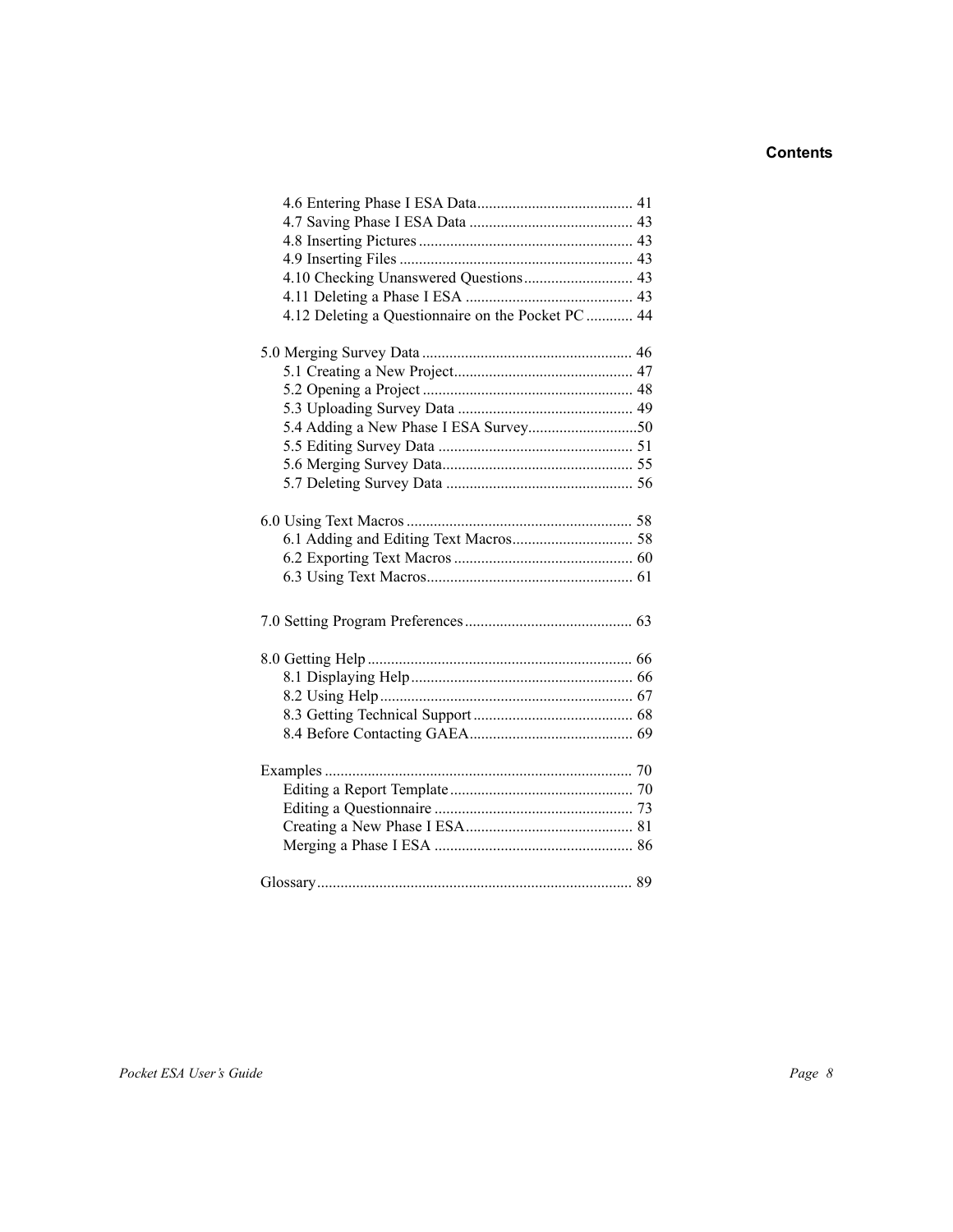4.6 Entering Phase I ESA Data........................................ 41
4.7 Saving Phase I ESA Data .......................................... 43
4.8 Inserting Pictures ....................................................... 43
4.9 Inserting Files ............................................................ 43
4.10 Checking Unanswered Questions ............................ 43
4.11 Deleting a Phase I ESA ........................................... 43
4.12 Deleting a Questionnaire on the Pocket PC ............ 44

5.0 Merging Survey Data ...................................................... 46
5.1 Creating a New Project.............................................. 47
5.2 Opening a Project ...................................................... 48
5.3 Uploading Survey Data ............................................. 49
5.4 Adding a New Phase I ESA Survey............................50
5.5 Editing Survey Data .................................................. 51
5.6 Merging Survey Data................................................. 55
5.7 Deleting Survey Data ................................................ 56

6.0 Using Text Macros .......................................................... 58
6.1 Adding and Editing Text Macros............................... 58
6.2 Exporting Text Macros .............................................. 60
6.3 Using Text Macros..................................................... 61

7.0 Setting Program Preferences........................................... 63

8.0 Getting Help .................................................................... 66
8.1 Displaying Help ......................................................... 66
8.2 Using Help................................................................. 67
8.3 Getting Technical Support ......................................... 68
8.4 Before Contacting GAEA.......................................... 69

Examples ............................................................................... 70
Editing a Report Template ............................................... 70
Editing a Questionnaire ................................................... 73
Creating a New Phase I ESA........................................... 81
Merging a Phase I ESA ................................................... 86

Glossary................................................................................. 89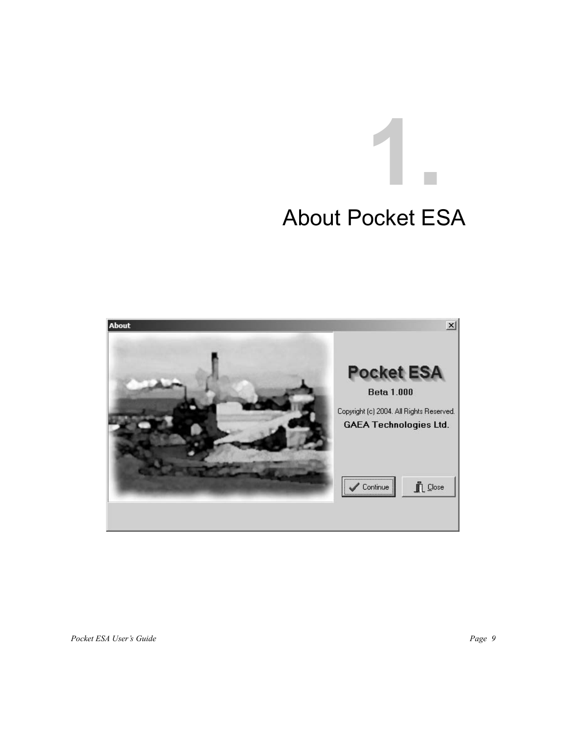# 1. About Pocket ESA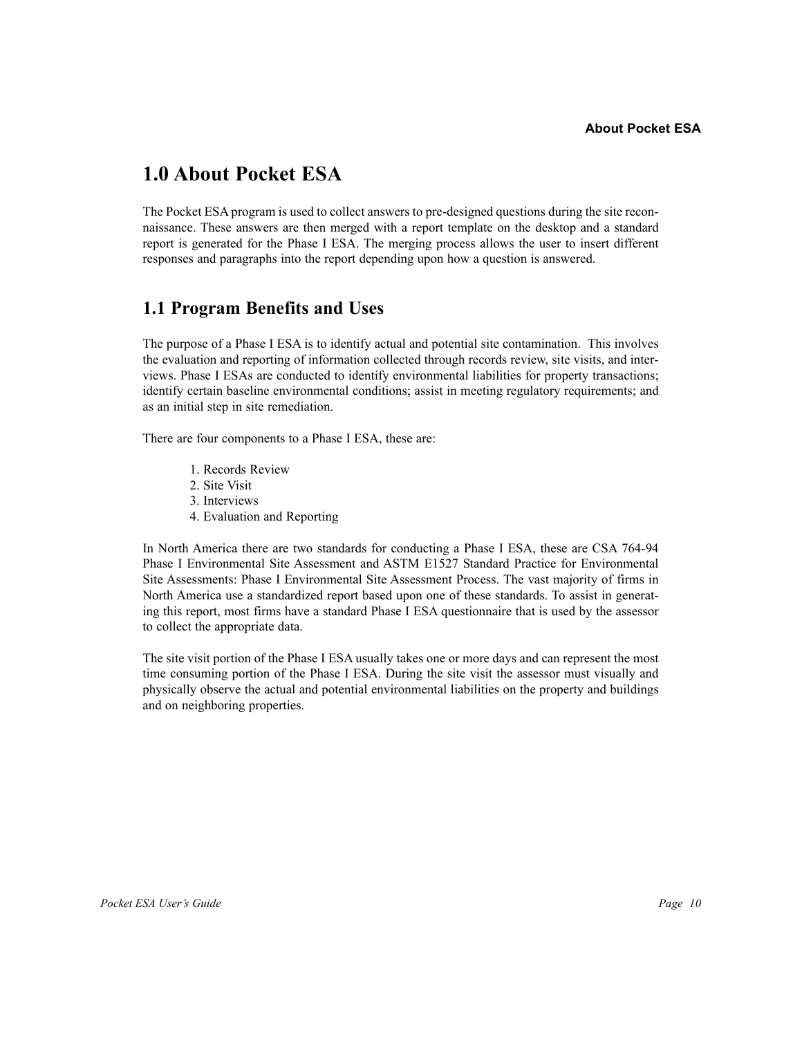# 1.0 About Pocket ESA

The Pocket ESA program is used to collect answers to pre-designed questions during the site reconnaissance. These answers are then merged with a report template on the desktop and a standard report is generated for the Phase I ESA. The merging process allows the user to insert different responses and paragraphs into the report depending upon how a question is answered.

## 1.1 Program Benefits and Uses

The purpose of a Phase I ESA is to identify actual and potential site contamination. This involves the evaluation and reporting of information collected through records review, site visits, and interviews. Phase I ESAs are conducted to identify environmental liabilities for property transactions; identify certain baseline environmental conditions; assist in meeting regulatory requirements; and as an initial step in site remediation.

There are four components to a Phase I ESA, these are:

1. Records Review
2. Site Visit
3. Interviews
4. Evaluation and Reporting

In North America there are two standards for conducting a Phase I ESA, these are CSA 764-94 Phase I Environmental Site Assessment and ASTM E1527 Standard Practice for Environmental Site Assessments: Phase I Environmental Site Assessment Process. The vast majority of firms in North America use a standardized report based upon one of these standards. To assist in generating this report, most firms have a standard Phase I ESA questionnaire that is used by the assessor to collect the appropriate data.

The site visit portion of the Phase I ESA usually takes one or more days and can represent the most time consuming portion of the Phase I ESA. During the site visit the assessor must visually and physically observe the actual and potential environmental liabilities on the property and buildings and on neighboring properties.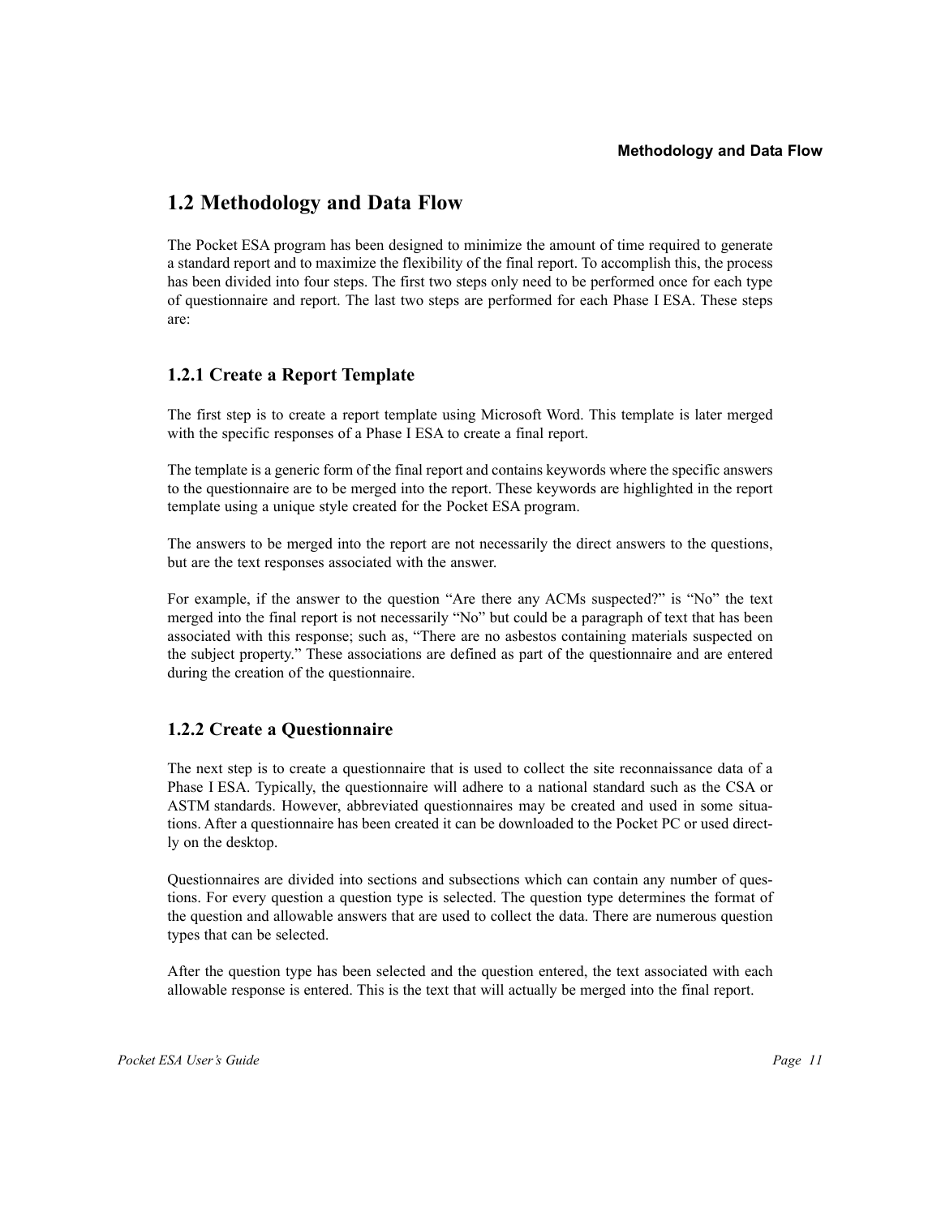## 1.2 Methodology and Data Flow

The Pocket ESA program has been designed to minimize the amount of time required to generate a standard report and to maximize the flexibility of the final report. To accomplish this, the process has been divided into four steps. The first two steps only need to be performed once for each type of questionnaire and report. The last two steps are performed for each Phase I ESA. These steps are:

### 1.2.1 Create a Report Template

The first step is to create a report template using Microsoft Word. This template is later merged with the specific responses of a Phase I ESA to create a final report.

The template is a generic form of the final report and contains keywords where the specific answers to the questionnaire are to be merged into the report. These keywords are highlighted in the report template using a unique style created for the Pocket ESA program.

The answers to be merged into the report are not necessarily the direct answers to the questions, but are the text responses associated with the answer.

For example, if the answer to the question "Are there any ACMs suspected?" is "No" the text merged into the final report is not necessarily "No" but could be a paragraph of text that has been associated with this response; such as, "There are no asbestos containing materials suspected on the subject property." These associations are defined as part of the questionnaire and are entered during the creation of the questionnaire.

### 1.2.2 Create a Questionnaire

The next step is to create a questionnaire that is used to collect the site reconnaissance data of a Phase I ESA. Typically, the questionnaire will adhere to a national standard such as the CSA or ASTM standards. However, abbreviated questionnaires may be created and used in some situations. After a questionnaire has been created it can be downloaded to the Pocket PC or used directly on the desktop.

Questionnaires are divided into sections and subsections which can contain any number of questions. For every question a question type is selected. The question type determines the format of the question and allowable answers that are used to collect the data. There are numerous question types that can be selected.

After the question type has been selected and the question entered, the text associated with each allowable response is entered. This is the text that will actually be merged into the final report.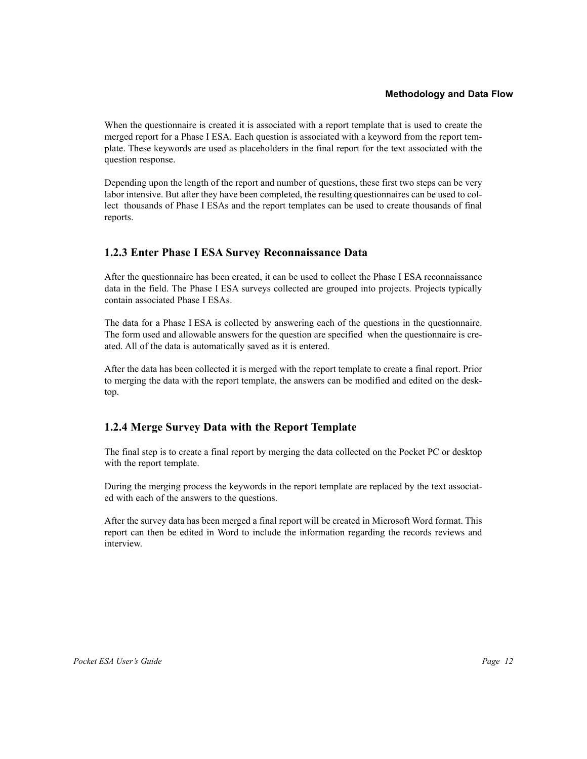When the questionnaire is created it is associated with a report template that is used to create the merged report for a Phase I ESA. Each question is associated with a keyword from the report template. These keywords are used as placeholders in the final report for the text associated with the question response.

Depending upon the length of the report and number of questions, these first two steps can be very labor intensive. But after they have been completed, the resulting questionnaires can be used to collect thousands of Phase I ESAs and the report templates can be used to create thousands of final reports.

### 1.2.3 Enter Phase I ESA Survey Reconnaissance Data

After the questionnaire has been created, it can be used to collect the Phase I ESA reconnaissance data in the field. The Phase I ESA surveys collected are grouped into projects. Projects typically contain associated Phase I ESAs.

The data for a Phase I ESA is collected by answering each of the questions in the questionnaire. The form used and allowable answers for the question are specified when the questionnaire is created. All of the data is automatically saved as it is entered.

After the data has been collected it is merged with the report template to create a final report. Prior to merging the data with the report template, the answers can be modified and edited on the desktop.

### 1.2.4 Merge Survey Data with the Report Template

The final step is to create a final report by merging the data collected on the Pocket PC or desktop with the report template.

During the merging process the keywords in the report template are replaced by the text associated with each of the answers to the questions.

After the survey data has been merged a final report will be created in Microsoft Word format. This report can then be edited in Word to include the information regarding the records reviews and interview.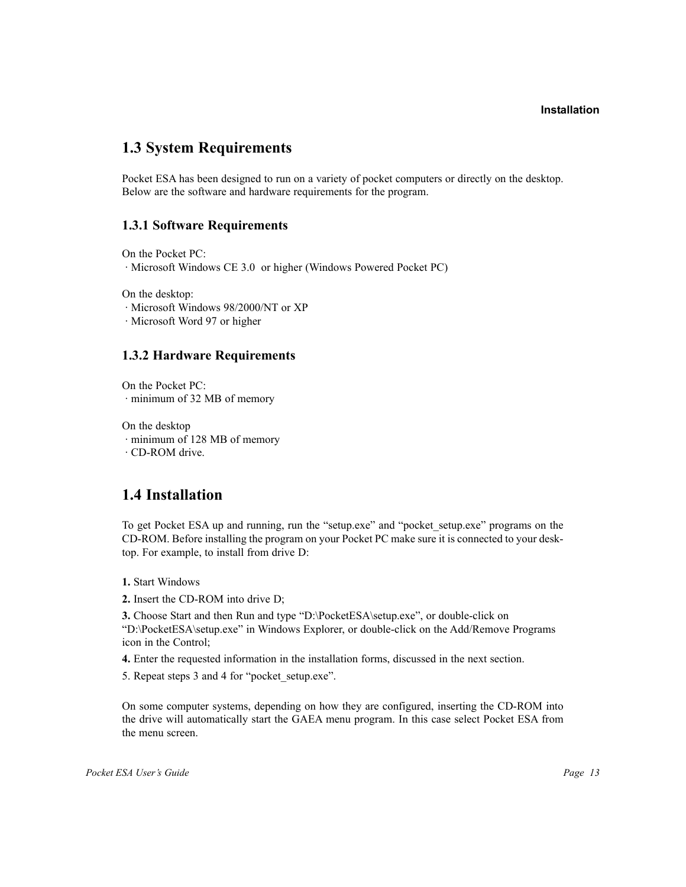## 1.3 System Requirements

Pocket ESA has been designed to run on a variety of pocket computers or directly on the desktop. Below are the software and hardware requirements for the program.

### 1.3.1 Software Requirements

On the Pocket PC:
· Microsoft Windows CE 3.0 or higher (Windows Powered Pocket PC)

On the desktop:
· Microsoft Windows 98/2000/NT or XP
· Microsoft Word 97 or higher

### 1.3.2 Hardware Requirements

On the Pocket PC:
· minimum of 32 MB of memory

On the desktop
· minimum of 128 MB of memory
· CD-ROM drive.

## 1.4 Installation

To get Pocket ESA up and running, run the "setup.exe" and "pocket_setup.exe" programs on the CD-ROM. Before installing the program on your Pocket PC make sure it is connected to your desktop. For example, to install from drive D:

**1.** Start Windows

**2.** Insert the CD-ROM into drive D;

**3.** Choose Start and then Run and type "D:\PocketESA\setup.exe", or double-click on "D:\PocketESA\setup.exe" in Windows Explorer, or double-click on the Add/Remove Programs icon in the Control;

**4.** Enter the requested information in the installation forms, discussed in the next section.

5. Repeat steps 3 and 4 for "pocket_setup.exe".

On some computer systems, depending on how they are configured, inserting the CD-ROM into the drive will automatically start the GAEA menu program. In this case select Pocket ESA from the menu screen.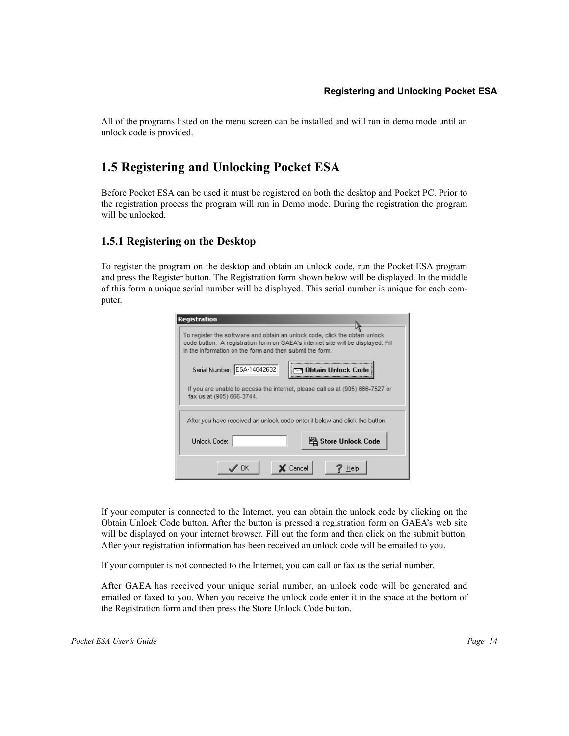All of the programs listed on the menu screen can be installed and will run in demo mode until an unlock code is provided.

## 1.5 Registering and Unlocking Pocket ESA

Before Pocket ESA can be used it must be registered on both the desktop and Pocket PC. Prior to the registration process the program will run in Demo mode. During the registration the program will be unlocked.

### 1.5.1 Registering on the Desktop

To register the program on the desktop and obtain an unlock code, run the Pocket ESA program and press the Register button. The Registration form shown below will be displayed. In the middle of this form a unique serial number will be displayed. This serial number is unique for each computer.

If your computer is connected to the Internet, you can obtain the unlock code by clicking on the Obtain Unlock Code button. After the button is pressed a registration form on GAEA's web site will be displayed on your internet browser. Fill out the form and then click on the submit button. After your registration information has been received an unlock code will be emailed to you.

If your computer is not connected to the Internet, you can call or fax us the serial number.

After GAEA has received your unique serial number, an unlock code will be generated and emailed or faxed to you. When you receive the unlock code enter it in the space at the bottom of the Registration form and then press the Store Unlock Code button.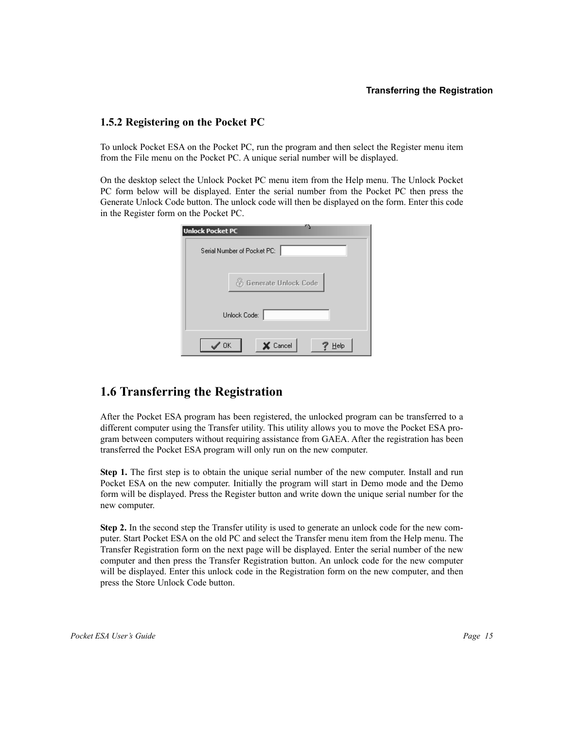### 1.5.2 Registering on the Pocket PC

To unlock Pocket ESA on the Pocket PC, run the program and then select the Register menu item from the File menu on the Pocket PC. A unique serial number will be displayed.

On the desktop select the Unlock Pocket PC menu item from the Help menu. The Unlock Pocket PC form below will be displayed. Enter the serial number from the Pocket PC then press the Generate Unlock Code button. The unlock code will then be displayed on the form. Enter this code in the Register form on the Pocket PC.

## 1.6 Transferring the Registration

After the Pocket ESA program has been registered, the unlocked program can be transferred to a different computer using the Transfer utility. This utility allows you to move the Pocket ESA program between computers without requiring assistance from GAEA. After the registration has been transferred the Pocket ESA program will only run on the new computer.

**Step 1.** The first step is to obtain the unique serial number of the new computer. Install and run Pocket ESA on the new computer. Initially the program will start in Demo mode and the Demo form will be displayed. Press the Register button and write down the unique serial number for the new computer.

**Step 2.** In the second step the Transfer utility is used to generate an unlock code for the new computer. Start Pocket ESA on the old PC and select the Transfer menu item from the Help menu. The Transfer Registration form on the next page will be displayed. Enter the serial number of the new computer and then press the Transfer Registration button. An unlock code for the new computer will be displayed. Enter this unlock code in the Registration form on the new computer, and then press the Store Unlock Code button.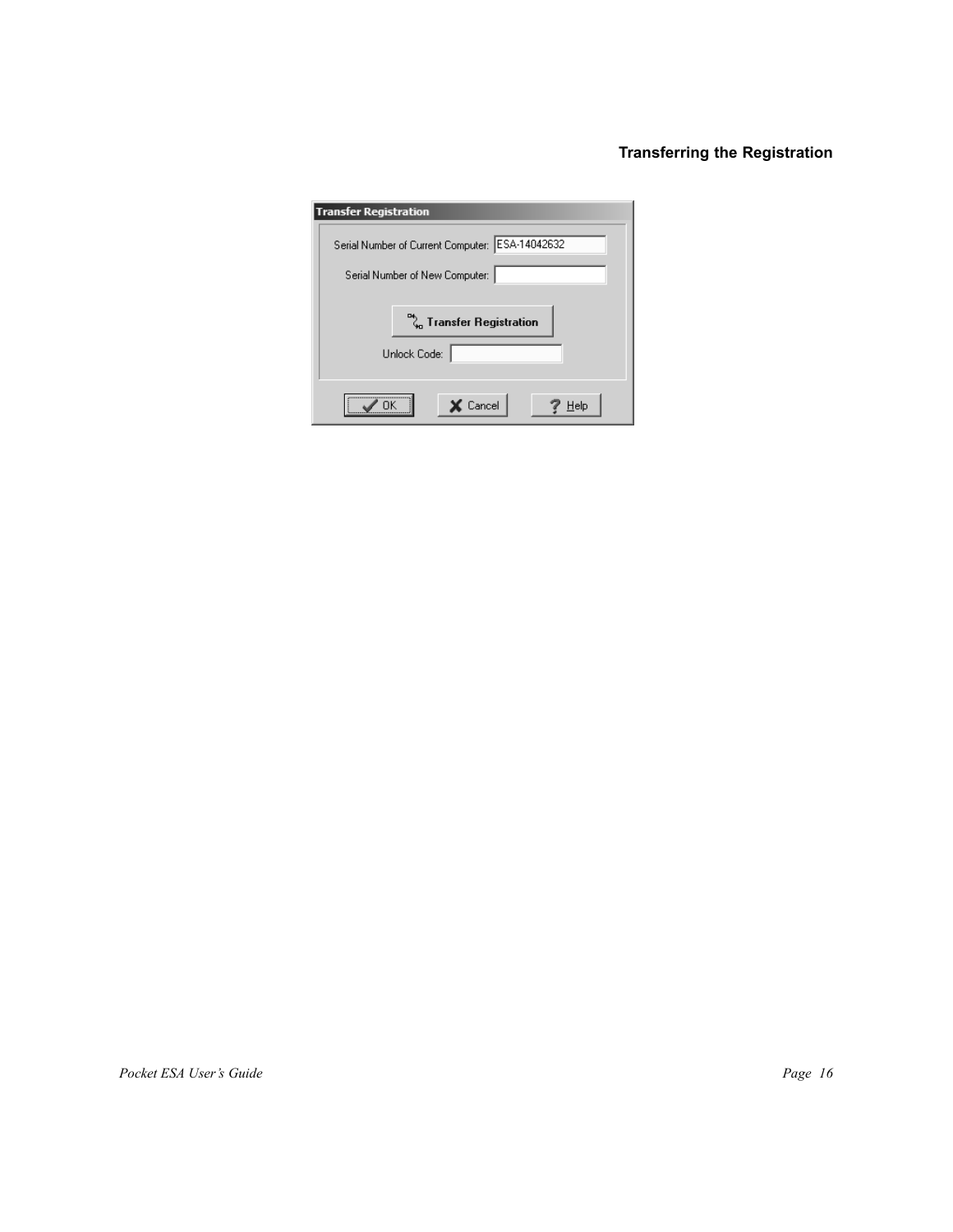## Transferring the Registration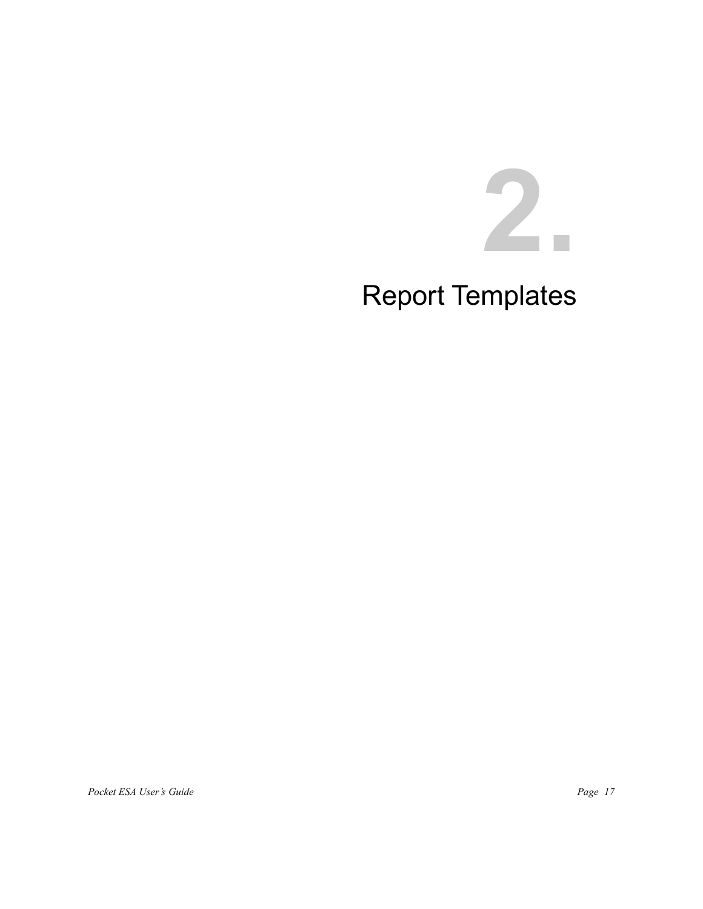# 2. Report Templates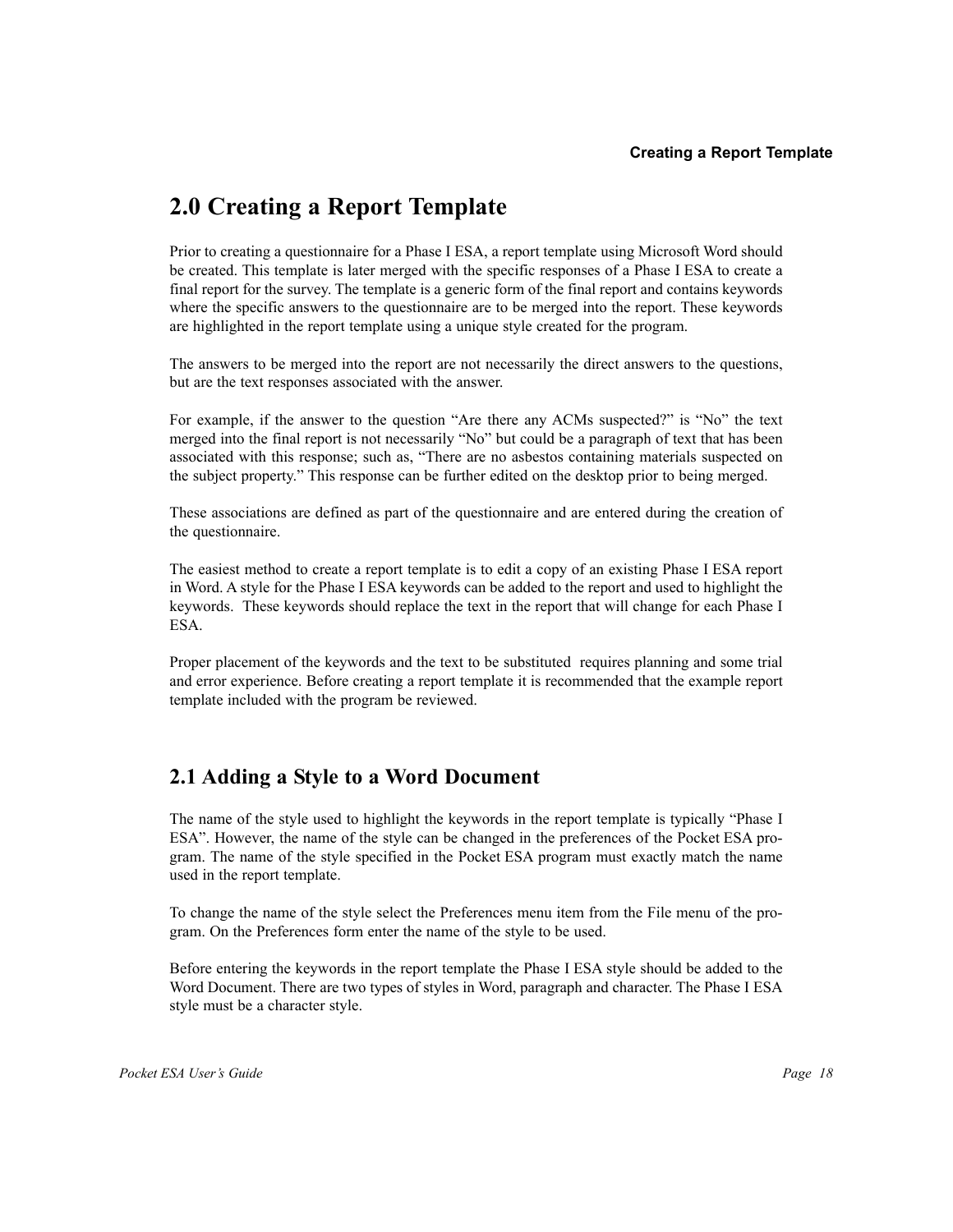# 2.0 Creating a Report Template

Prior to creating a questionnaire for a Phase I ESA, a report template using Microsoft Word should be created. This template is later merged with the specific responses of a Phase I ESA to create a final report for the survey. The template is a generic form of the final report and contains keywords where the specific answers to the questionnaire are to be merged into the report. These keywords are highlighted in the report template using a unique style created for the program.

The answers to be merged into the report are not necessarily the direct answers to the questions, but are the text responses associated with the answer.

For example, if the answer to the question "Are there any ACMs suspected?" is "No" the text merged into the final report is not necessarily "No" but could be a paragraph of text that has been associated with this response; such as, "There are no asbestos containing materials suspected on the subject property." This response can be further edited on the desktop prior to being merged.

These associations are defined as part of the questionnaire and are entered during the creation of the questionnaire.

The easiest method to create a report template is to edit a copy of an existing Phase I ESA report in Word. A style for the Phase I ESA keywords can be added to the report and used to highlight the keywords. These keywords should replace the text in the report that will change for each Phase I ESA.

Proper placement of the keywords and the text to be substituted requires planning and some trial and error experience. Before creating a report template it is recommended that the example report template included with the program be reviewed.

## 2.1 Adding a Style to a Word Document

The name of the style used to highlight the keywords in the report template is typically "Phase I ESA". However, the name of the style can be changed in the preferences of the Pocket ESA program. The name of the style specified in the Pocket ESA program must exactly match the name used in the report template.

To change the name of the style select the Preferences menu item from the File menu of the program. On the Preferences form enter the name of the style to be used.

Before entering the keywords in the report template the Phase I ESA style should be added to the Word Document. There are two types of styles in Word, paragraph and character. The Phase I ESA style must be a character style.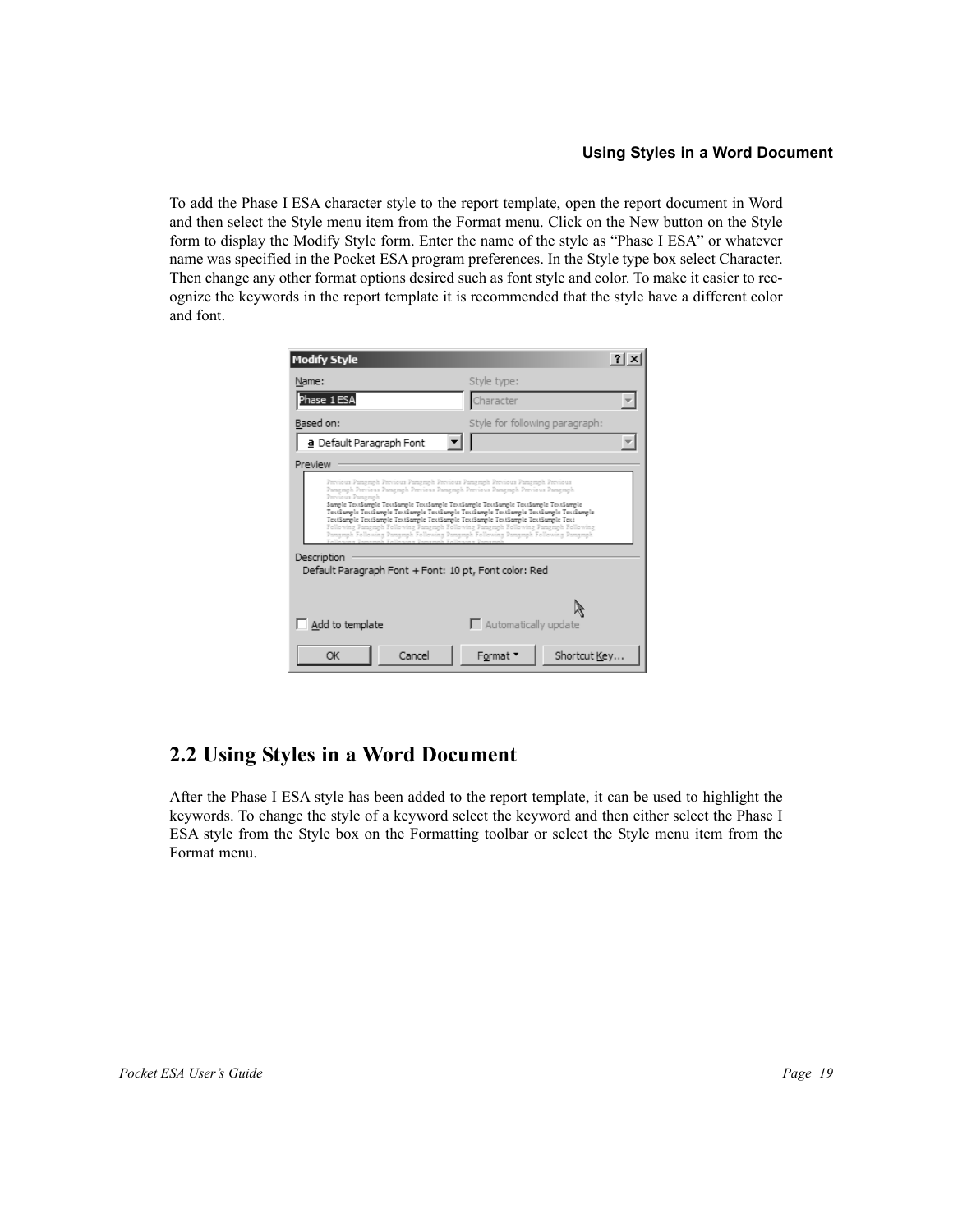To add the Phase I ESA character style to the report template, open the report document in Word and then select the Style menu item from the Format menu. Click on the New button on the Style form to display the Modify Style form. Enter the name of the style as "Phase I ESA" or whatever name was specified in the Pocket ESA program preferences. In the Style type box select Character. Then change any other format options desired such as font style and color. To make it easier to recognize the keywords in the report template it is recommended that the style have a different color and font.

## 2.2 Using Styles in a Word Document

After the Phase I ESA style has been added to the report template, it can be used to highlight the keywords. To change the style of a keyword select the keyword and then either select the Phase I ESA style from the Style box on the Formatting toolbar or select the Style menu item from the Format menu.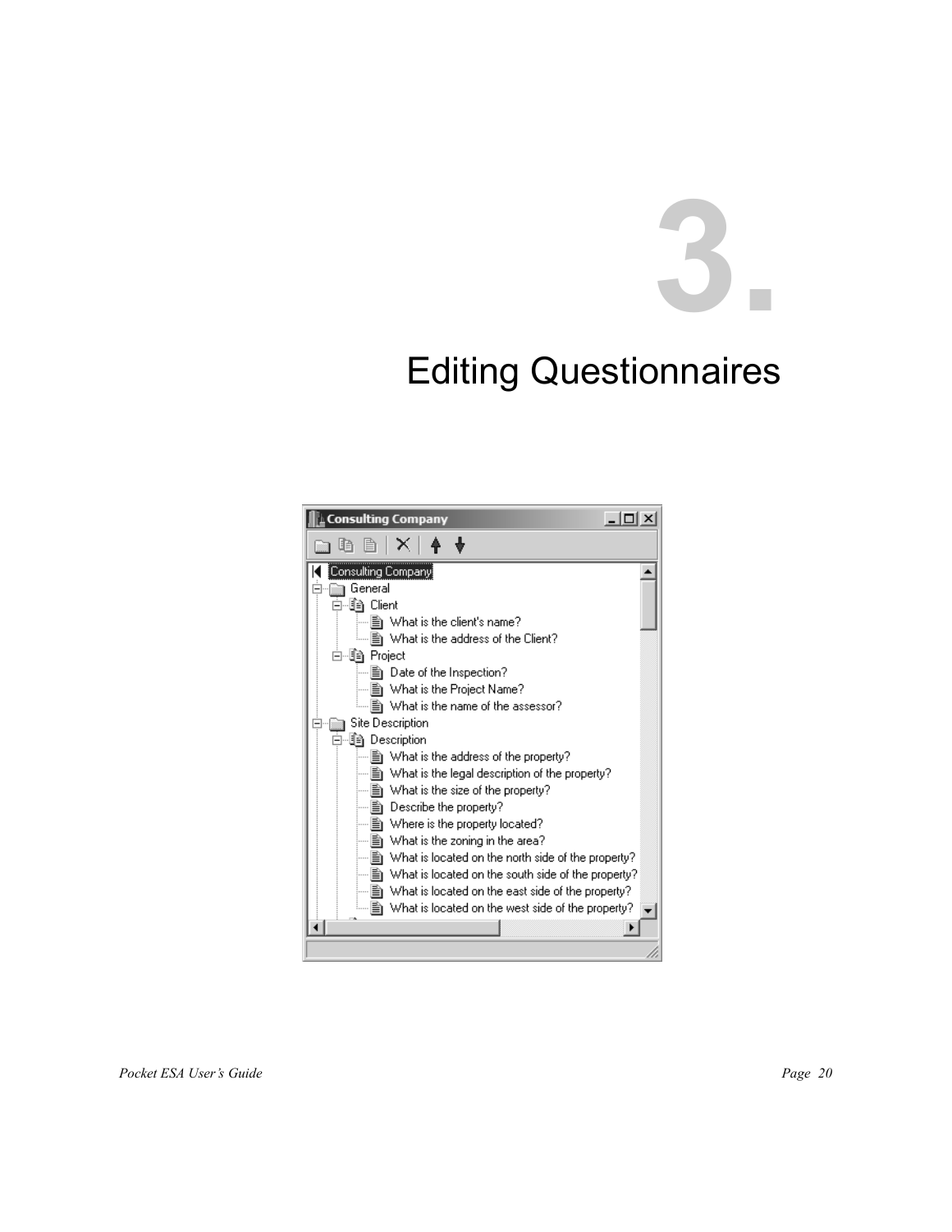# 3. Editing Questionnaires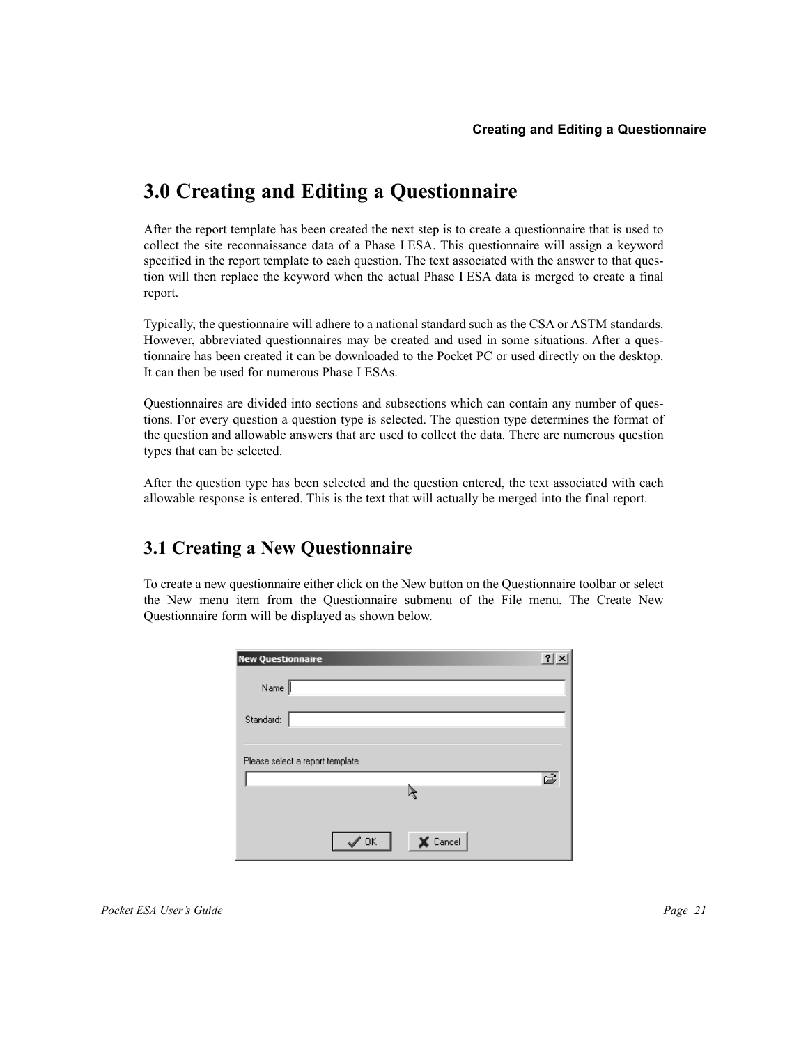# 3.0 Creating and Editing a Questionnaire

After the report template has been created the next step is to create a questionnaire that is used to collect the site reconnaissance data of a Phase I ESA. This questionnaire will assign a keyword specified in the report template to each question. The text associated with the answer to that question will then replace the keyword when the actual Phase I ESA data is merged to create a final report.

Typically, the questionnaire will adhere to a national standard such as the CSA or ASTM standards. However, abbreviated questionnaires may be created and used in some situations. After a questionnaire has been created it can be downloaded to the Pocket PC or used directly on the desktop. It can then be used for numerous Phase I ESAs.

Questionnaires are divided into sections and subsections which can contain any number of questions. For every question a question type is selected. The question type determines the format of the question and allowable answers that are used to collect the data. There are numerous question types that can be selected.

After the question type has been selected and the question entered, the text associated with each allowable response is entered. This is the text that will actually be merged into the final report.

## 3.1 Creating a New Questionnaire

To create a new questionnaire either click on the New button on the Questionnaire toolbar or select the New menu item from the Questionnaire submenu of the File menu. The Create New Questionnaire form will be displayed as shown below.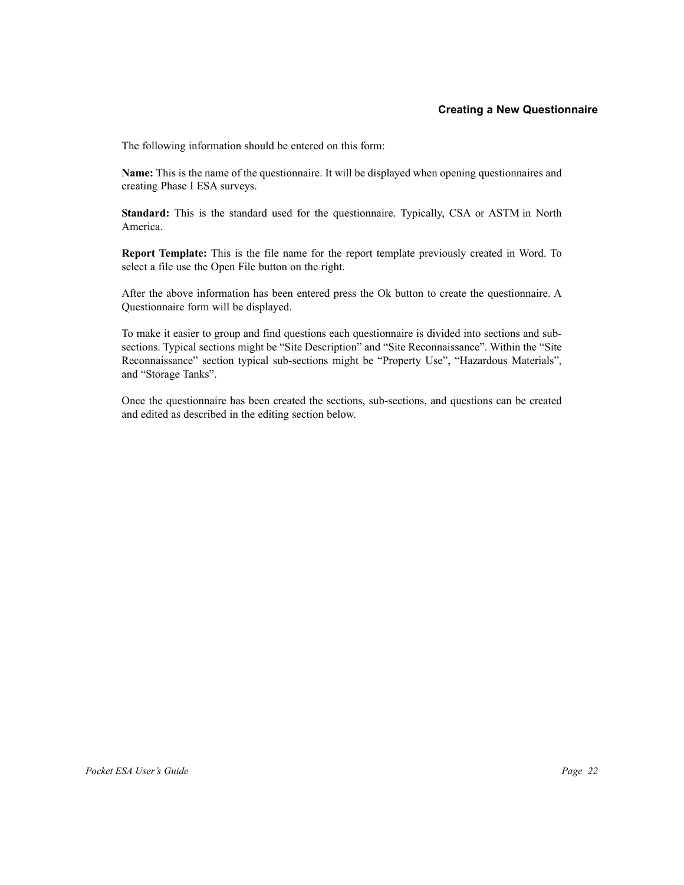The following information should be entered on this form:

**Name:** This is the name of the questionnaire. It will be displayed when opening questionnaires and creating Phase I ESA surveys.

**Standard:** This is the standard used for the questionnaire. Typically, CSA or ASTM in North America.

**Report Template:** This is the file name for the report template previously created in Word. To select a file use the Open File button on the right.

After the above information has been entered press the Ok button to create the questionnaire. A Questionnaire form will be displayed.

To make it easier to group and find questions each questionnaire is divided into sections and sub-sections. Typical sections might be “Site Description” and “Site Reconnaissance”. Within the “Site Reconnaissance” section typical sub-sections might be “Property Use”, “Hazardous Materials”, and “Storage Tanks”.

Once the questionnaire has been created the sections, sub-sections, and questions can be created and edited as described in the editing section below.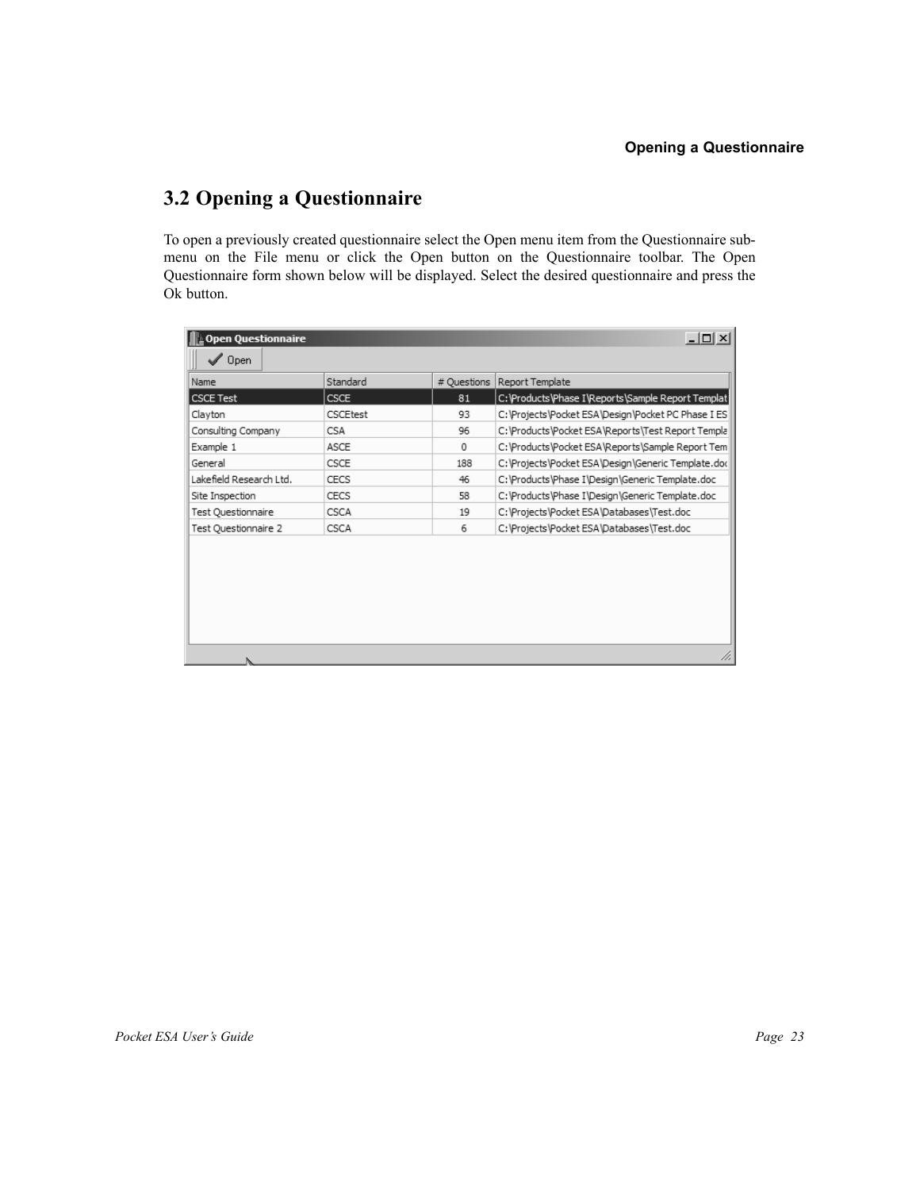## 3.2 Opening a Questionnaire

To open a previously created questionnaire select the Open menu item from the Questionnaire sub-menu on the File menu or click the Open button on the Questionnaire toolbar. The Open Questionnaire form shown below will be displayed. Select the desired questionnaire and press the Ok button.

**Open Questionnaire**

Open

| Name | Standard | # Questions | Report Template |
| --- | --- | --- | --- |
| CSCE Test | CSCE | 81 | C:\Products\Phase I\Reports\Sample Report Templat |
| Clayton | CSCEtest | 93 | C:\Projects\Pocket ESA\Design\Pocket PC Phase I ES |
| Consulting Company | CSA | 96 | C:\Products\Pocket ESA\Reports\Test Report Templa |
| Example 1 | ASCE | 0 | C:\Products\Pocket ESA\Reports\Sample Report Tem |
| General | CSCE | 188 | C:\Projects\Pocket ESA\Design\Generic Template.doc |
| Lakefield Research Ltd. | CECS | 46 | C:\Products\Phase I\Design\Generic Template.doc |
| Site Inspection | CECS | 58 | C:\Products\Phase I\Design\Generic Template.doc |
| Test Questionnaire | CSCA | 19 | C:\Projects\Pocket ESA\Databases\Test.doc |
| Test Questionnaire 2 | CSCA | 6 | C:\Projects\Pocket ESA\Databases\Test.doc |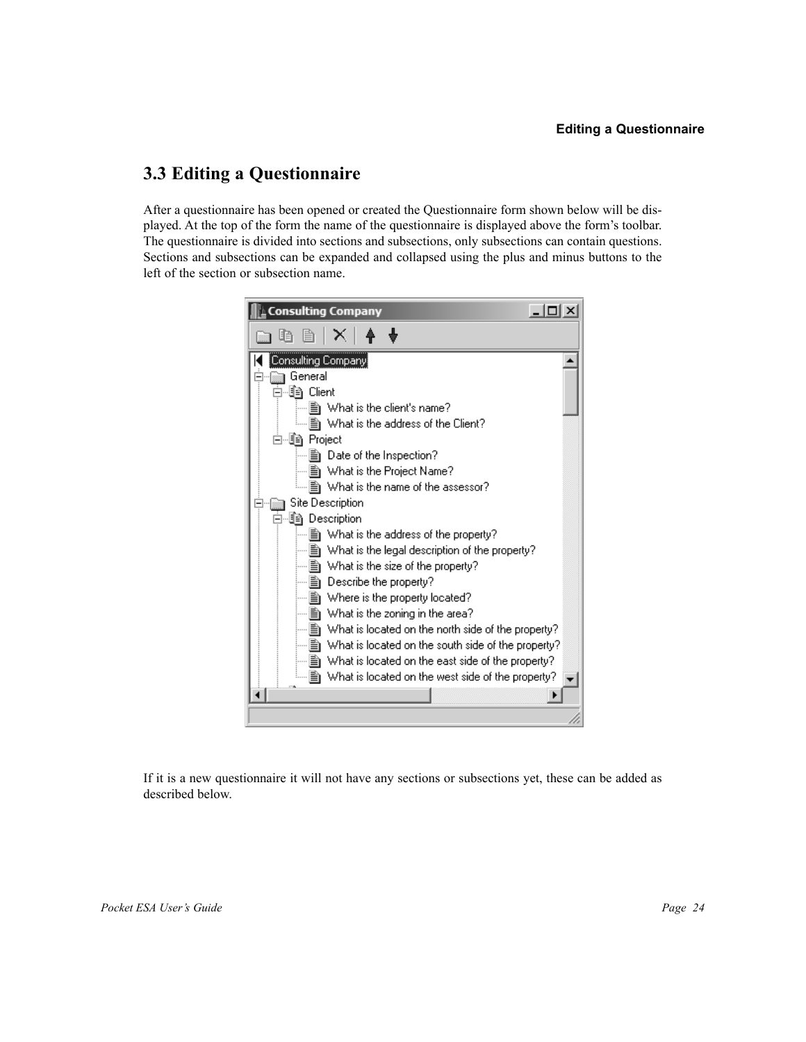## 3.3 Editing a Questionnaire

After a questionnaire has been opened or created the Questionnaire form shown below will be displayed. At the top of the form the name of the questionnaire is displayed above the form's toolbar. The questionnaire is divided into sections and subsections, only subsections can contain questions. Sections and subsections can be expanded and collapsed using the plus and minus buttons to the left of the section or subsection name.

If it is a new questionnaire it will not have any sections or subsections yet, these can be added as described below.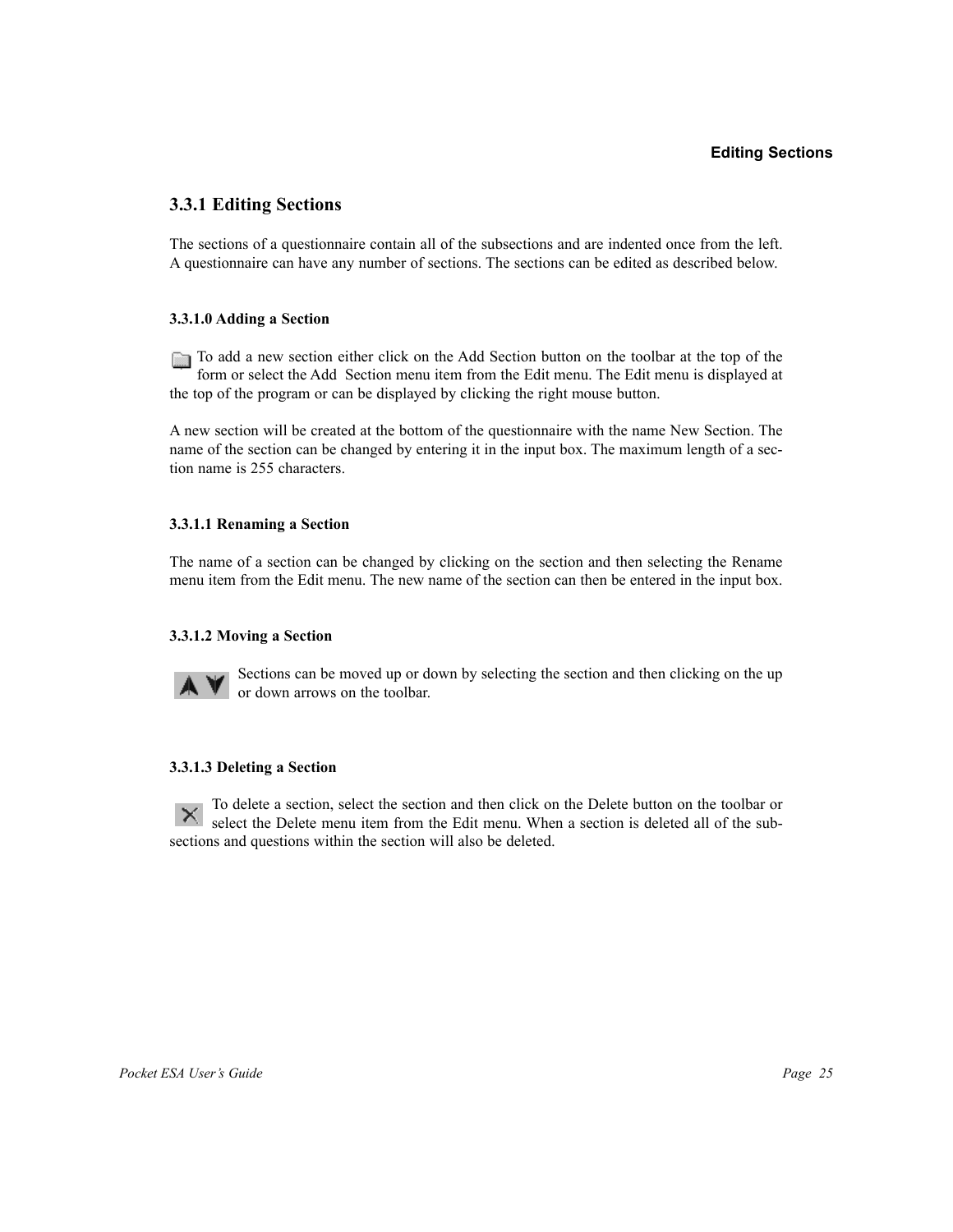## 3.3.1 Editing Sections

The sections of a questionnaire contain all of the subsections and are indented once from the left. A questionnaire can have any number of sections. The sections can be edited as described below.

### 3.3.1.0 Adding a Section

To add a new section either click on the Add Section button on the toolbar at the top of the form or select the Add Section menu item from the Edit menu. The Edit menu is displayed at the top of the program or can be displayed by clicking the right mouse button.

A new section will be created at the bottom of the questionnaire with the name New Section. The name of the section can be changed by entering it in the input box. The maximum length of a section name is 255 characters.

### 3.3.1.1 Renaming a Section

The name of a section can be changed by clicking on the section and then selecting the Rename menu item from the Edit menu. The new name of the section can then be entered in the input box.

### 3.3.1.2 Moving a Section

Sections can be moved up or down by selecting the section and then clicking on the up or down arrows on the toolbar.

### 3.3.1.3 Deleting a Section

To delete a section, select the section and then click on the Delete button on the toolbar or select the Delete menu item from the Edit menu. When a section is deleted all of the subsections and questions within the section will also be deleted.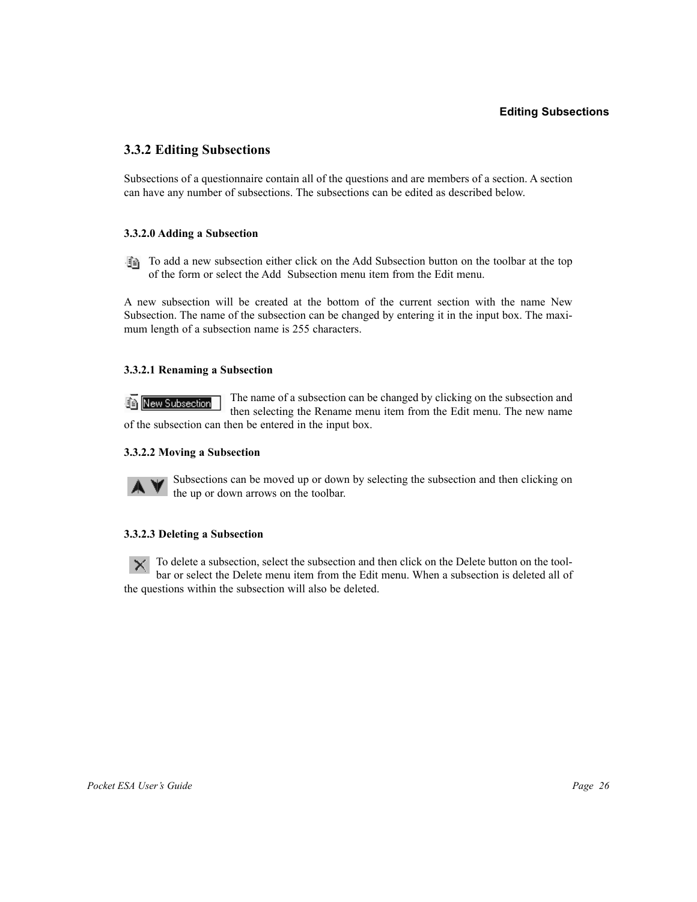## 3.3.2 Editing Subsections

Subsections of a questionnaire contain all of the questions and are members of a section. A section can have any number of subsections. The subsections can be edited as described below.

### 3.3.2.0 Adding a Subsection

To add a new subsection either click on the Add Subsection button on the toolbar at the top of the form or select the Add Subsection menu item from the Edit menu.

A new subsection will be created at the bottom of the current section with the name New Subsection. The name of the subsection can be changed by entering it in the input box. The maximum length of a subsection name is 255 characters.

### 3.3.2.1 Renaming a Subsection

The name of a subsection can be changed by clicking on the subsection and then selecting the Rename menu item from the Edit menu. The new name of the subsection can then be entered in the input box.

### 3.3.2.2 Moving a Subsection

Subsections can be moved up or down by selecting the subsection and then clicking on the up or down arrows on the toolbar.

### 3.3.2.3 Deleting a Subsection

To delete a subsection, select the subsection and then click on the Delete button on the toolbar or select the Delete menu item from the Edit menu. When a subsection is deleted all of the questions within the subsection will also be deleted.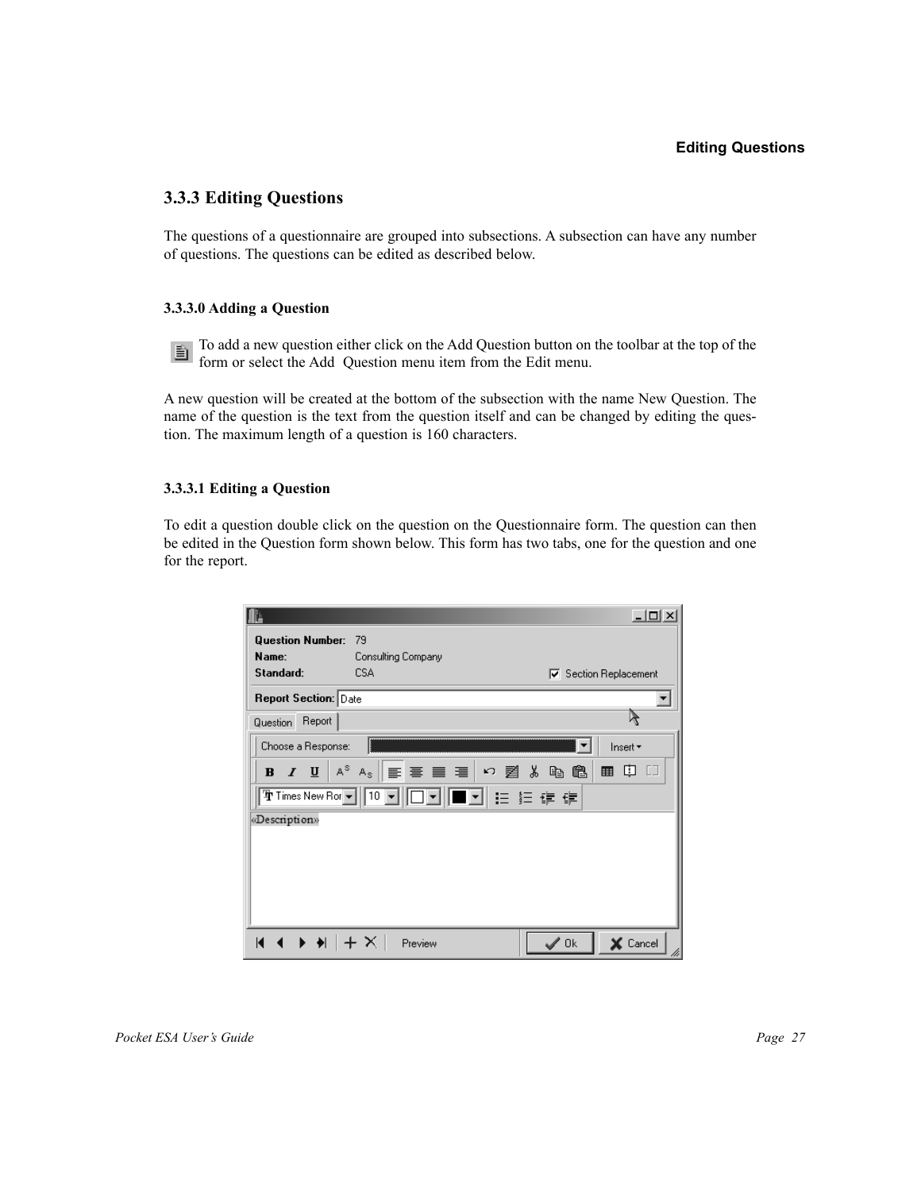## 3.3.3 Editing Questions

The questions of a questionnaire are grouped into subsections. A subsection can have any number of questions. The questions can be edited as described below.

### 3.3.3.0 Adding a Question

To add a new question either click on the Add Question button on the toolbar at the top of the form or select the Add Question menu item from the Edit menu.

A new question will be created at the bottom of the subsection with the name New Question. The name of the question is the text from the question itself and can be changed by editing the question. The maximum length of a question is 160 characters.

### 3.3.3.1 Editing a Question

To edit a question double click on the question on the Questionnaire form. The question can then be edited in the Question form shown below. This form has two tabs, one for the question and one for the report.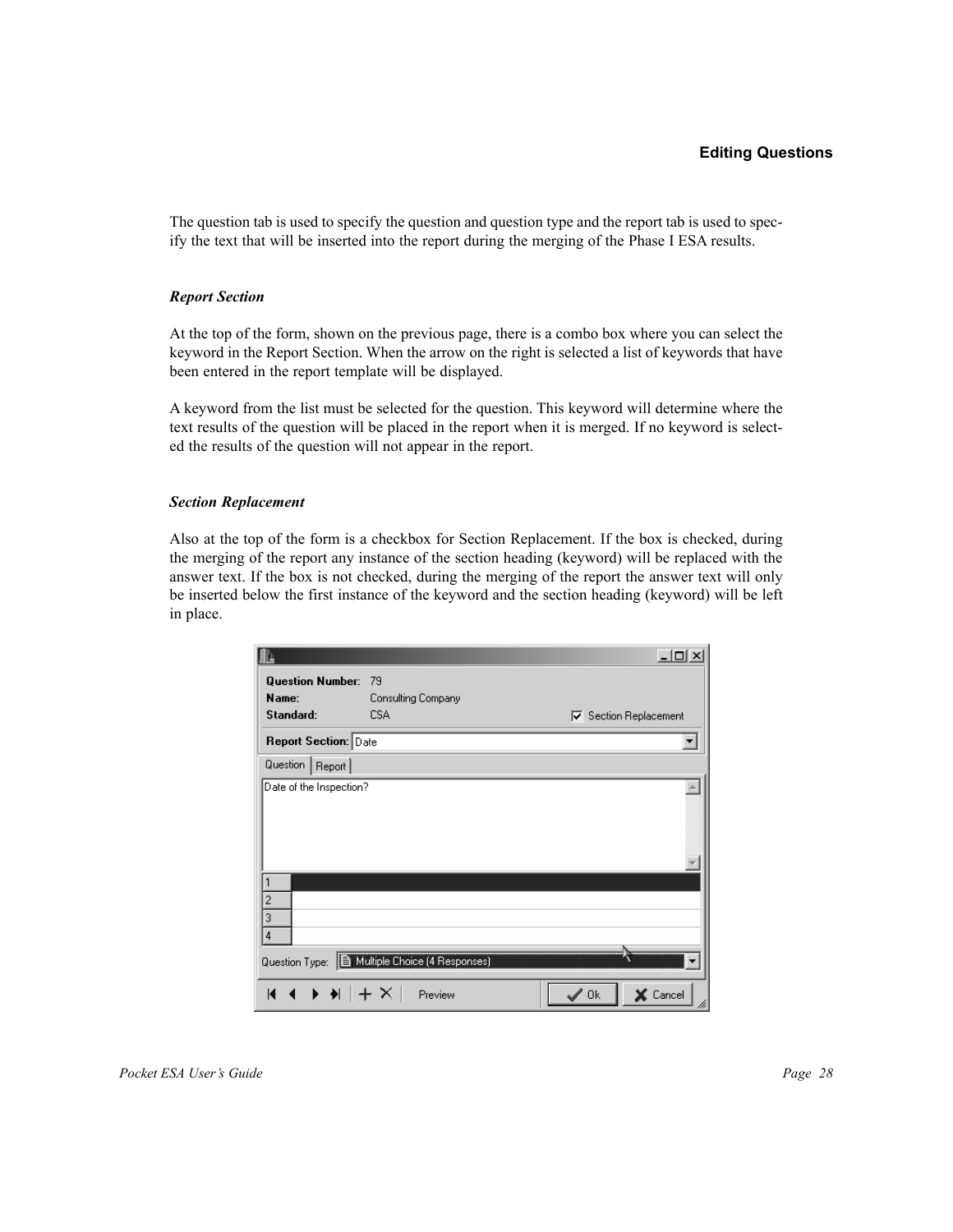The question tab is used to specify the question and question type and the report tab is used to specify the text that will be inserted into the report during the merging of the Phase I ESA results.

### *Report Section*

At the top of the form, shown on the previous page, there is a combo box where you can select the keyword in the Report Section. When the arrow on the right is selected a list of keywords that have been entered in the report template will be displayed.

A keyword from the list must be selected for the question. This keyword will determine where the text results of the question will be placed in the report when it is merged. If no keyword is selected the results of the question will not appear in the report.

### *Section Replacement*

Also at the top of the form is a checkbox for Section Replacement. If the box is checked, during the merging of the report any instance of the section heading (keyword) will be replaced with the answer text. If the box is not checked, during the merging of the report the answer text will only be inserted below the first instance of the keyword and the section heading (keyword) will be left in place.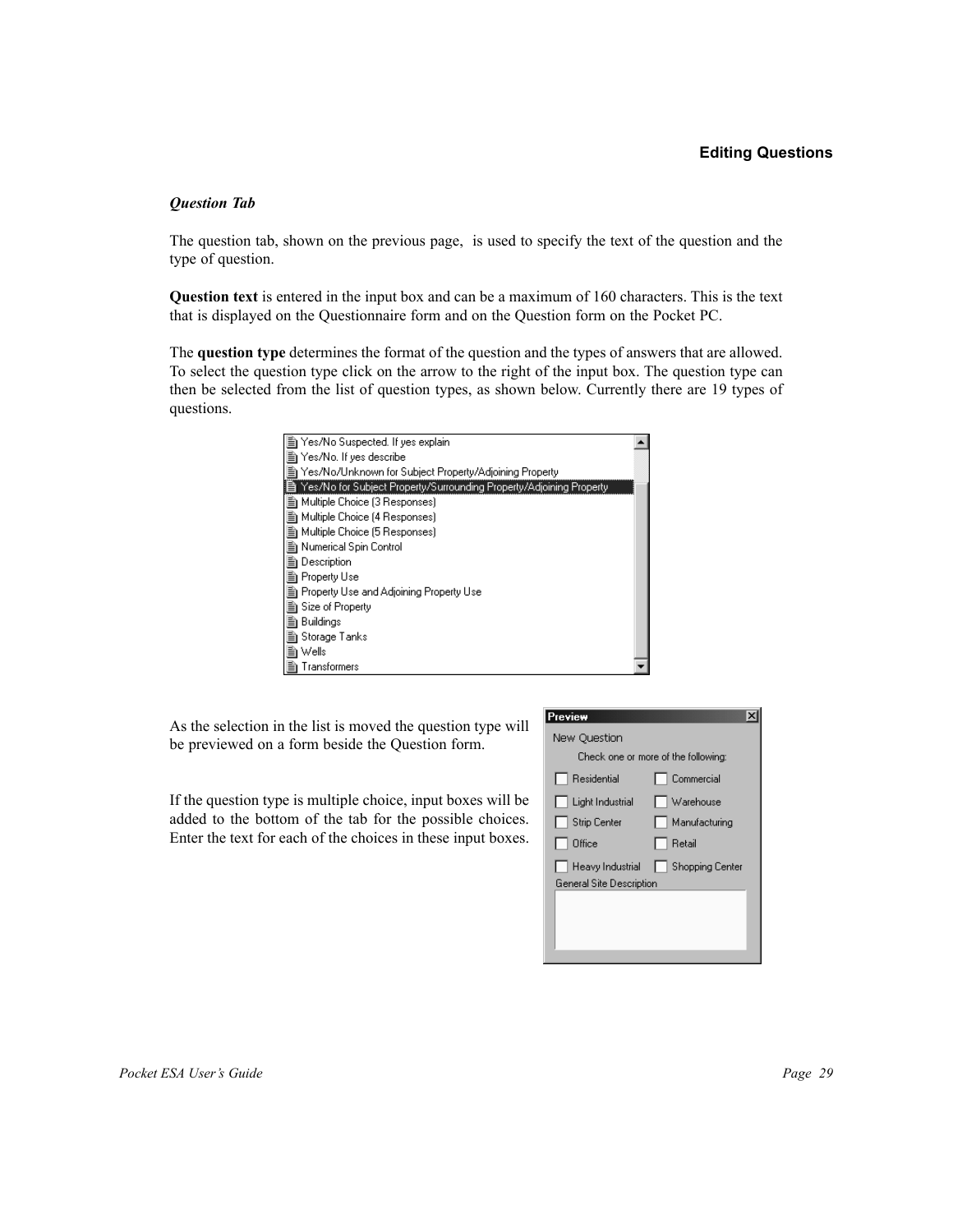### *Question Tab*

The question tab, shown on the previous page, is used to specify the text of the question and the type of question.

**Question text** is entered in the input box and can be a maximum of 160 characters. This is the text that is displayed on the Questionnaire form and on the Question form on the Pocket PC.

The **question type** determines the format of the question and the types of answers that are allowed. To select the question type click on the arrow to the right of the input box. The question type can then be selected from the list of question types, as shown below. Currently there are 19 types of questions.

As the selection in the list is moved the question type will be previewed on a form beside the Question form.

If the question type is multiple choice, input boxes will be added to the bottom of the tab for the possible choices. Enter the text for each of the choices in these input boxes.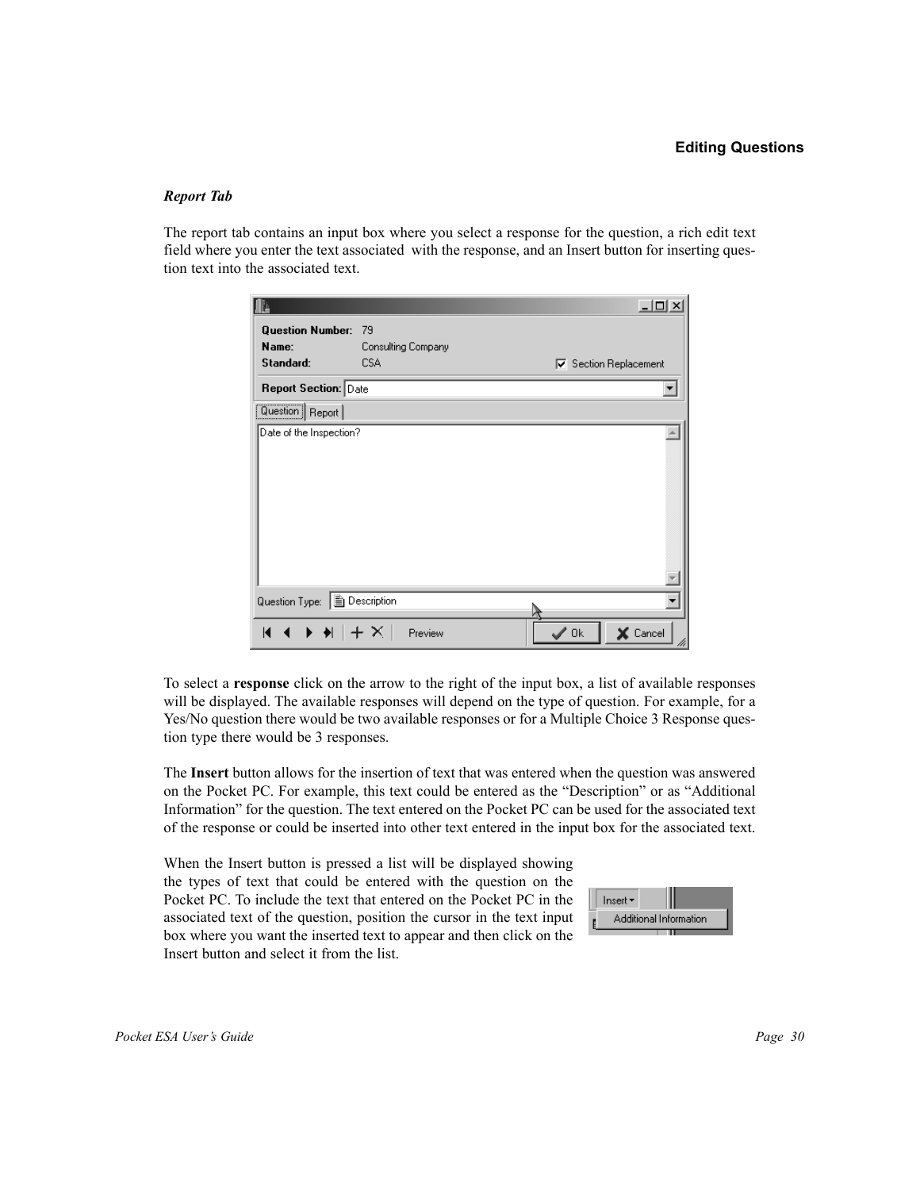### *Report Tab*

The report tab contains an input box where you select a response for the question, a rich edit text field where you enter the text associated with the response, and an Insert button for inserting question text into the associated text.

To select a **response** click on the arrow to the right of the input box, a list of available responses will be displayed. The available responses will depend on the type of question. For example, for a Yes/No question there would be two available responses or for a Multiple Choice 3 Response question type there would be 3 responses.

The **Insert** button allows for the insertion of text that was entered when the question was answered on the Pocket PC. For example, this text could be entered as the "Description" or as "Additional Information" for the question. The text entered on the Pocket PC can be used for the associated text of the response or could be inserted into other text entered in the input box for the associated text.

When the Insert button is pressed a list will be displayed showing the types of text that could be entered with the question on the Pocket PC. To include the text that entered on the Pocket PC in the associated text of the question, position the cursor in the text input box where you want the inserted text to appear and then click on the Insert button and select it from the list.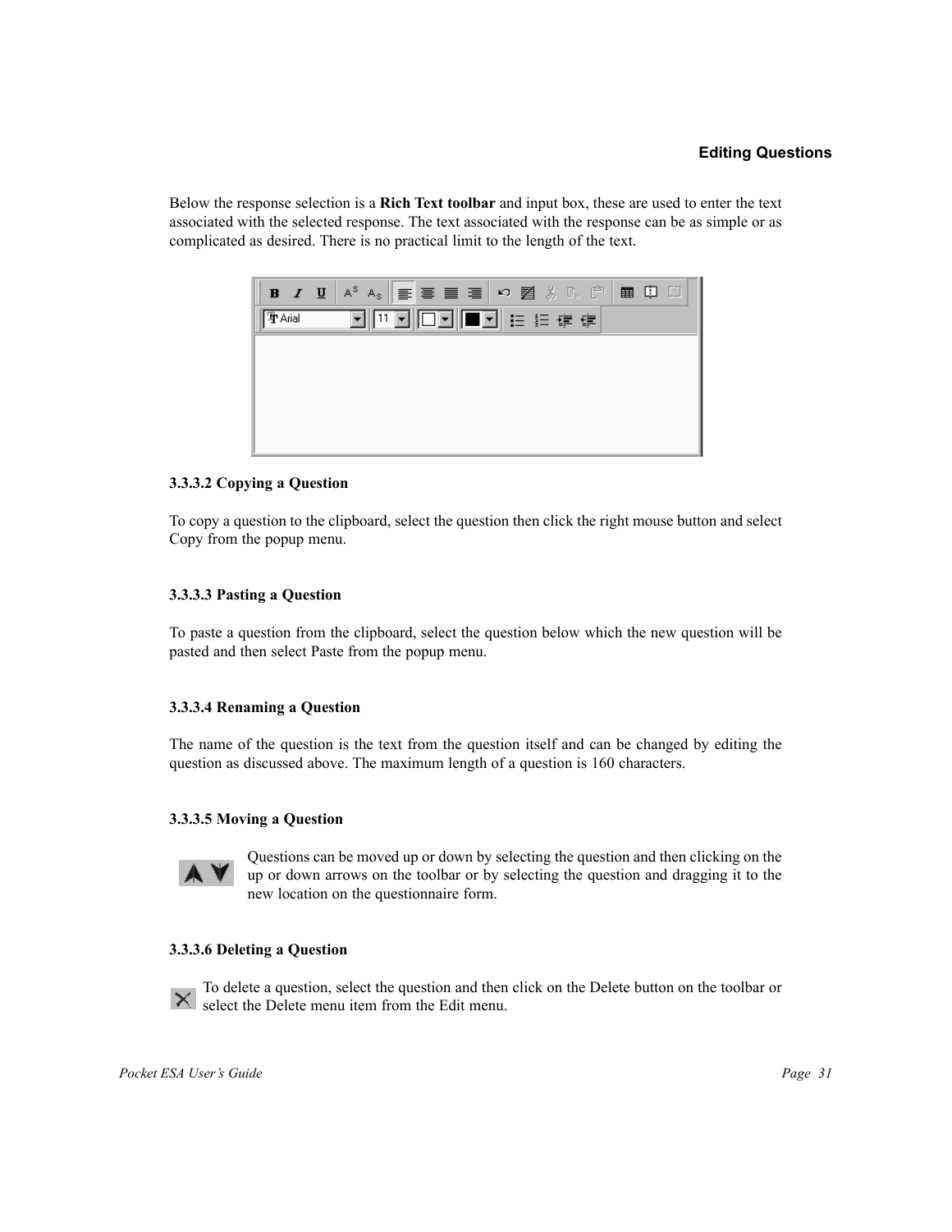Below the response selection is a **Rich Text toolbar** and input box, these are used to enter the text associated with the selected response. The text associated with the response can be as simple or as complicated as desired. There is no practical limit to the length of the text.

### 3.3.3.2 Copying a Question

To copy a question to the clipboard, select the question then click the right mouse button and select Copy from the popup menu.

### 3.3.3.3 Pasting a Question

To paste a question from the clipboard, select the question below which the new question will be pasted and then select Paste from the popup menu.

### 3.3.3.4 Renaming a Question

The name of the question is the text from the question itself and can be changed by editing the question as discussed above. The maximum length of a question is 160 characters.

### 3.3.3.5 Moving a Question

Questions can be moved up or down by selecting the question and then clicking on the up or down arrows on the toolbar or by selecting the question and dragging it to the new location on the questionnaire form.

### 3.3.3.6 Deleting a Question

To delete a question, select the question and then click on the Delete button on the toolbar or select the Delete menu item from the Edit menu.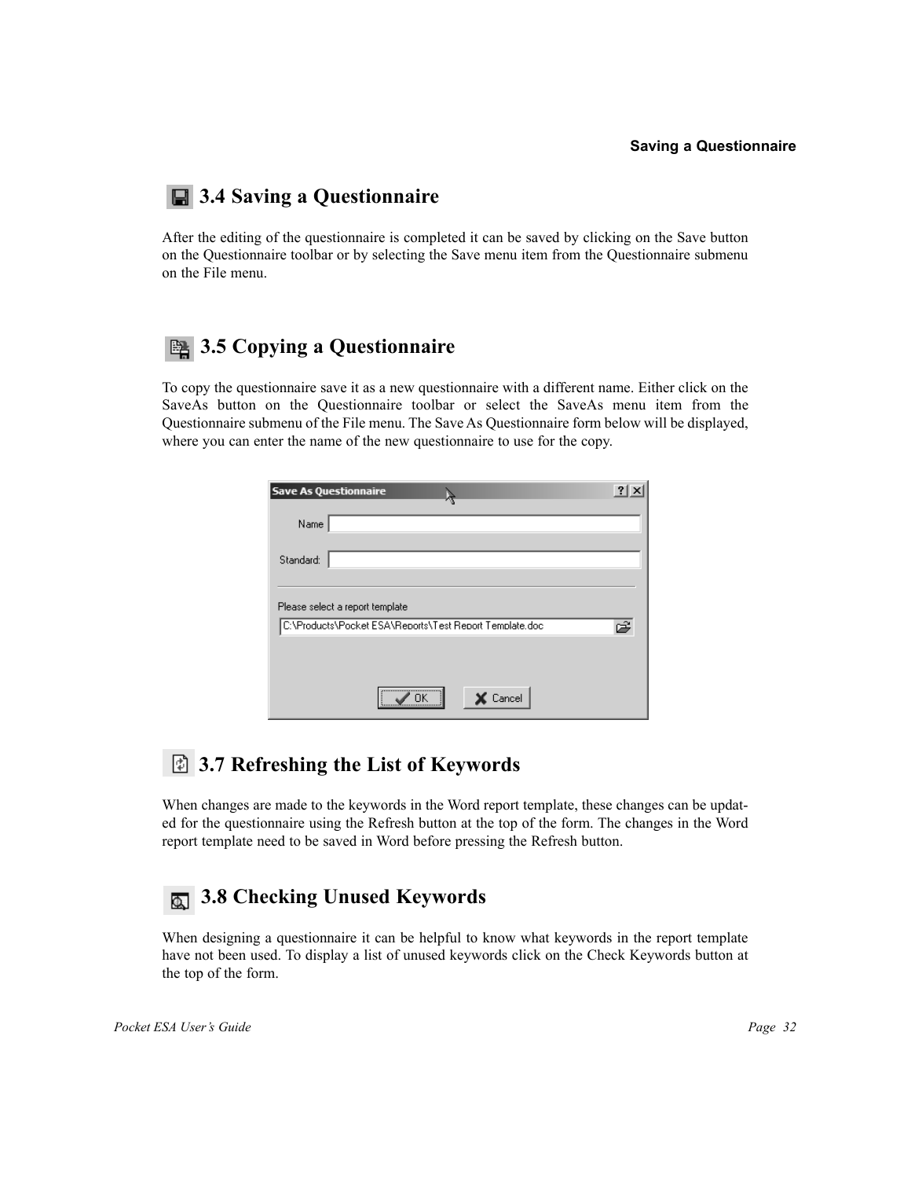## 3.4 Saving a Questionnaire

After the editing of the questionnaire is completed it can be saved by clicking on the Save button on the Questionnaire toolbar or by selecting the Save menu item from the Questionnaire submenu on the File menu.

## 3.5 Copying a Questionnaire

To copy the questionnaire save it as a new questionnaire with a different name. Either click on the SaveAs button on the Questionnaire toolbar or select the SaveAs menu item from the Questionnaire submenu of the File menu. The Save As Questionnaire form below will be displayed, where you can enter the name of the new questionnaire to use for the copy.

## 3.7 Refreshing the List of Keywords

When changes are made to the keywords in the Word report template, these changes can be updated for the questionnaire using the Refresh button at the top of the form. The changes in the Word report template need to be saved in Word before pressing the Refresh button.

## 3.8 Checking Unused Keywords

When designing a questionnaire it can be helpful to know what keywords in the report template have not been used. To display a list of unused keywords click on the Check Keywords button at the top of the form.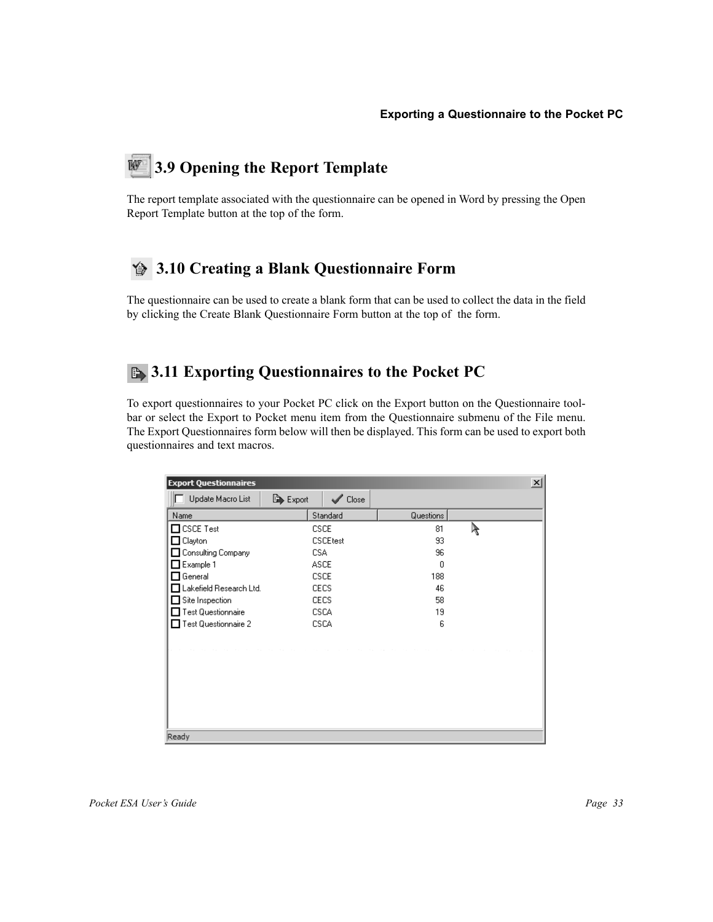## 3.9 Opening the Report Template

The report template associated with the questionnaire can be opened in Word by pressing the Open Report Template button at the top of the form.

## 3.10 Creating a Blank Questionnaire Form

The questionnaire can be used to create a blank form that can be used to collect the data in the field by clicking the Create Blank Questionnaire Form button at the top of the form.

## 3.11 Exporting Questionnaires to the Pocket PC

To export questionnaires to your Pocket PC click on the Export button on the Questionnaire toolbar or select the Export to Pocket menu item from the Questionnaire submenu of the File menu. The Export Questionnaires form below will then be displayed. This form can be used to export both questionnaires and text macros.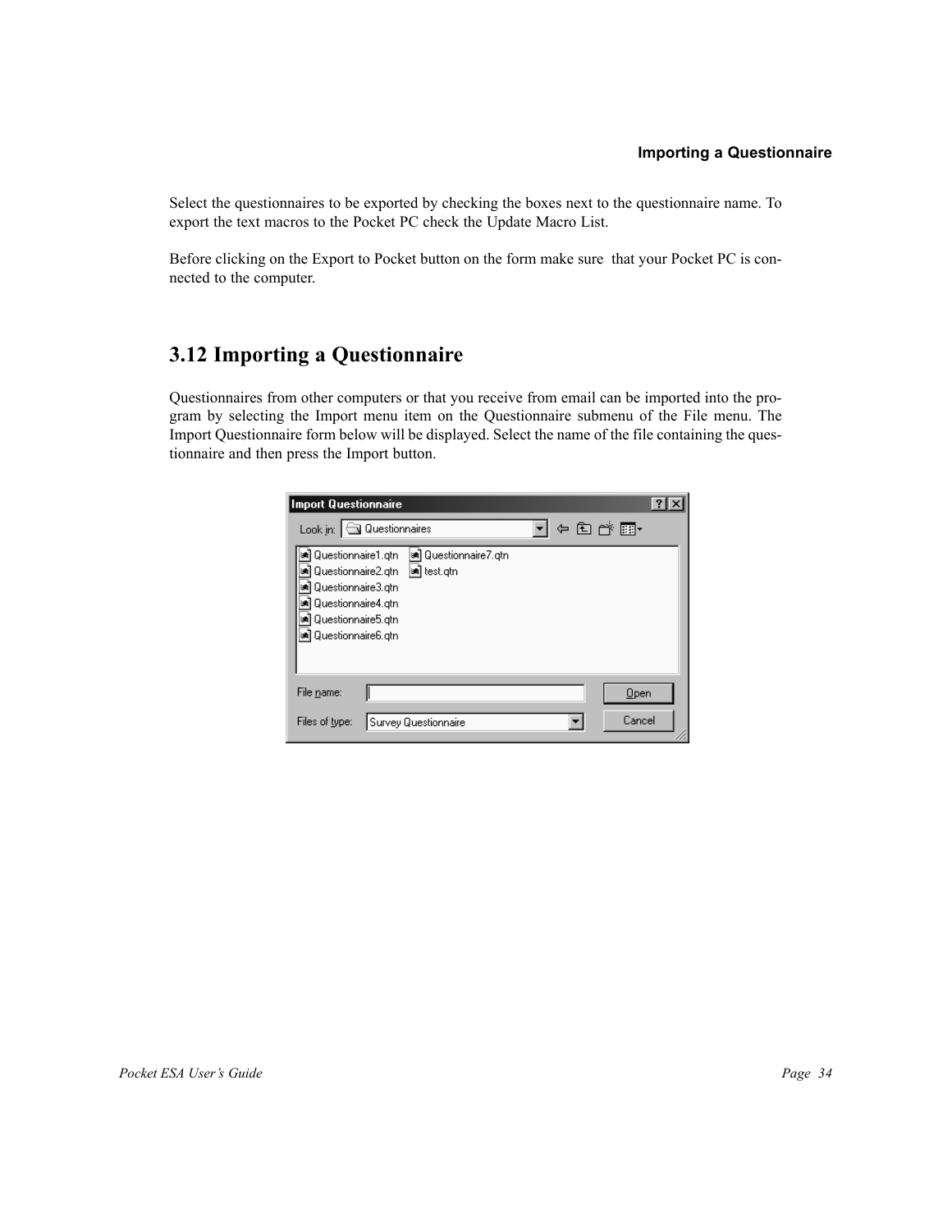Select the questionnaires to be exported by checking the boxes next to the questionnaire name. To export the text macros to the Pocket PC check the Update Macro List.

Before clicking on the Export to Pocket button on the form make sure that your Pocket PC is connected to the computer.

## 3.12 Importing a Questionnaire

Questionnaires from other computers or that you receive from email can be imported into the program by selecting the Import menu item on the Questionnaire submenu of the File menu. The Import Questionnaire form below will be displayed. Select the name of the file containing the questionnaire and then press the Import button.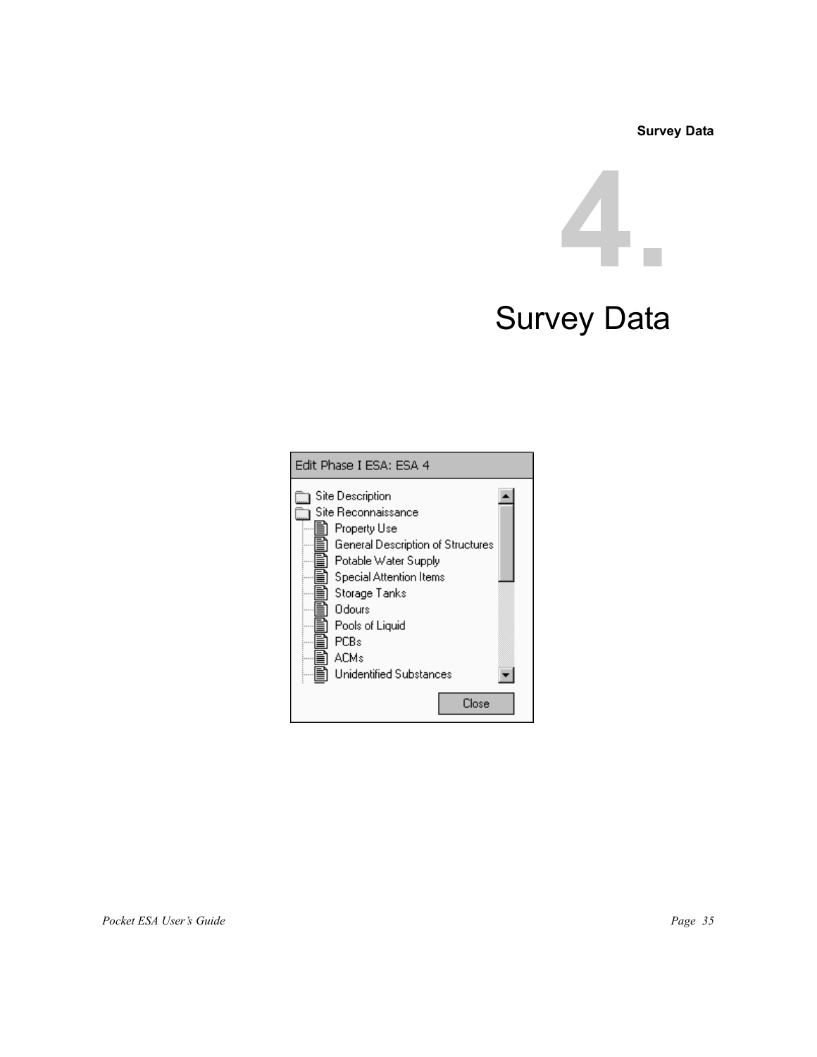# 4. Survey Data

Edit Phase I ESA: ESA 4

- Site Description
- Site Reconnaissance
  - Property Use
  - General Description of Structures
  - Potable Water Supply
  - Special Attention Items
  - Storage Tanks
  - Odours
  - Pools of Liquid
  - PCBs
  - ACMs
  - Unidentified Substances

Close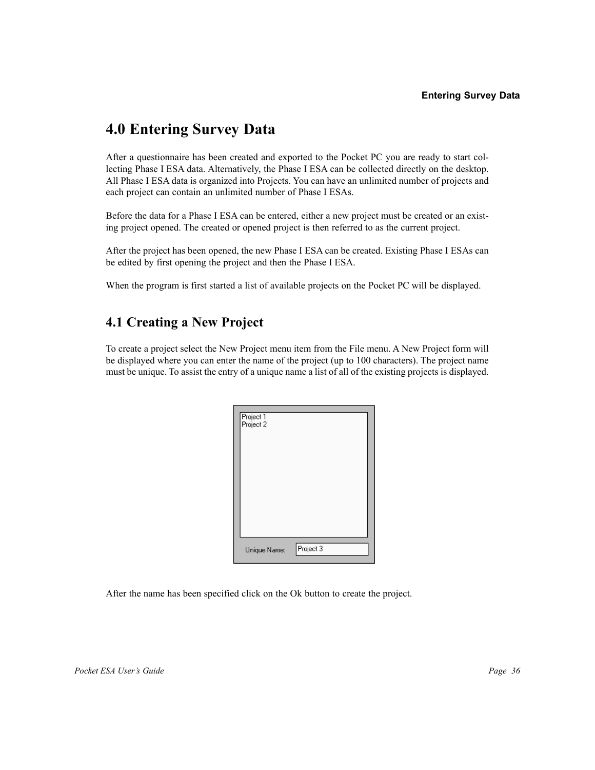# 4.0 Entering Survey Data

After a questionnaire has been created and exported to the Pocket PC you are ready to start collecting Phase I ESA data. Alternatively, the Phase I ESA can be collected directly on the desktop. All Phase I ESA data is organized into Projects. You can have an unlimited number of projects and each project can contain an unlimited number of Phase I ESAs.

Before the data for a Phase I ESA can be entered, either a new project must be created or an existing project opened. The created or opened project is then referred to as the current project.

After the project has been opened, the new Phase I ESA can be created. Existing Phase I ESAs can be edited by first opening the project and then the Phase I ESA.

When the program is first started a list of available projects on the Pocket PC will be displayed.

## 4.1 Creating a New Project

To create a project select the New Project menu item from the File menu. A New Project form will be displayed where you can enter the name of the project (up to 100 characters). The project name must be unique. To assist the entry of a unique name a list of all of the existing projects is displayed.

After the name has been specified click on the Ok button to create the project.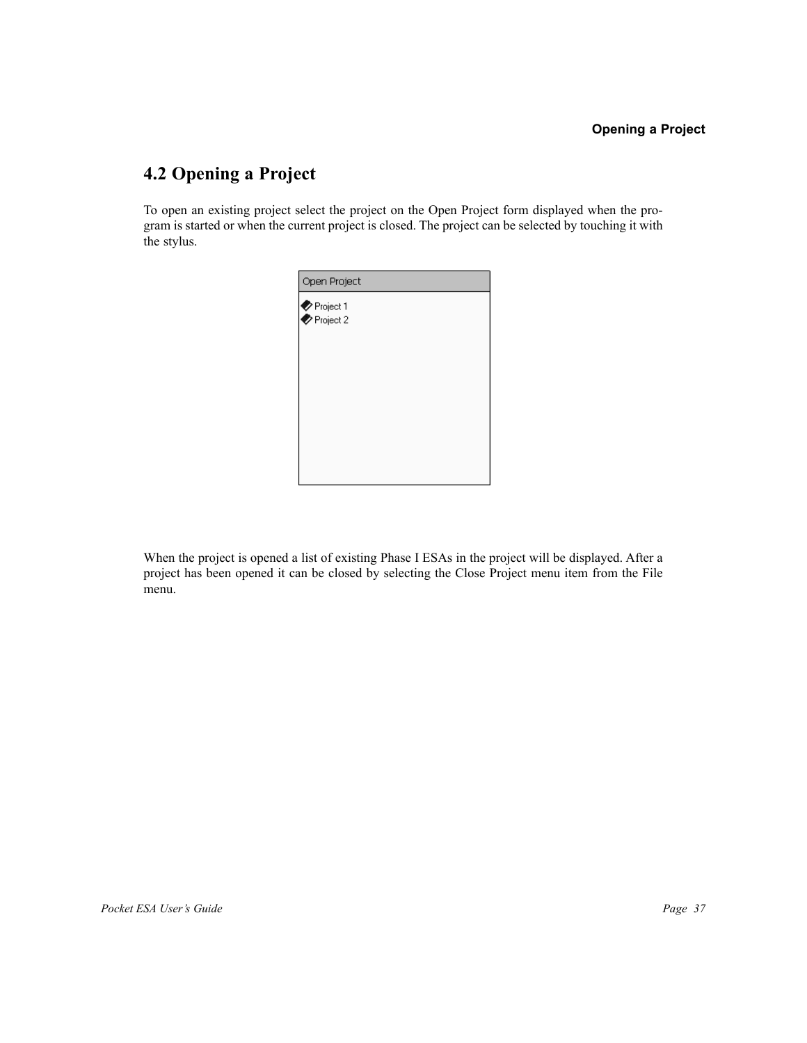## 4.2 Opening a Project

To open an existing project select the project on the Open Project form displayed when the program is started or when the current project is closed. The project can be selected by touching it with the stylus.

When the project is opened a list of existing Phase I ESAs in the project will be displayed. After a project has been opened it can be closed by selecting the Close Project menu item from the File menu.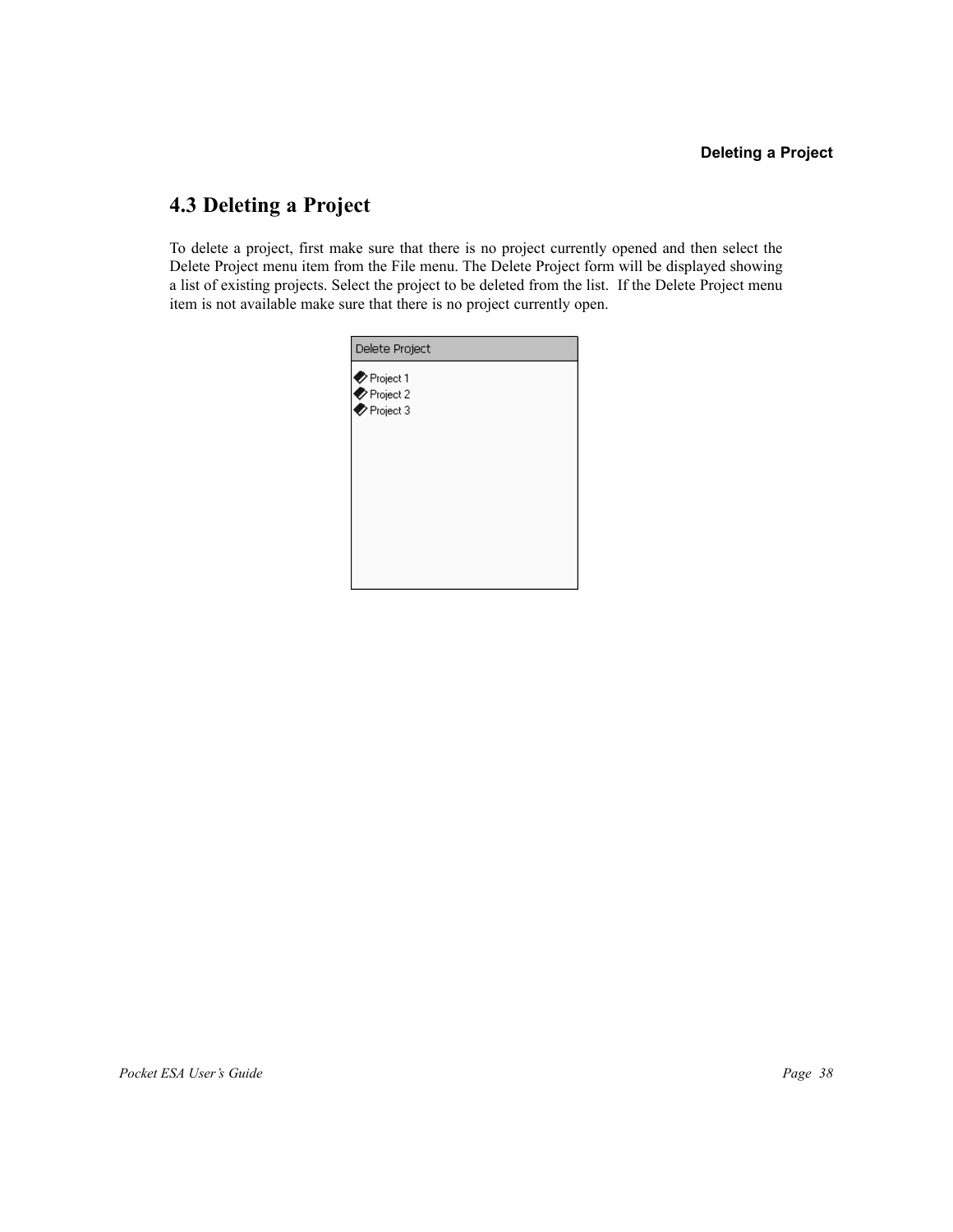## 4.3 Deleting a Project

To delete a project, first make sure that there is no project currently opened and then select the Delete Project menu item from the File menu. The Delete Project form will be displayed showing a list of existing projects. Select the project to be deleted from the list. If the Delete Project menu item is not available make sure that there is no project currently open.

Delete Project

- Project 1
- Project 2
- Project 3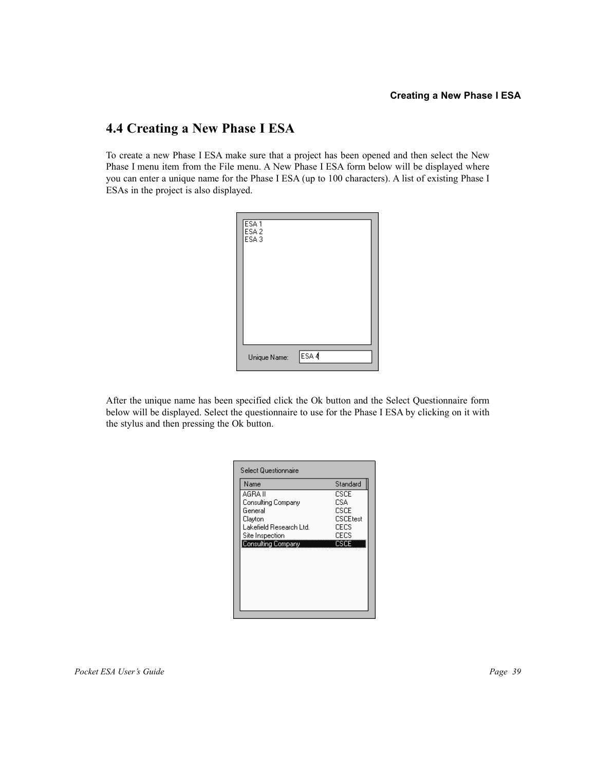## 4.4 Creating a New Phase I ESA

To create a new Phase I ESA make sure that a project has been opened and then select the New Phase I menu item from the File menu. A New Phase I ESA form below will be displayed where you can enter a unique name for the Phase I ESA (up to 100 characters). A list of existing Phase I ESAs in the project is also displayed.

After the unique name has been specified click the Ok button and the Select Questionnaire form below will be displayed. Select the questionnaire to use for the Phase I ESA by clicking on it with the stylus and then pressing the Ok button.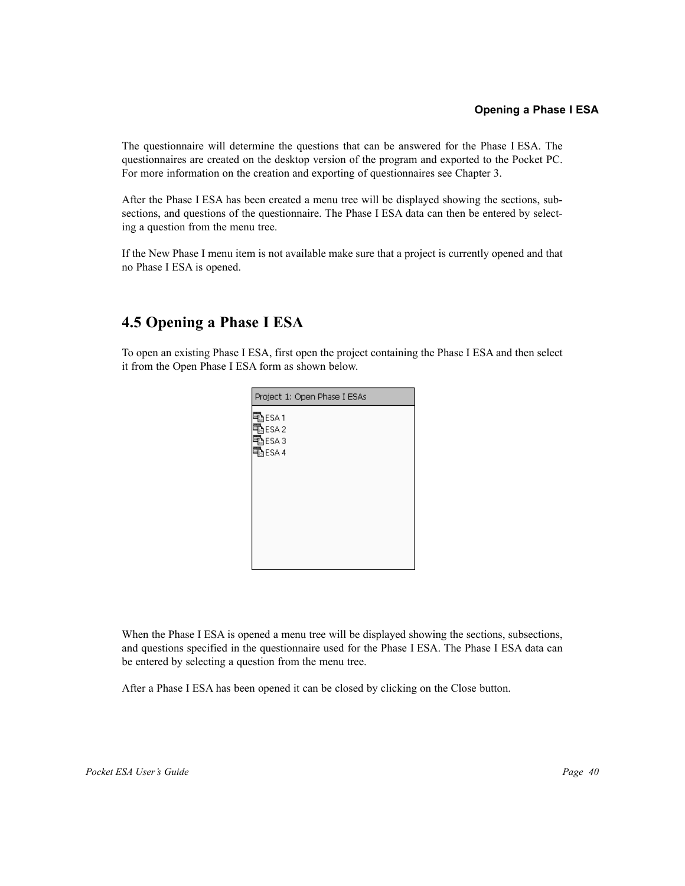The questionnaire will determine the questions that can be answered for the Phase I ESA. The questionnaires are created on the desktop version of the program and exported to the Pocket PC. For more information on the creation and exporting of questionnaires see Chapter 3.

After the Phase I ESA has been created a menu tree will be displayed showing the sections, subsections, and questions of the questionnaire. The Phase I ESA data can then be entered by selecting a question from the menu tree.

If the New Phase I menu item is not available make sure that a project is currently opened and that no Phase I ESA is opened.

## 4.5 Opening a Phase I ESA

To open an existing Phase I ESA, first open the project containing the Phase I ESA and then select it from the Open Phase I ESA form as shown below.

Project 1: Open Phase I ESAs

- ESA 1
- ESA 2
- ESA 3
- ESA 4

When the Phase I ESA is opened a menu tree will be displayed showing the sections, subsections, and questions specified in the questionnaire used for the Phase I ESA. The Phase I ESA data can be entered by selecting a question from the menu tree.

After a Phase I ESA has been opened it can be closed by clicking on the Close button.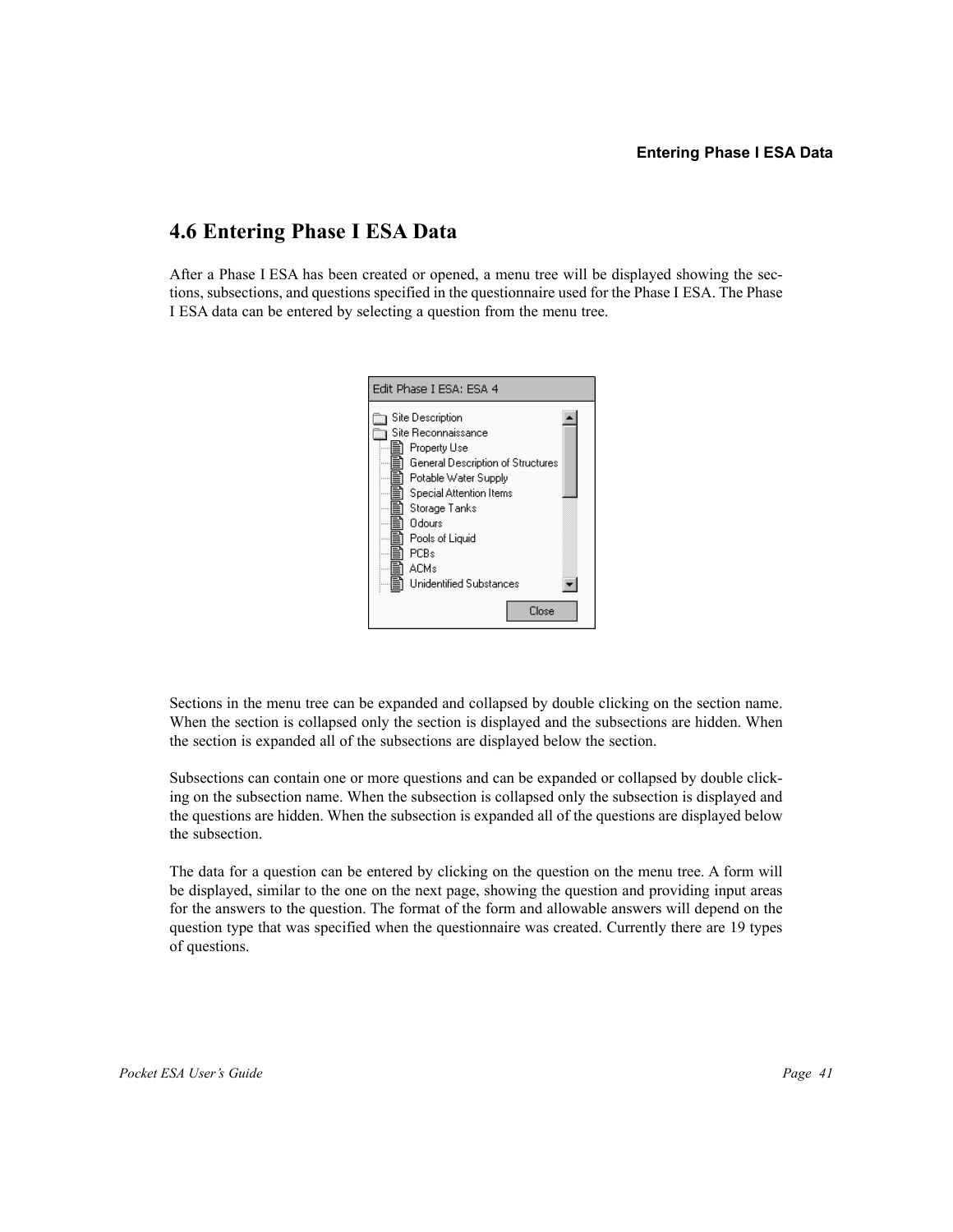## 4.6 Entering Phase I ESA Data

After a Phase I ESA has been created or opened, a menu tree will be displayed showing the sections, subsections, and questions specified in the questionnaire used for the Phase I ESA. The Phase I ESA data can be entered by selecting a question from the menu tree.

Sections in the menu tree can be expanded and collapsed by double clicking on the section name. When the section is collapsed only the section is displayed and the subsections are hidden. When the section is expanded all of the subsections are displayed below the section.

Subsections can contain one or more questions and can be expanded or collapsed by double clicking on the subsection name. When the subsection is collapsed only the subsection is displayed and the questions are hidden. When the subsection is expanded all of the questions are displayed below the subsection.

The data for a question can be entered by clicking on the question on the menu tree. A form will be displayed, similar to the one on the next page, showing the question and providing input areas for the answers to the question. The format of the form and allowable answers will depend on the question type that was specified when the questionnaire was created. Currently there are 19 types of questions.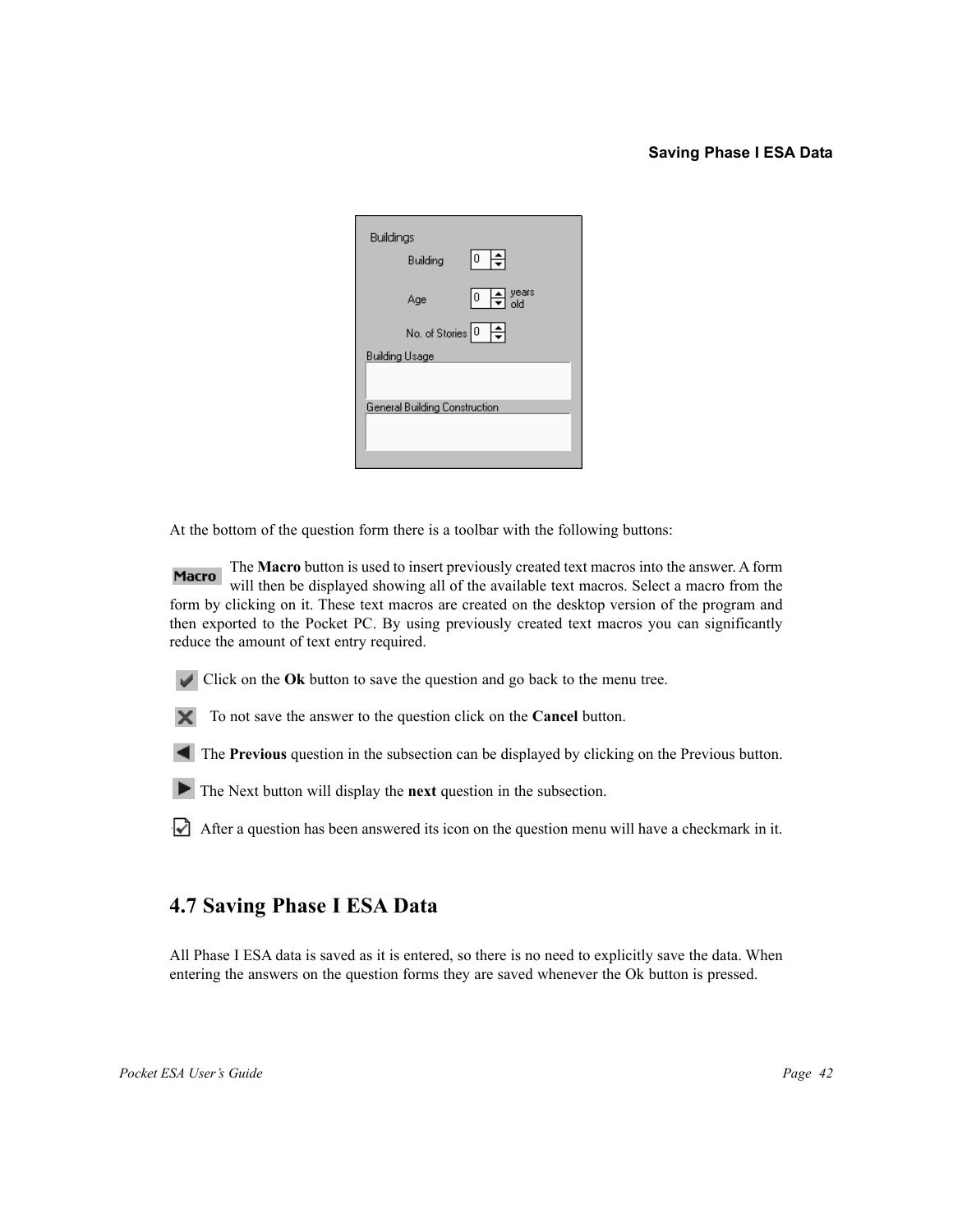At the bottom of the question form there is a toolbar with the following buttons:

The **Macro** button is used to insert previously created text macros into the answer. A form will then be displayed showing all of the available text macros. Select a macro from the form by clicking on it. These text macros are created on the desktop version of the program and then exported to the Pocket PC. By using previously created text macros you can significantly reduce the amount of text entry required.

Click on the **Ok** button to save the question and go back to the menu tree.

To not save the answer to the question click on the **Cancel** button.

The **Previous** question in the subsection can be displayed by clicking on the Previous button.

The Next button will display the **next** question in the subsection.

After a question has been answered its icon on the question menu will have a checkmark in it.

## 4.7 Saving Phase I ESA Data

All Phase I ESA data is saved as it is entered, so there is no need to explicitly save the data. When entering the answers on the question forms they are saved whenever the Ok button is pressed.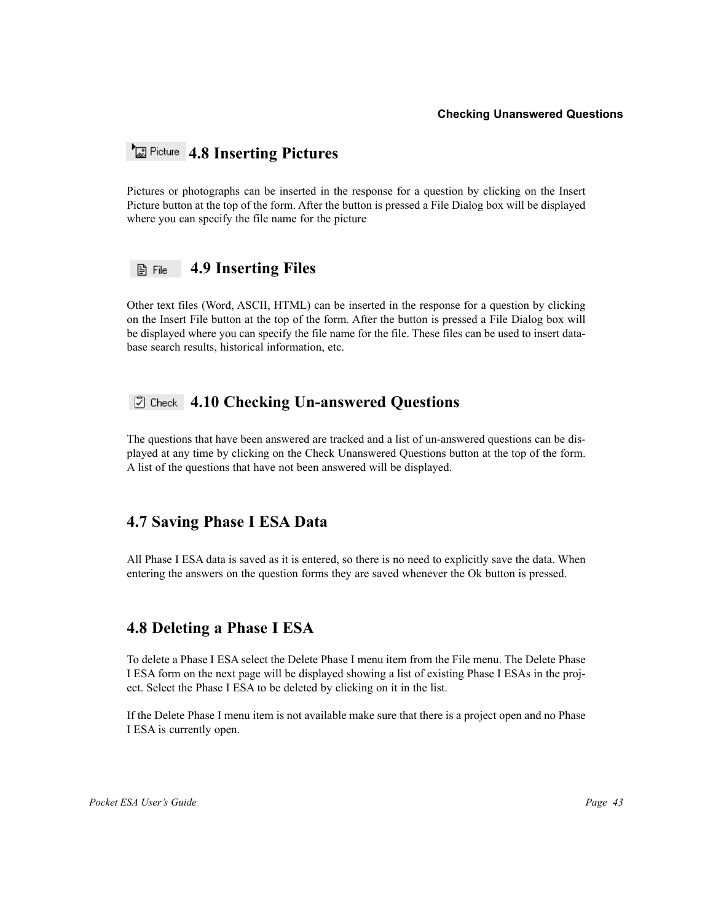## 4.8 Inserting Pictures

Pictures or photographs can be inserted in the response for a question by clicking on the Insert Picture button at the top of the form. After the button is pressed a File Dialog box will be displayed where you can specify the file name for the picture

## 4.9 Inserting Files

Other text files (Word, ASCII, HTML) can be inserted in the response for a question by clicking on the Insert File button at the top of the form. After the button is pressed a File Dialog box will be displayed where you can specify the file name for the file. These files can be used to insert database search results, historical information, etc.

## 4.10 Checking Un-answered Questions

The questions that have been answered are tracked and a list of un-answered questions can be displayed at any time by clicking on the Check Unanswered Questions button at the top of the form. A list of the questions that have not been answered will be displayed.

## 4.7 Saving Phase I ESA Data

All Phase I ESA data is saved as it is entered, so there is no need to explicitly save the data. When entering the answers on the question forms they are saved whenever the Ok button is pressed.

## 4.8 Deleting a Phase I ESA

To delete a Phase I ESA select the Delete Phase I menu item from the File menu. The Delete Phase I ESA form on the next page will be displayed showing a list of existing Phase I ESAs in the project. Select the Phase I ESA to be deleted by clicking on it in the list.

If the Delete Phase I menu item is not available make sure that there is a project open and no Phase I ESA is currently open.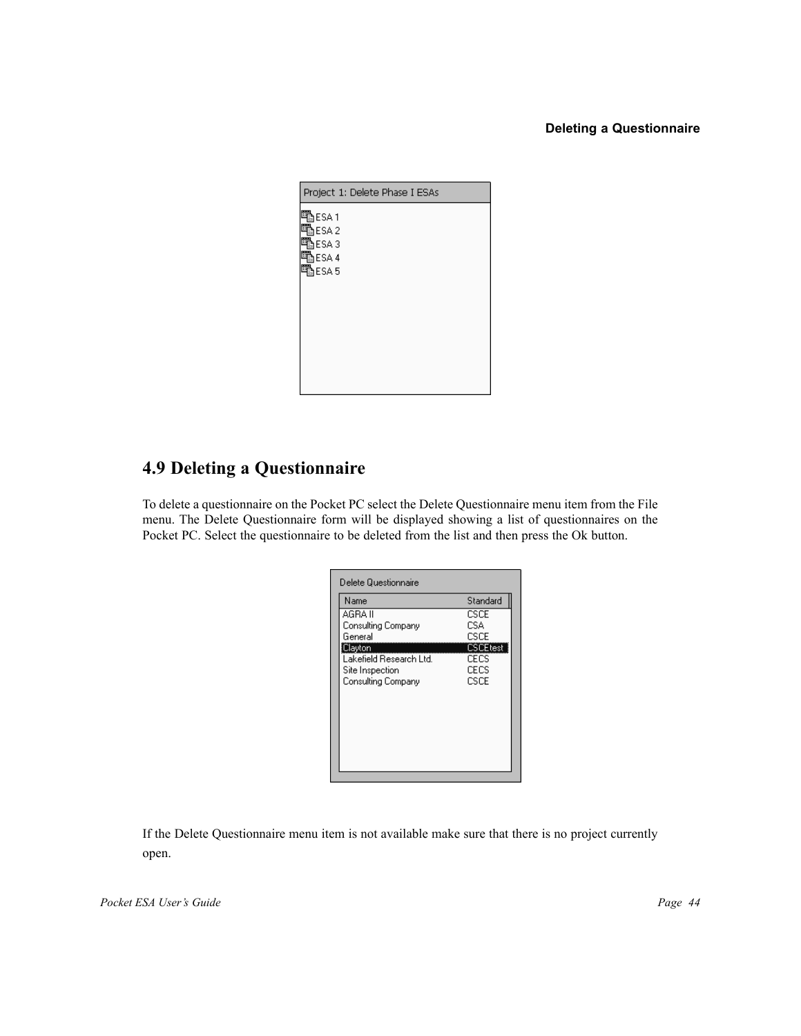## 4.9 Deleting a Questionnaire

To delete a questionnaire on the Pocket PC select the Delete Questionnaire menu item from the File menu. The Delete Questionnaire form will be displayed showing a list of questionnaires on the Pocket PC. Select the questionnaire to be deleted from the list and then press the Ok button.

If the Delete Questionnaire menu item is not available make sure that there is no project currently open.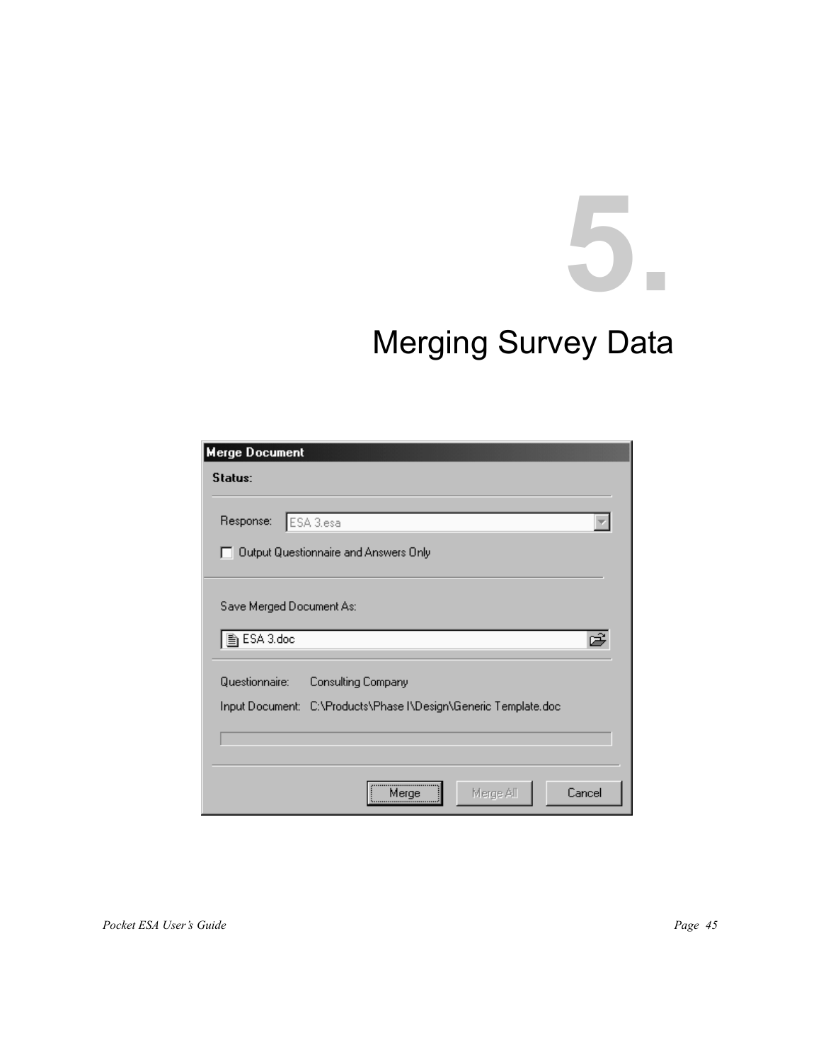# 5. Merging Survey Data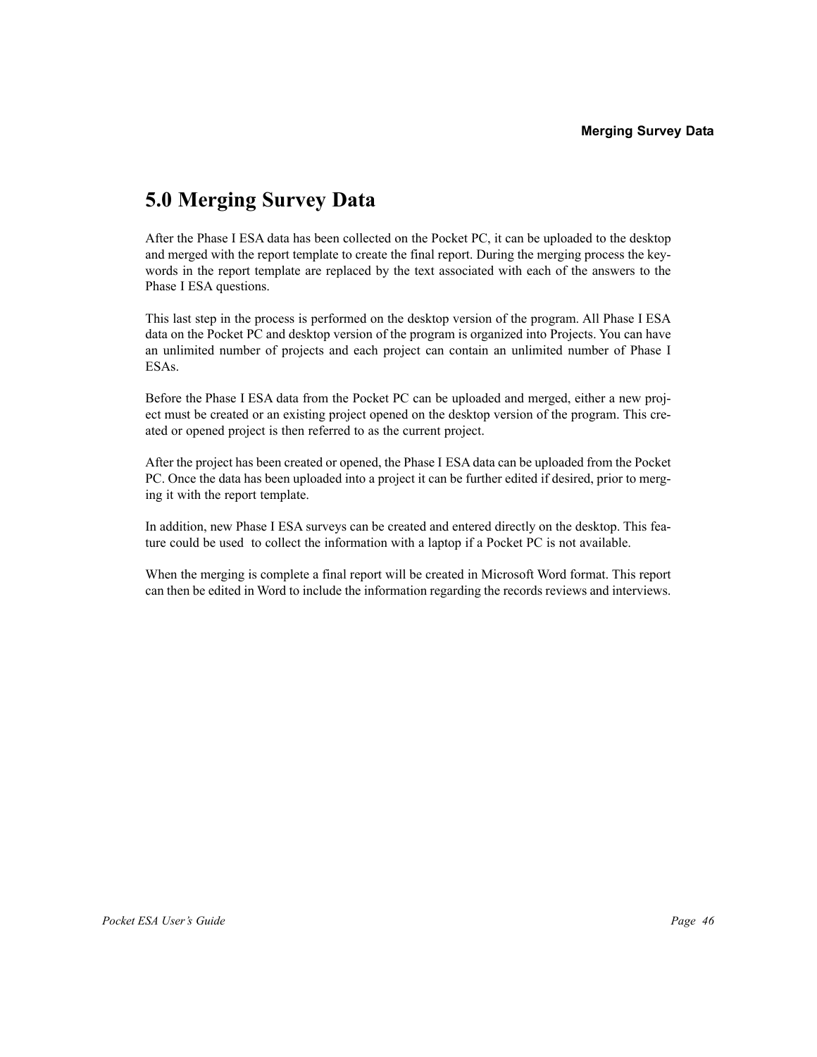# 5.0 Merging Survey Data

After the Phase I ESA data has been collected on the Pocket PC, it can be uploaded to the desktop and merged with the report template to create the final report. During the merging process the keywords in the report template are replaced by the text associated with each of the answers to the Phase I ESA questions.

This last step in the process is performed on the desktop version of the program. All Phase I ESA data on the Pocket PC and desktop version of the program is organized into Projects. You can have an unlimited number of projects and each project can contain an unlimited number of Phase I ESAs.

Before the Phase I ESA data from the Pocket PC can be uploaded and merged, either a new project must be created or an existing project opened on the desktop version of the program. This created or opened project is then referred to as the current project.

After the project has been created or opened, the Phase I ESA data can be uploaded from the Pocket PC. Once the data has been uploaded into a project it can be further edited if desired, prior to merging it with the report template.

In addition, new Phase I ESA surveys can be created and entered directly on the desktop. This feature could be used to collect the information with a laptop if a Pocket PC is not available.

When the merging is complete a final report will be created in Microsoft Word format. This report can then be edited in Word to include the information regarding the records reviews and interviews.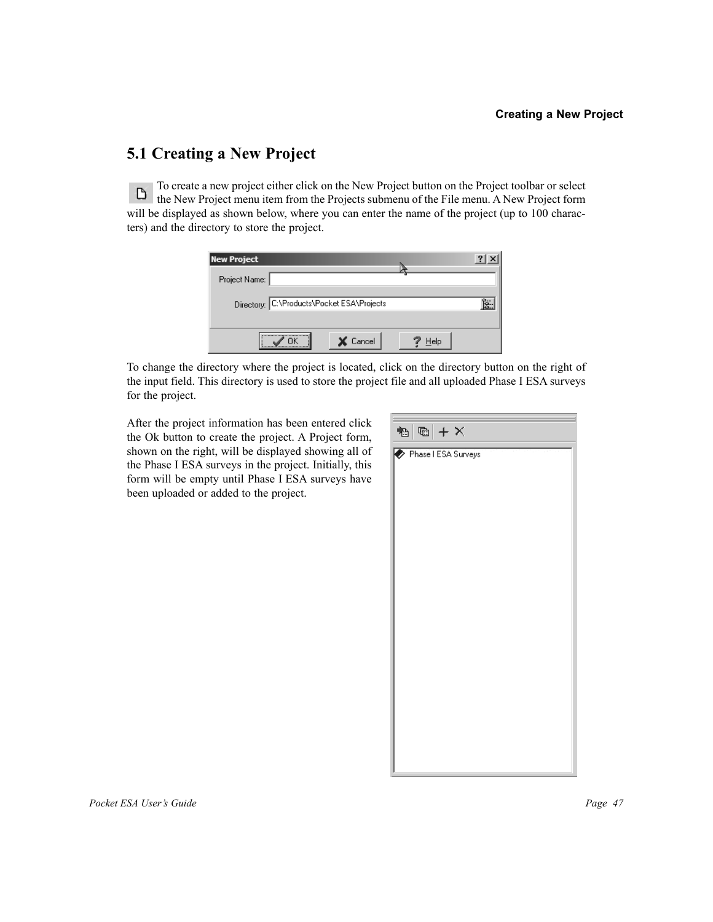## 5.1 Creating a New Project

To create a new project either click on the New Project button on the Project toolbar or select the New Project menu item from the Projects submenu of the File menu. A New Project form will be displayed as shown below, where you can enter the name of the project (up to 100 characters) and the directory to store the project.

To change the directory where the project is located, click on the directory button on the right of the input field. This directory is used to store the project file and all uploaded Phase I ESA surveys for the project.

After the project information has been entered click the Ok button to create the project. A Project form, shown on the right, will be displayed showing all of the Phase I ESA surveys in the project. Initially, this form will be empty until Phase I ESA surveys have been uploaded or added to the project.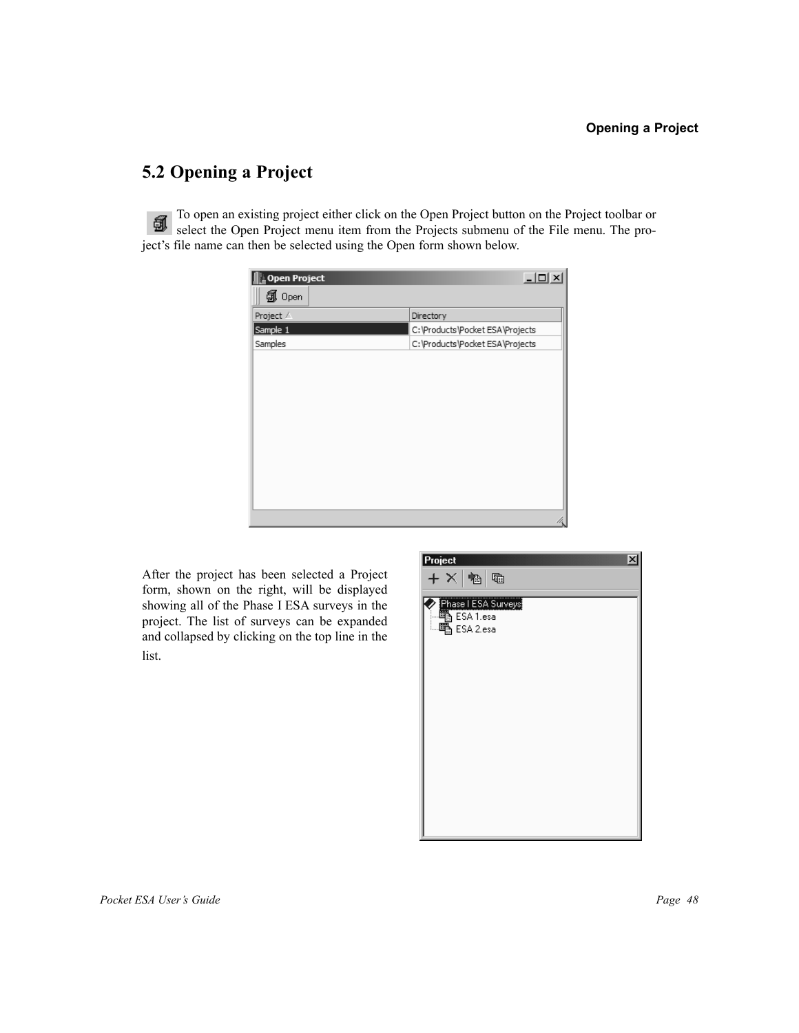## 5.2 Opening a Project

To open an existing project either click on the Open Project button on the Project toolbar or select the Open Project menu item from the Projects submenu of the File menu. The project's file name can then be selected using the Open form shown below.

After the project has been selected a Project form, shown on the right, will be displayed showing all of the Phase I ESA surveys in the project. The list of surveys can be expanded and collapsed by clicking on the top line in the list.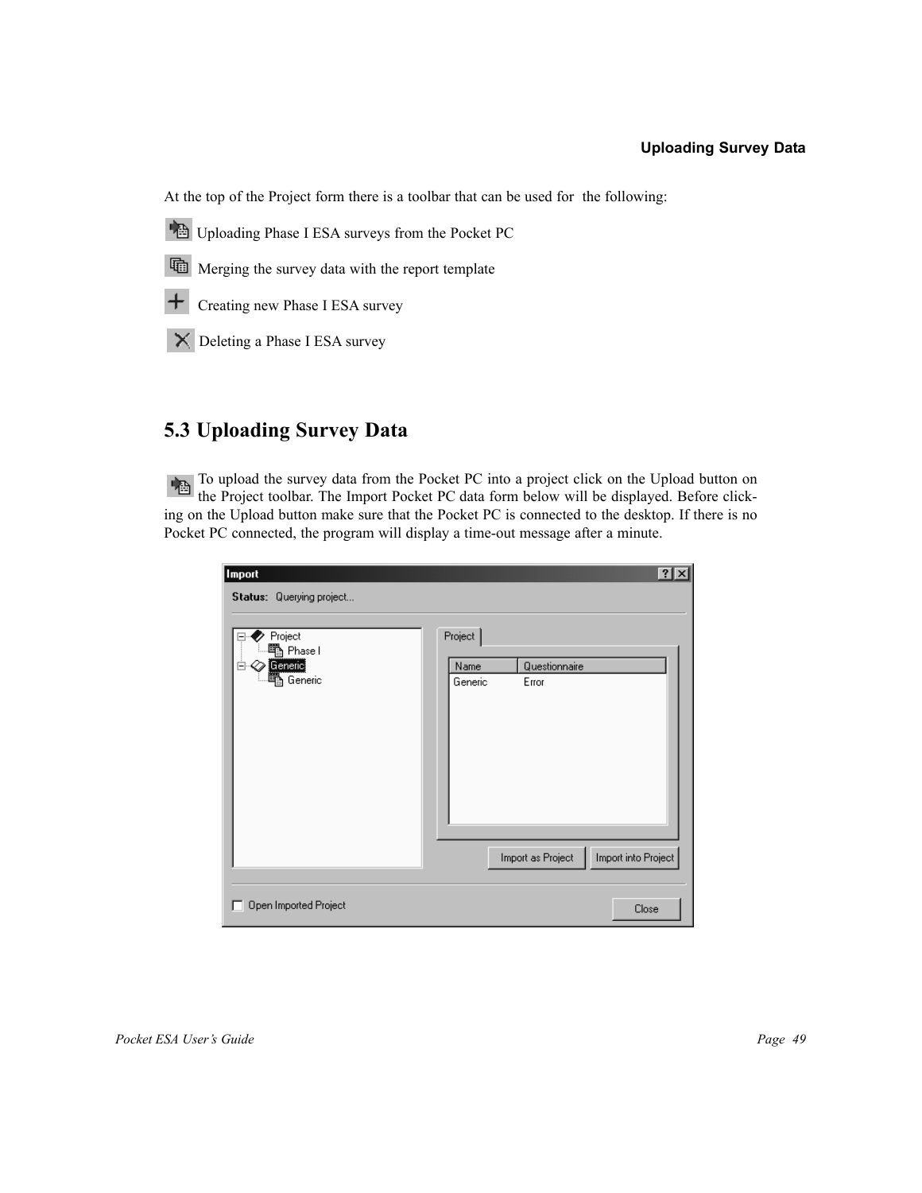At the top of the Project form there is a toolbar that can be used for the following:

Uploading Phase I ESA surveys from the Pocket PC

Merging the survey data with the report template

Creating new Phase I ESA survey

Deleting a Phase I ESA survey

## 5.3 Uploading Survey Data

To upload the survey data from the Pocket PC into a project click on the Upload button on the Project toolbar. The Import Pocket PC data form below will be displayed. Before clicking on the Upload button make sure that the Pocket PC is connected to the desktop. If there is no Pocket PC connected, the program will display a time-out message after a minute.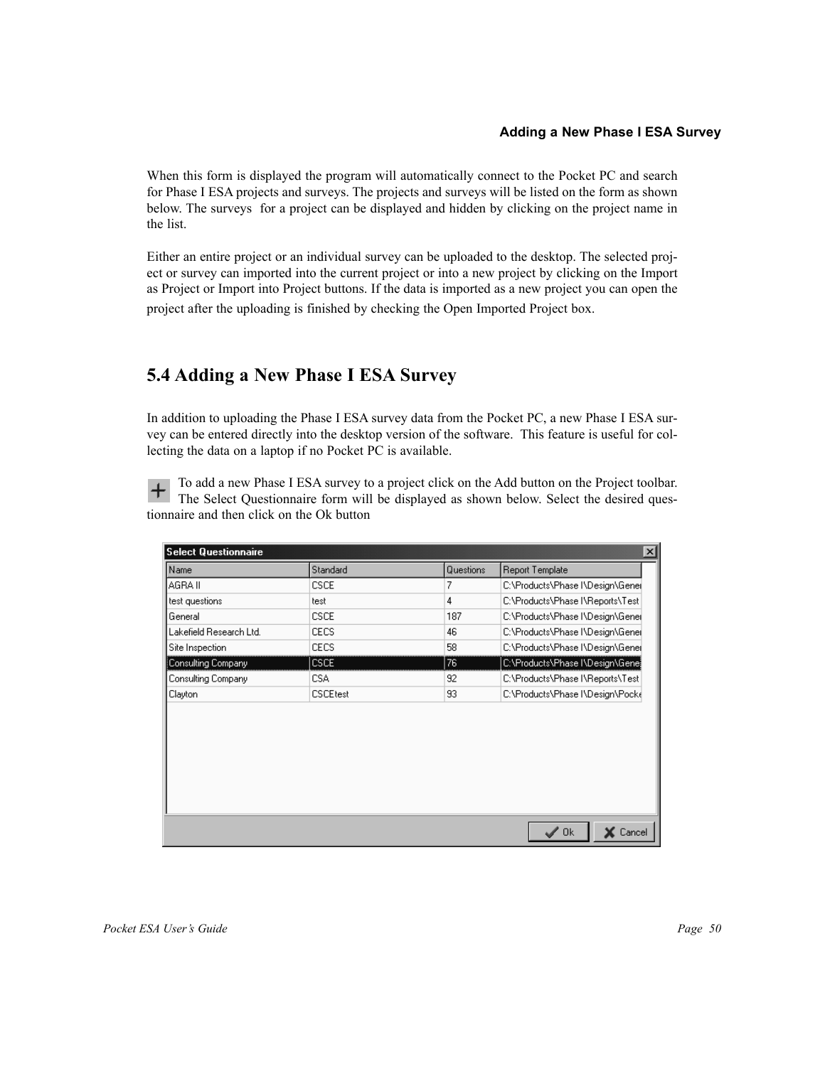When this form is displayed the program will automatically connect to the Pocket PC and search for Phase I ESA projects and surveys. The projects and surveys will be listed on the form as shown below. The surveys for a project can be displayed and hidden by clicking on the project name in the list.

Either an entire project or an individual survey can be uploaded to the desktop. The selected project or survey can imported into the current project or into a new project by clicking on the Import as Project or Import into Project buttons. If the data is imported as a new project you can open the project after the uploading is finished by checking the Open Imported Project box.

## 5.4 Adding a New Phase I ESA Survey

In addition to uploading the Phase I ESA survey data from the Pocket PC, a new Phase I ESA survey can be entered directly into the desktop version of the software. This feature is useful for collecting the data on a laptop if no Pocket PC is available.

To add a new Phase I ESA survey to a project click on the Add button on the Project toolbar. The Select Questionnaire form will be displayed as shown below. Select the desired questionnaire and then click on the Ok button

**Select Questionnaire**

| Name | Standard | Questions | Report Template |
|---|---|---|---|
| AGRA II | CSCE | 7 | C:\Products\Phase I\Design\Gener |
| test questions | test | 4 | C:\Products\Phase I\Reports\Test |
| General | CSCE | 187 | C:\Products\Phase I\Design\Gener |
| Lakefield Research Ltd. | CECS | 46 | C:\Products\Phase I\Design\Gener |
| Site Inspection | CECS | 58 | C:\Products\Phase I\Design\Gener |
| Consulting Company | CSCE | 76 | C:\Products\Phase I\Design\Gene |
| Consulting Company | CSA | 92 | C:\Products\Phase I\Reports\Test |
| Clayton | CSCEtest | 93 | C:\Products\Phase I\Design\Pocke |

Ok | Cancel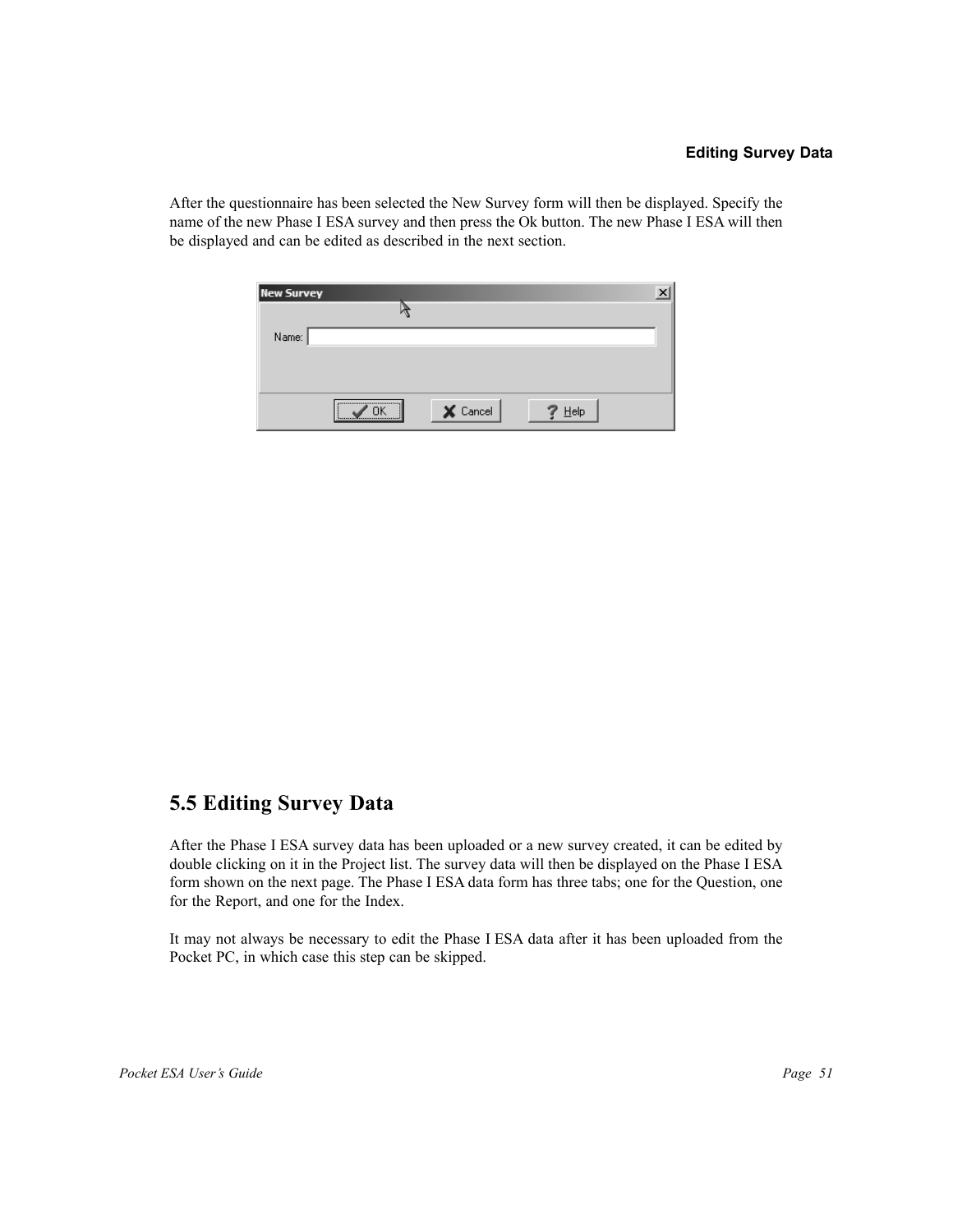After the questionnaire has been selected the New Survey form will then be displayed. Specify the name of the new Phase I ESA survey and then press the Ok button. The new Phase I ESA will then be displayed and can be edited as described in the next section.

## 5.5 Editing Survey Data

After the Phase I ESA survey data has been uploaded or a new survey created, it can be edited by double clicking on it in the Project list. The survey data will then be displayed on the Phase I ESA form shown on the next page. The Phase I ESA data form has three tabs; one for the Question, one for the Report, and one for the Index.

It may not always be necessary to edit the Phase I ESA data after it has been uploaded from the Pocket PC, in which case this step can be skipped.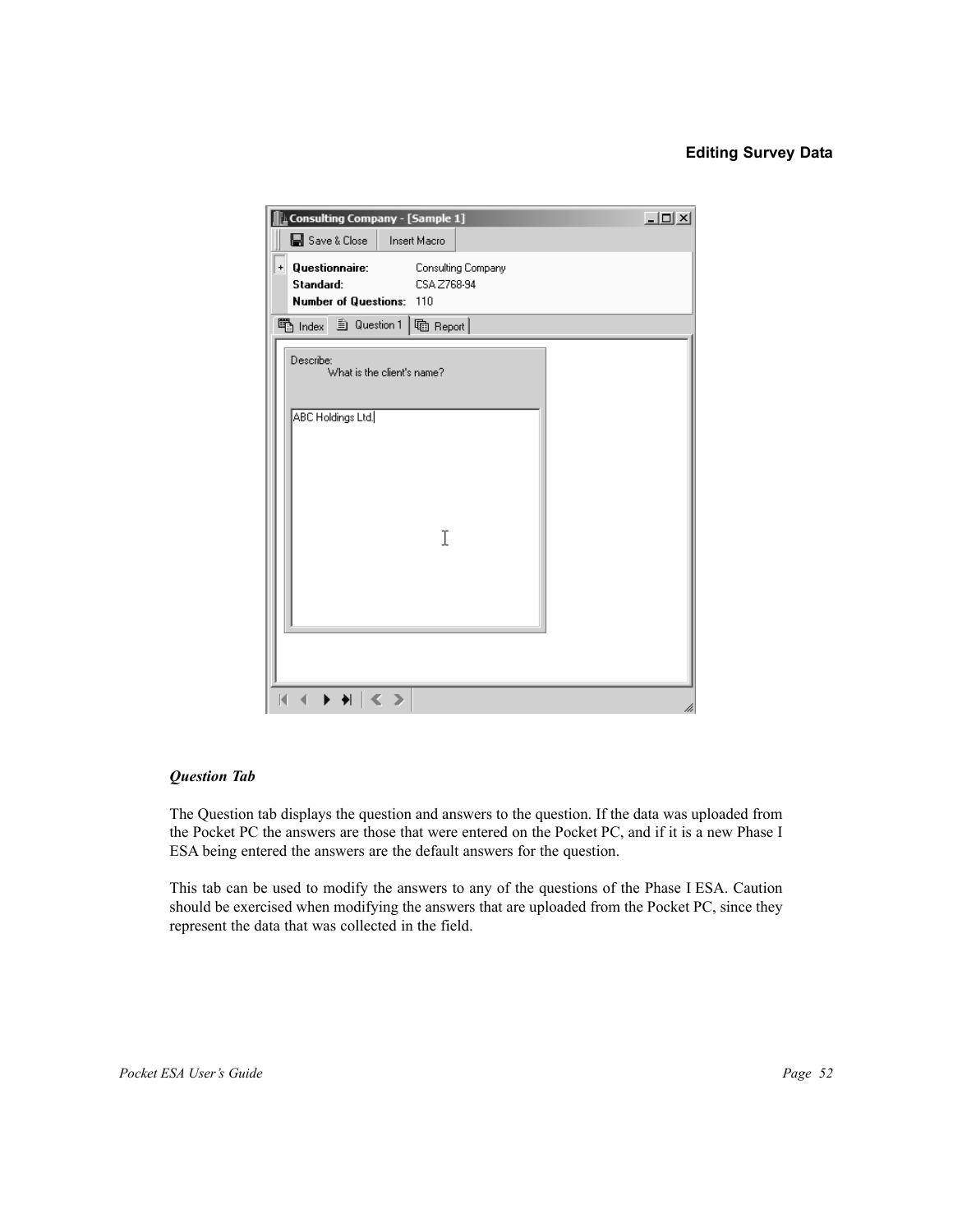### *Question Tab*

The Question tab displays the question and answers to the question. If the data was uploaded from the Pocket PC the answers are those that were entered on the Pocket PC, and if it is a new Phase I ESA being entered the answers are the default answers for the question.

This tab can be used to modify the answers to any of the questions of the Phase I ESA. Caution should be exercised when modifying the answers that are uploaded from the Pocket PC, since they represent the data that was collected in the field.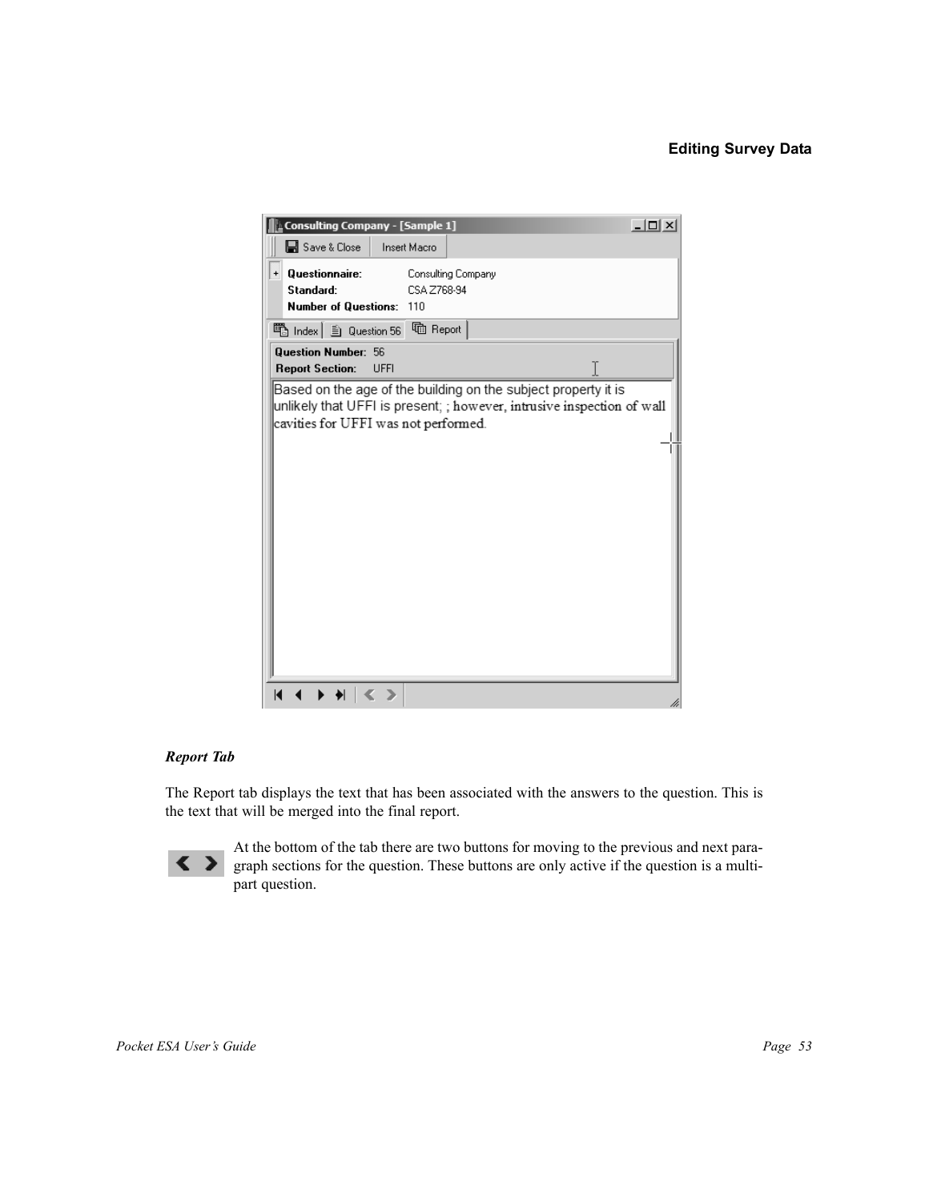### Report Tab

The Report tab displays the text that has been associated with the answers to the question. This is the text that will be merged into the final report.

At the bottom of the tab there are two buttons for moving to the previous and next paragraph sections for the question. These buttons are only active if the question is a multi-part question.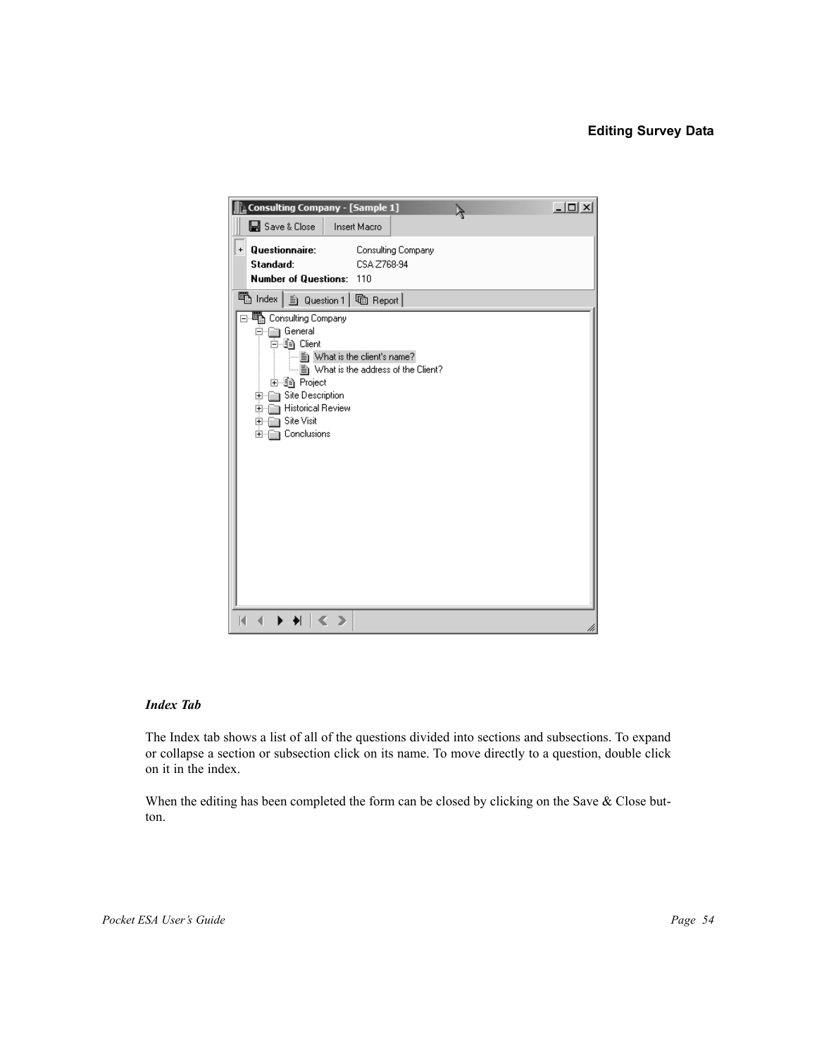### Index Tab

The Index tab shows a list of all of the questions divided into sections and subsections. To expand or collapse a section or subsection click on its name. To move directly to a question, double click on it in the index.

When the editing has been completed the form can be closed by clicking on the Save & Close button.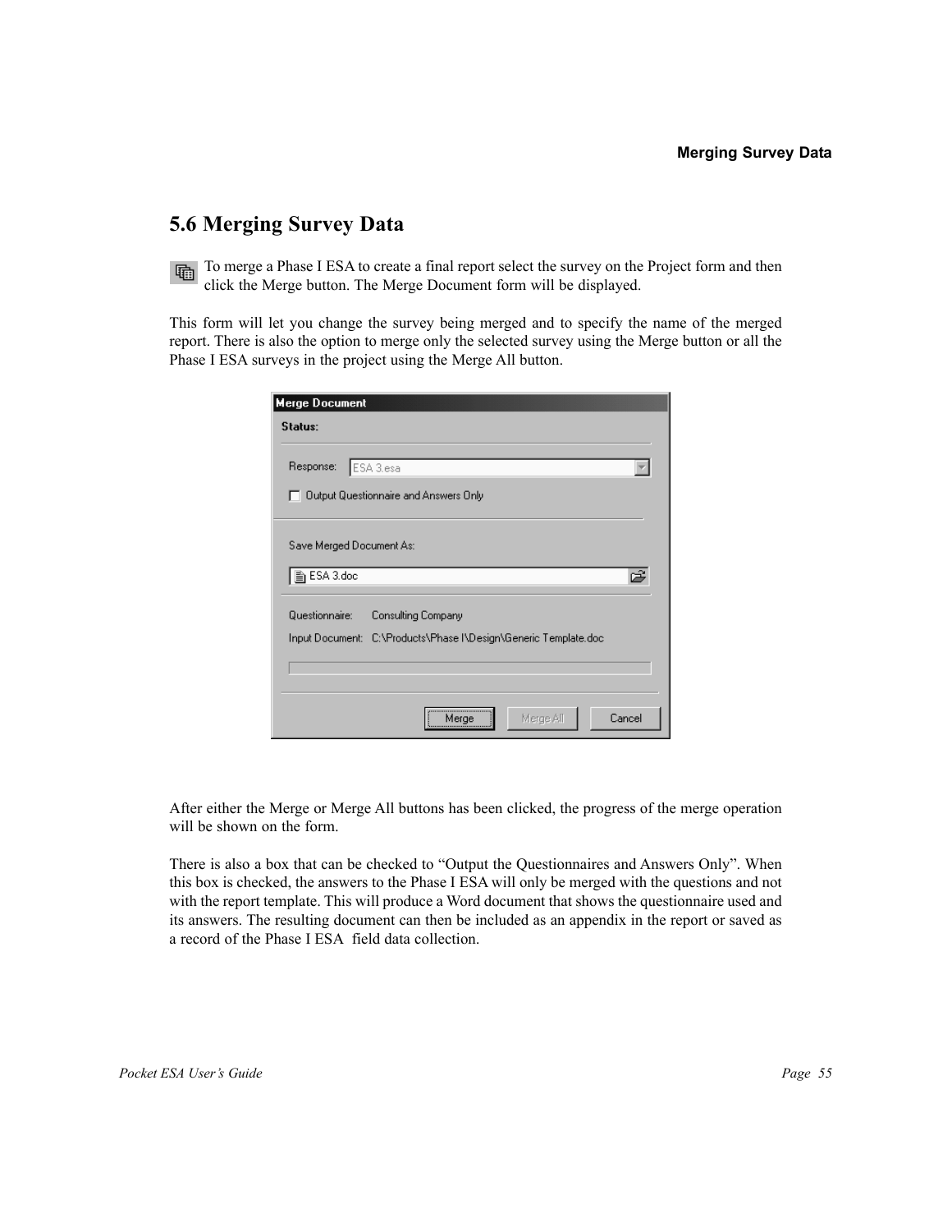## 5.6 Merging Survey Data

To merge a Phase I ESA to create a final report select the survey on the Project form and then click the Merge button. The Merge Document form will be displayed.

This form will let you change the survey being merged and to specify the name of the merged report. There is also the option to merge only the selected survey using the Merge button or all the Phase I ESA surveys in the project using the Merge All button.

After either the Merge or Merge All buttons has been clicked, the progress of the merge operation will be shown on the form.

There is also a box that can be checked to "Output the Questionnaires and Answers Only". When this box is checked, the answers to the Phase I ESA will only be merged with the questions and not with the report template. This will produce a Word document that shows the questionnaire used and its answers. The resulting document can then be included as an appendix in the report or saved as a record of the Phase I ESA field data collection.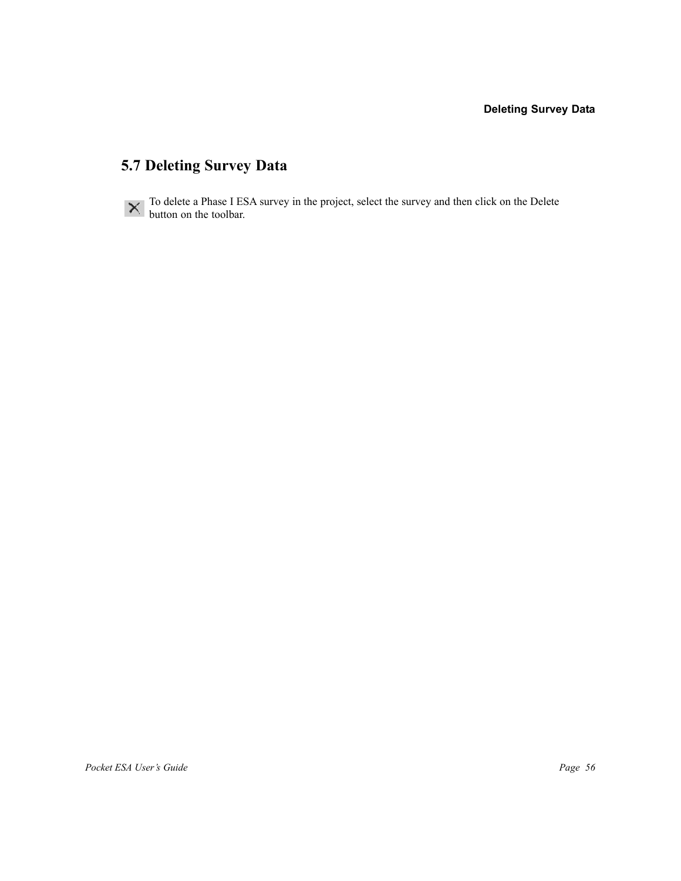## 5.7 Deleting Survey Data

To delete a Phase I ESA survey in the project, select the survey and then click on the Delete button on the toolbar.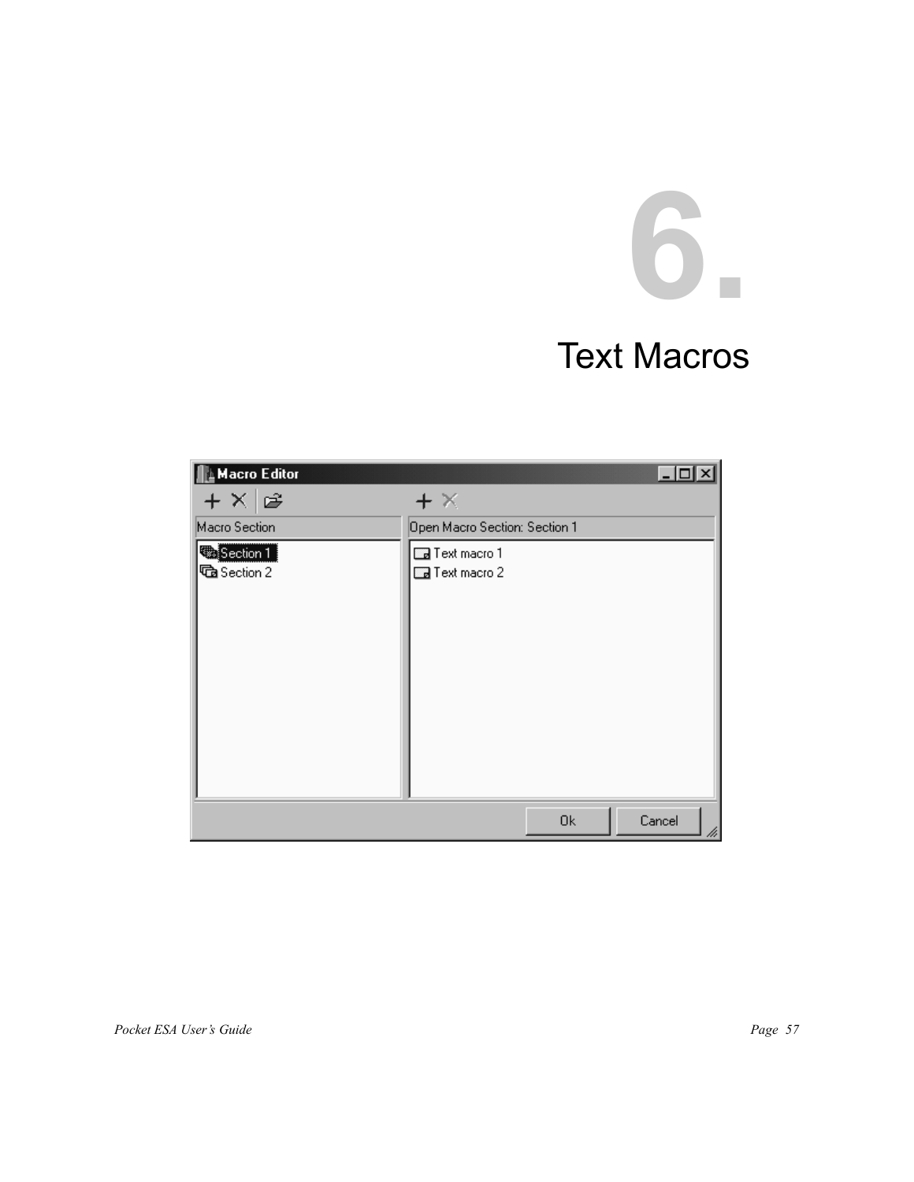# 6. Text Macros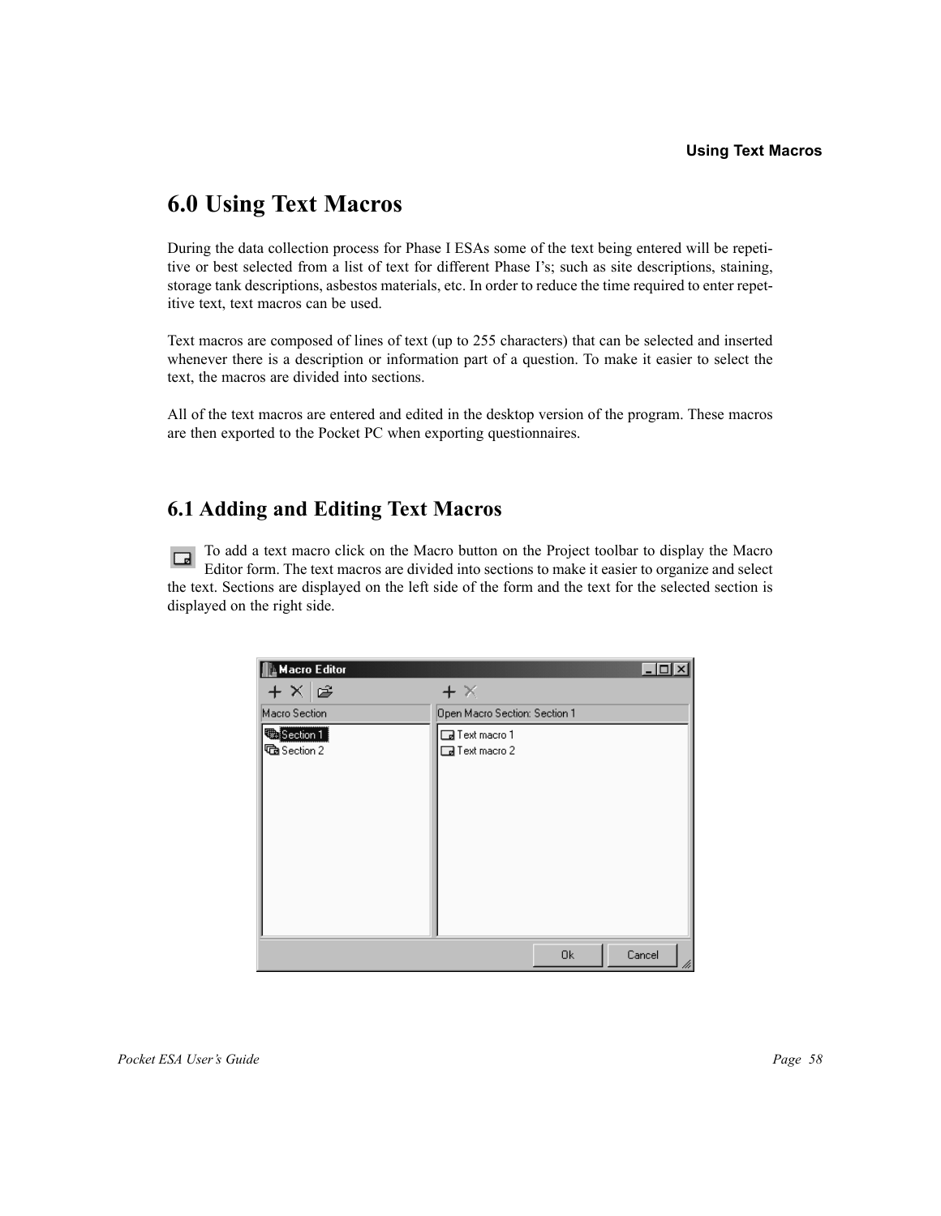# 6.0 Using Text Macros

During the data collection process for Phase I ESAs some of the text being entered will be repetitive or best selected from a list of text for different Phase I's; such as site descriptions, staining, storage tank descriptions, asbestos materials, etc. In order to reduce the time required to enter repetitive text, text macros can be used.

Text macros are composed of lines of text (up to 255 characters) that can be selected and inserted whenever there is a description or information part of a question. To make it easier to select the text, the macros are divided into sections.

All of the text macros are entered and edited in the desktop version of the program. These macros are then exported to the Pocket PC when exporting questionnaires.

## 6.1 Adding and Editing Text Macros

To add a text macro click on the Macro button on the Project toolbar to display the Macro Editor form. The text macros are divided into sections to make it easier to organize and select the text. Sections are displayed on the left side of the form and the text for the selected section is displayed on the right side.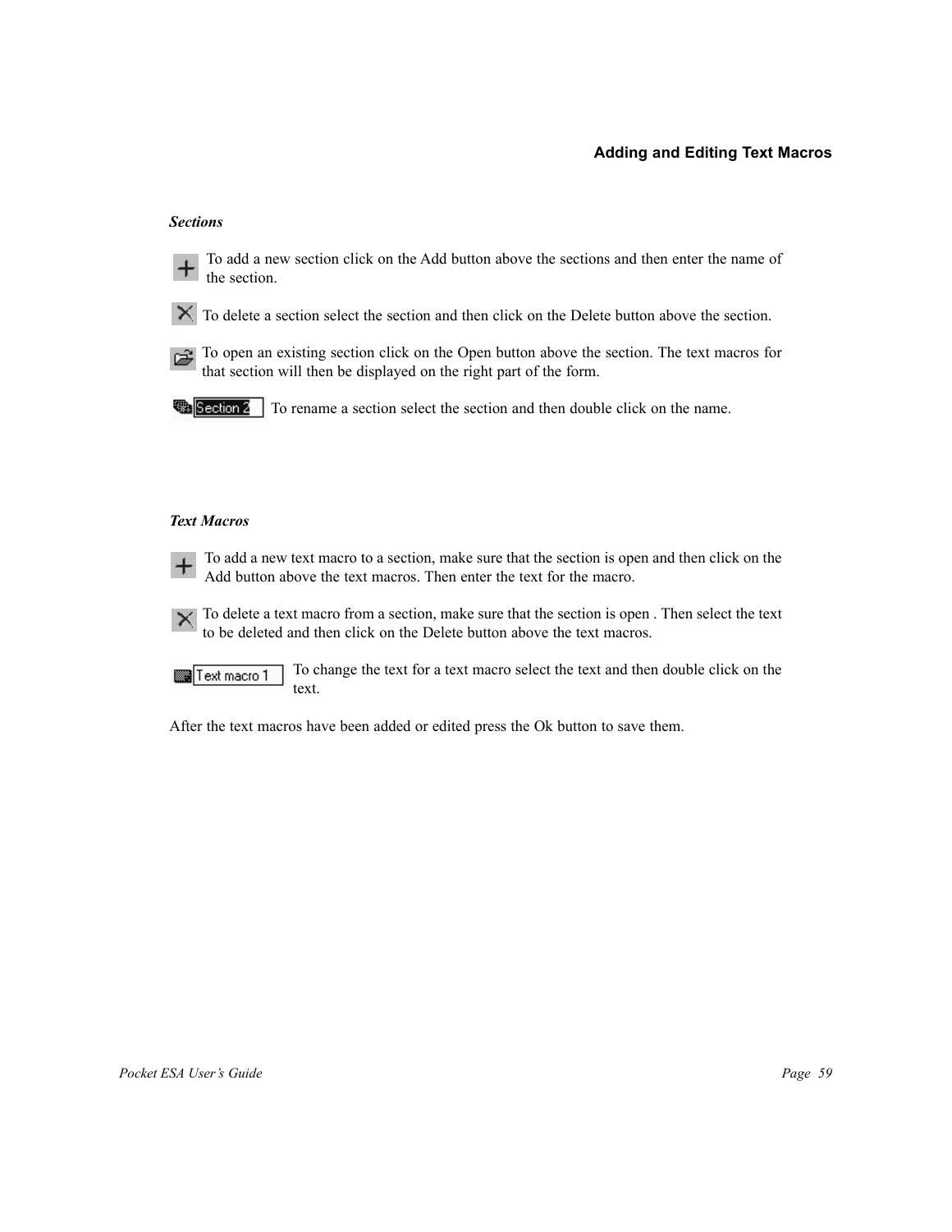## Adding and Editing Text Macros

### *Sections*

To add a new section click on the Add button above the sections and then enter the name of the section.

To delete a section select the section and then click on the Delete button above the section.

To open an existing section click on the Open button above the section. The text macros for that section will then be displayed on the right part of the form.

To rename a section select the section and then double click on the name.

### *Text Macros*

To add a new text macro to a section, make sure that the section is open and then click on the Add button above the text macros. Then enter the text for the macro.

To delete a text macro from a section, make sure that the section is open . Then select the text to be deleted and then click on the Delete button above the text macros.

To change the text for a text macro select the text and then double click on the text.

After the text macros have been added or edited press the Ok button to save them.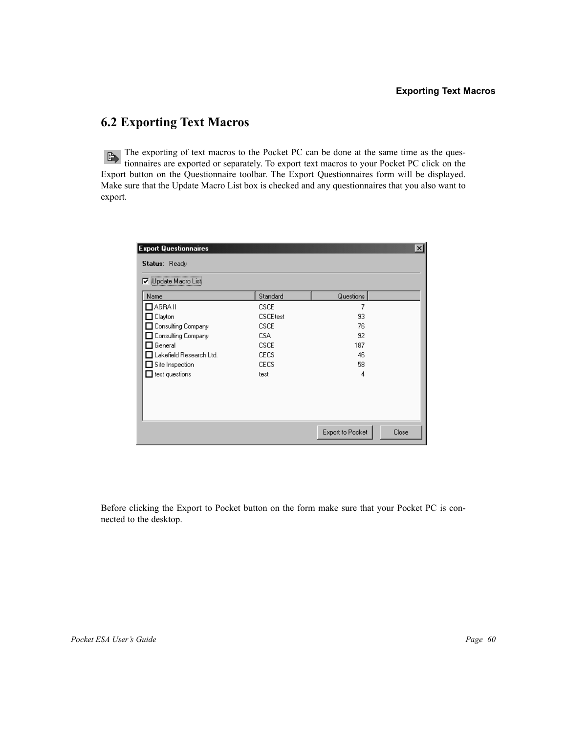## 6.2 Exporting Text Macros

The exporting of text macros to the Pocket PC can be done at the same time as the questionnaires are exported or separately. To export text macros to your Pocket PC click on the Export button on the Questionnaire toolbar. The Export Questionnaires form will be displayed. Make sure that the Update Macro List box is checked and any questionnaires that you also want to export.

**Export Questionnaires**

**Status:** Ready

☑ Update Macro List

| Name | Standard | Questions |
|---|---|---|
| ☐ AGRA II | CSCE | 7 |
| ☐ Clayton | CSCEtest | 93 |
| ☐ Consulting Company | CSCE | 76 |
| ☐ Consulting Company | CSA | 92 |
| ☐ General | CSCE | 187 |
| ☐ Lakefield Research Ltd. | CECS | 46 |
| ☐ Site Inspection | CECS | 58 |
| ☐ test questions | test | 4 |

[Export to Pocket] [Close]

Before clicking the Export to Pocket button on the form make sure that your Pocket PC is connected to the desktop.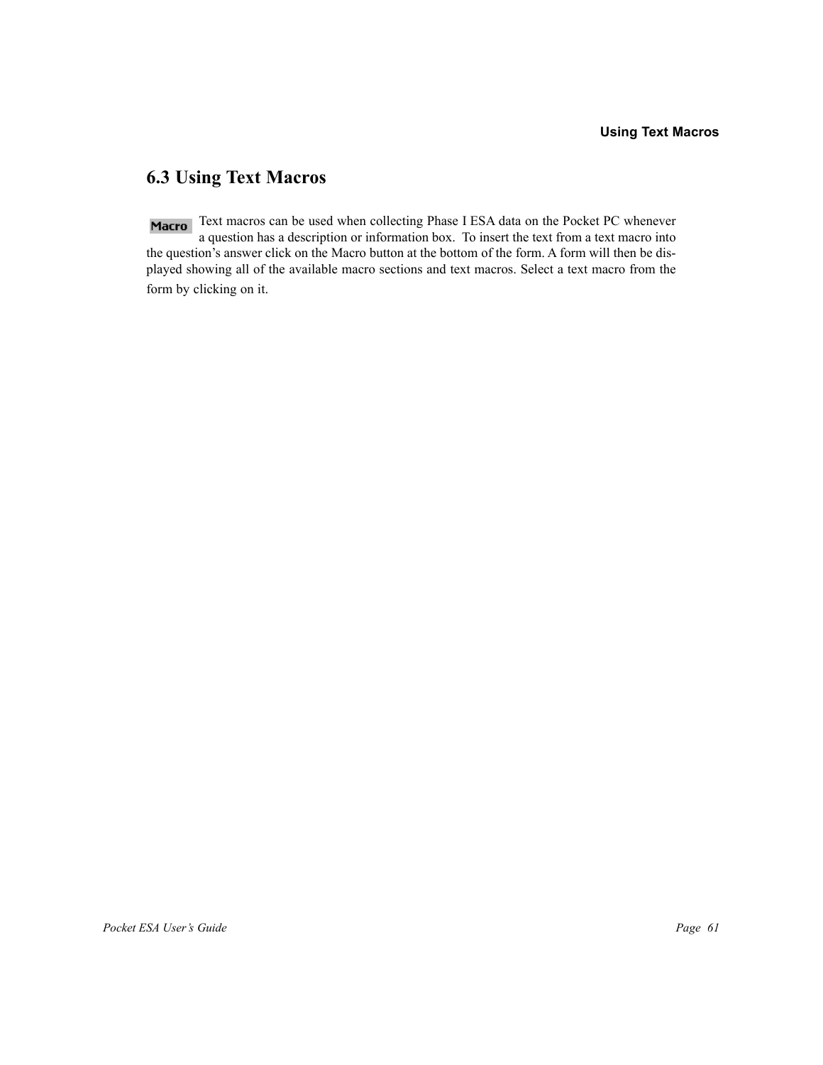## 6.3 Using Text Macros

Macro Text macros can be used when collecting Phase I ESA data on the Pocket PC whenever a question has a description or information box. To insert the text from a text macro into the question's answer click on the Macro button at the bottom of the form. A form will then be displayed showing all of the available macro sections and text macros. Select a text macro from the form by clicking on it.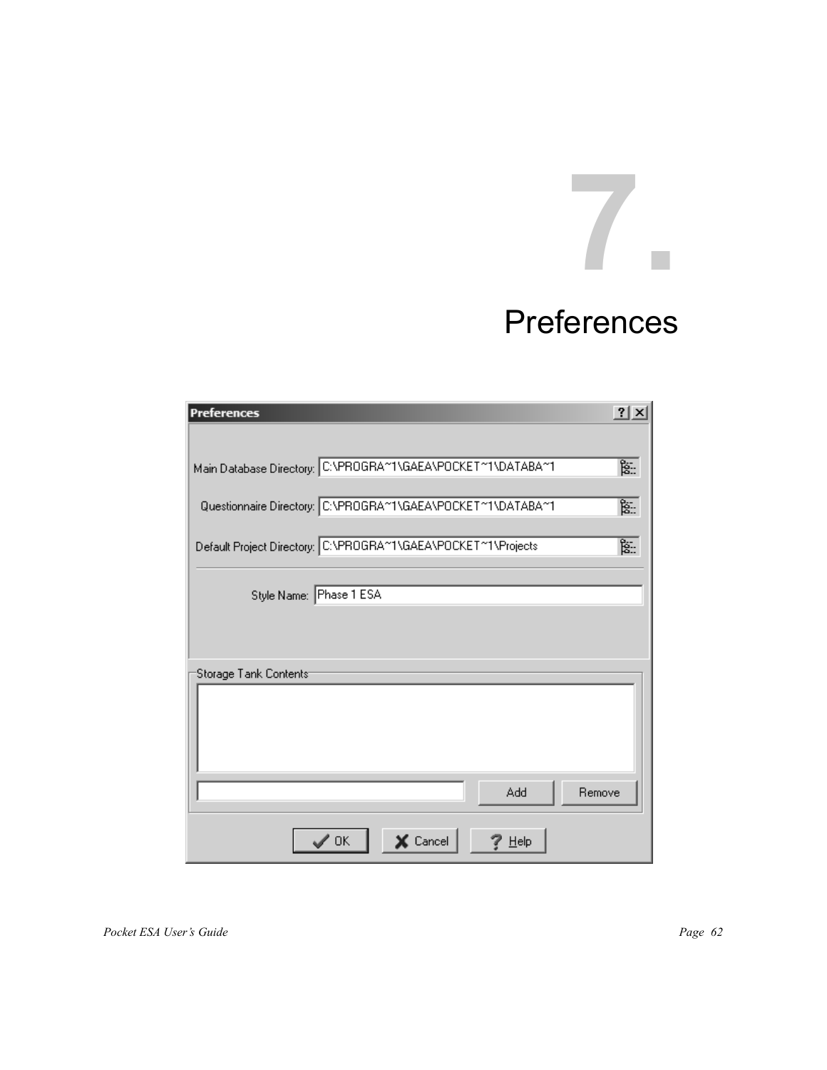# 7. Preferences

Preferences

Main Database Directory: C:\PROGRA~1\GAEA\POCKET~1\DATABA~1

Questionnaire Directory: C:\PROGRA~1\GAEA\POCKET~1\DATABA~1

Default Project Directory: C:\PROGRA~1\GAEA\POCKET~1\Projects

Style Name: Phase 1 ESA

Storage Tank Contents

Add Remove

OK Cancel Help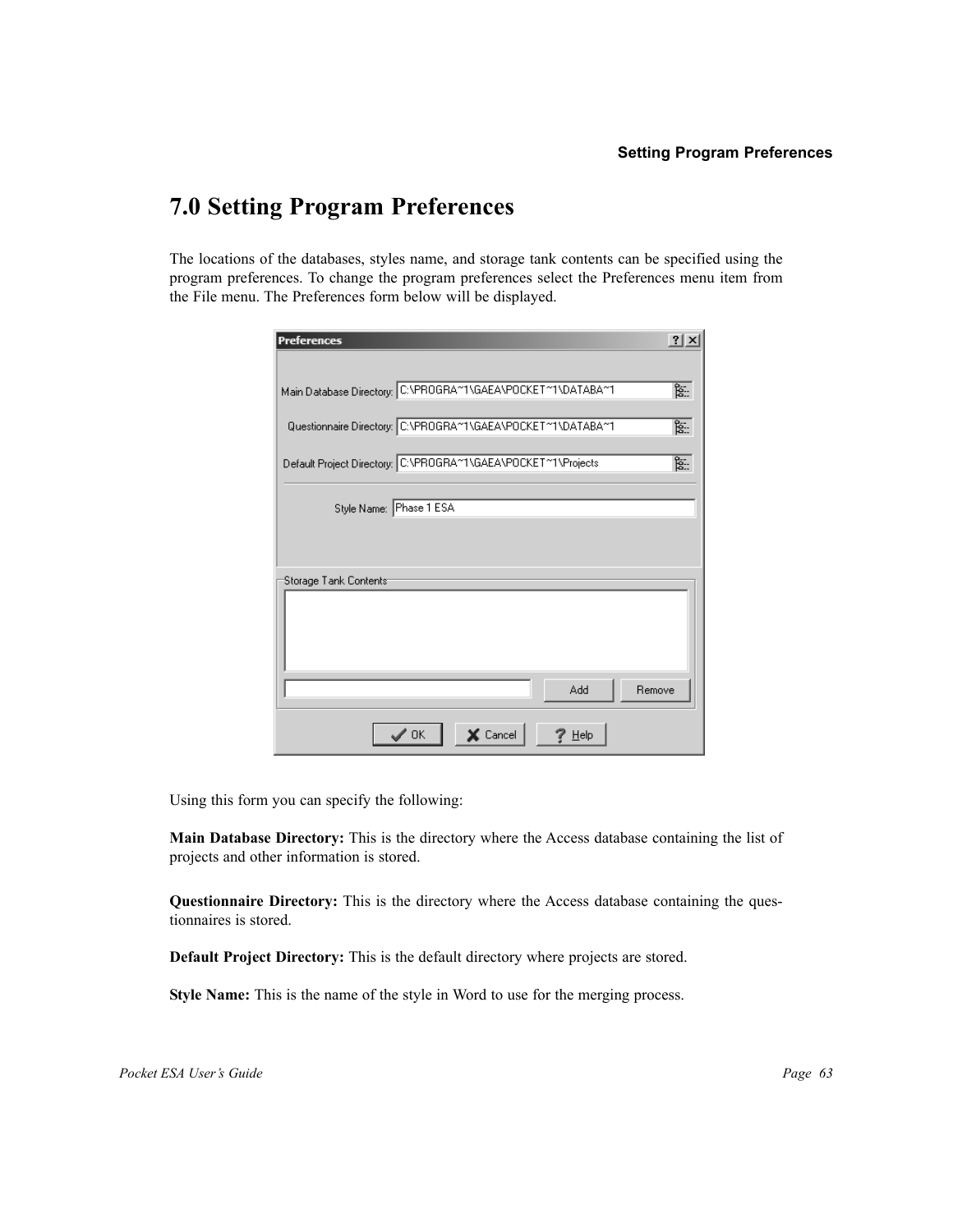# 7.0 Setting Program Preferences

The locations of the databases, styles name, and storage tank contents can be specified using the program preferences. To change the program preferences select the Preferences menu item from the File menu. The Preferences form below will be displayed.

Using this form you can specify the following:

**Main Database Directory:** This is the directory where the Access database containing the list of projects and other information is stored.

**Questionnaire Directory:** This is the directory where the Access database containing the questionnaires is stored.

**Default Project Directory:** This is the default directory where projects are stored.

**Style Name:** This is the name of the style in Word to use for the merging process.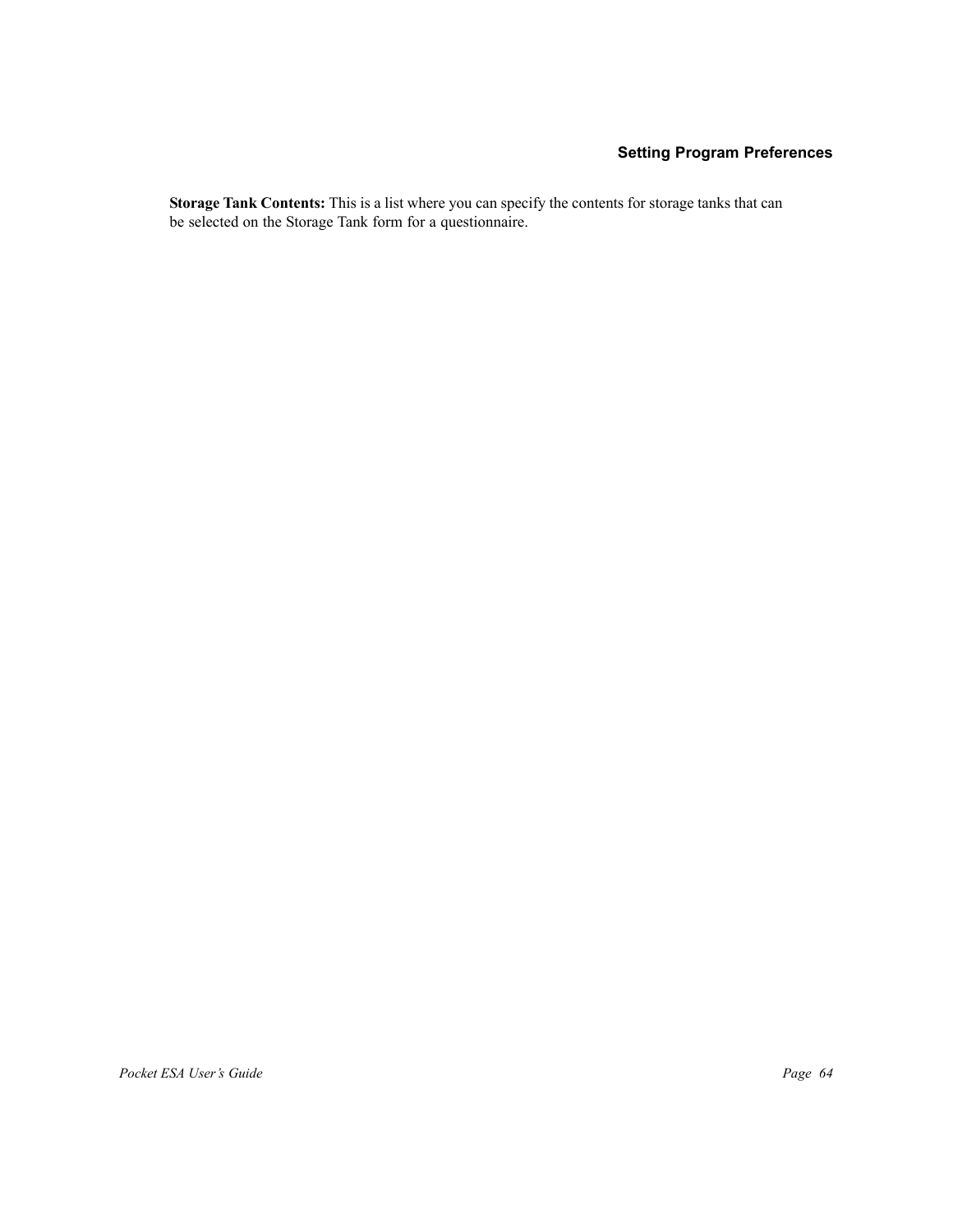**Storage Tank Contents:** This is a list where you can specify the contents for storage tanks that can be selected on the Storage Tank form for a questionnaire.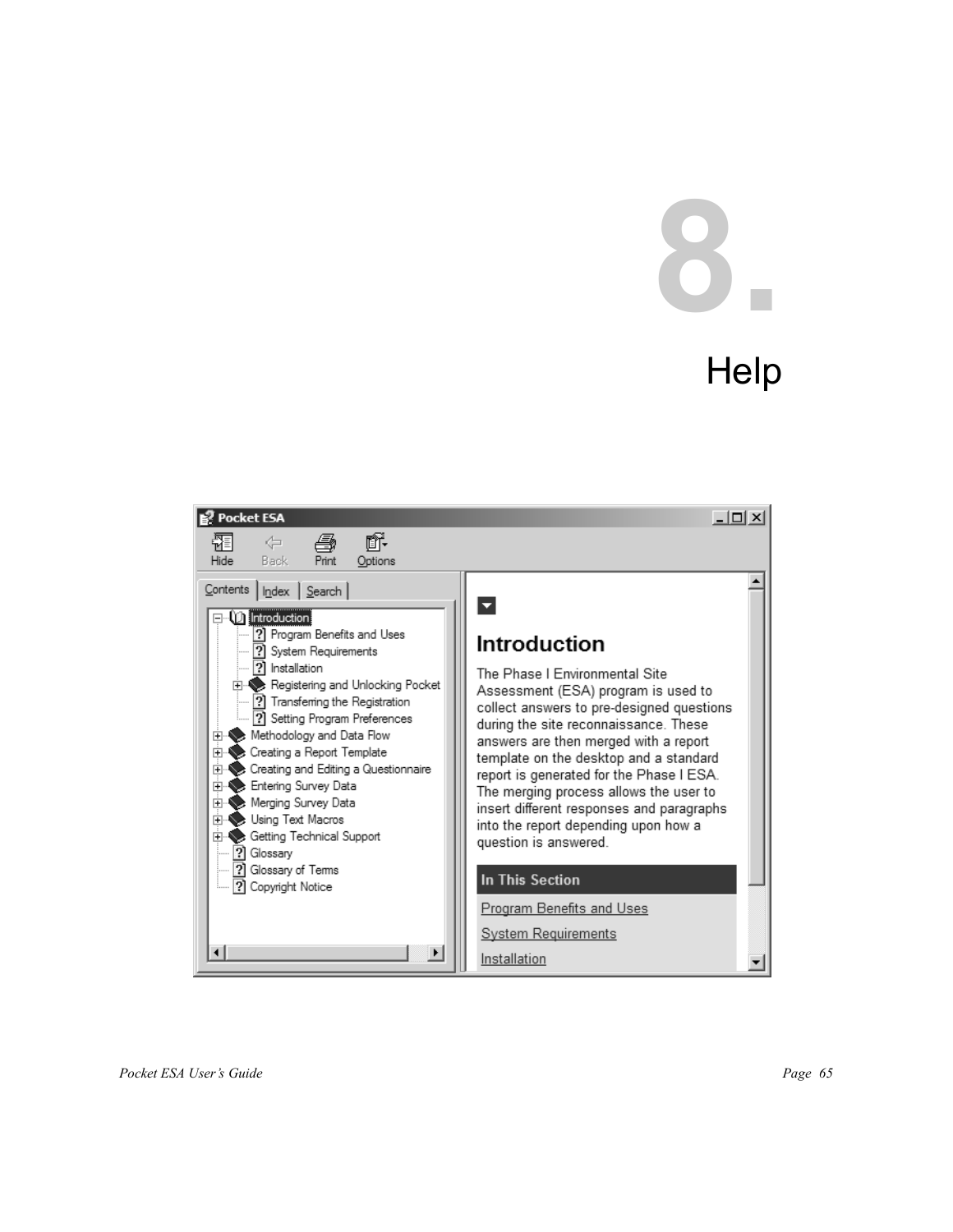# 8. Help

Pocket ESA

Hide Back Print Options

Contents Index Search

- Introduction
  - Program Benefits and Uses
  - System Requirements
  - Installation
  - Registering and Unlocking Pocket
  - Transferring the Registration
  - Setting Program Preferences
- Methodology and Data Flow
- Creating a Report Template
- Creating and Editing a Questionnaire
- Entering Survey Data
- Merging Survey Data
- Using Text Macros
- Getting Technical Support
- Glossary
- Glossary of Terms
- Copyright Notice

## Introduction

The Phase I Environmental Site Assessment (ESA) program is used to collect answers to pre-designed questions during the site reconnaissance. These answers are then merged with a report template on the desktop and a standard report is generated for the Phase I ESA. The merging process allows the user to insert different responses and paragraphs into the report depending upon how a question is answered.

**In This Section**

Program Benefits and Uses

System Requirements

Installation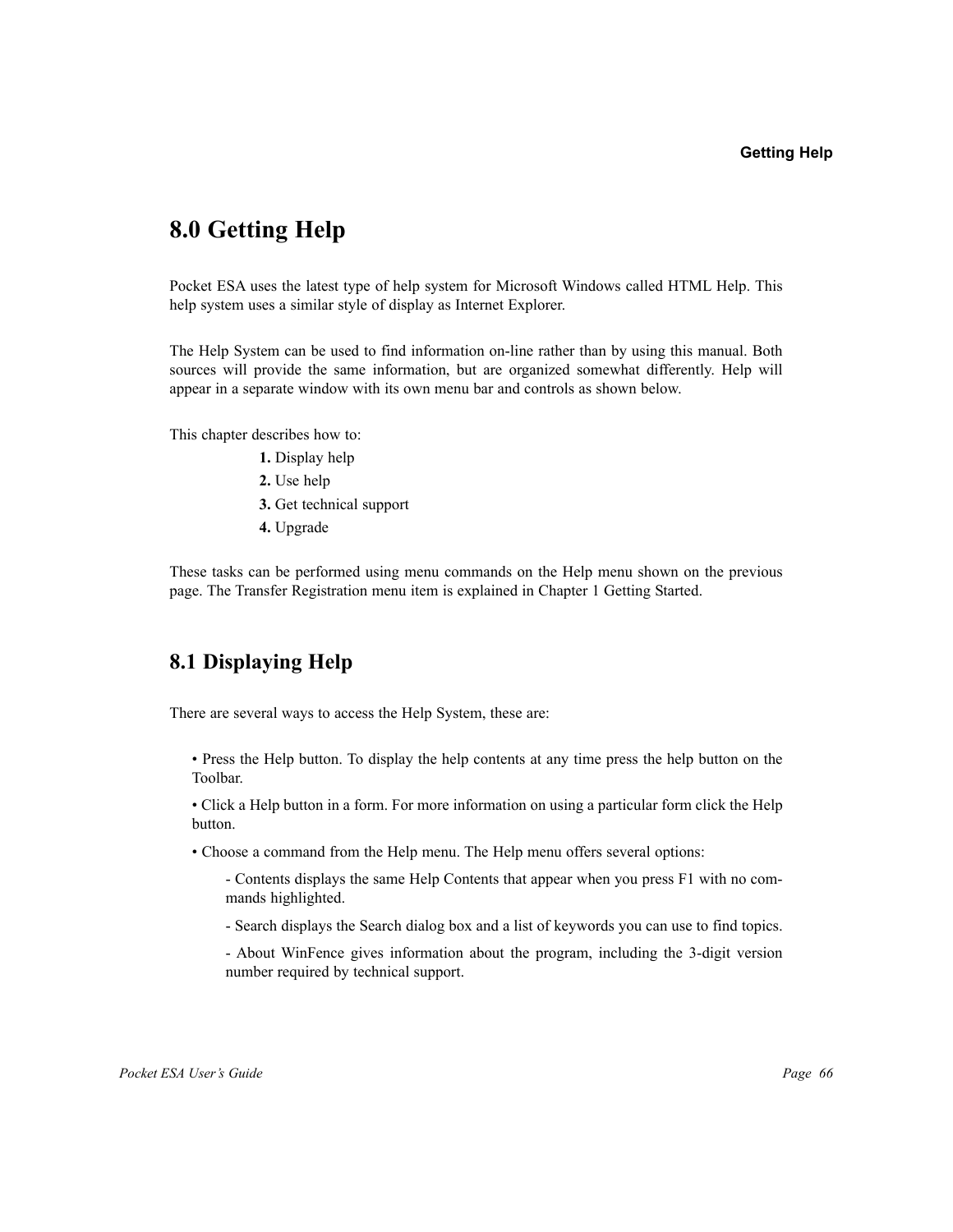# 8.0 Getting Help

Pocket ESA uses the latest type of help system for Microsoft Windows called HTML Help. This help system uses a similar style of display as Internet Explorer.

The Help System can be used to find information on-line rather than by using this manual. Both sources will provide the same information, but are organized somewhat differently. Help will appear in a separate window with its own menu bar and controls as shown below.

This chapter describes how to:

**1.** Display help
**2.** Use help
**3.** Get technical support
**4.** Upgrade

These tasks can be performed using menu commands on the Help menu shown on the previous page. The Transfer Registration menu item is explained in Chapter 1 Getting Started.

## 8.1 Displaying Help

There are several ways to access the Help System, these are:

• Press the Help button. To display the help contents at any time press the help button on the Toolbar.

• Click a Help button in a form. For more information on using a particular form click the Help button.

• Choose a command from the Help menu. The Help menu offers several options:

- Contents displays the same Help Contents that appear when you press F1 with no commands highlighted.
- Search displays the Search dialog box and a list of keywords you can use to find topics.
- About WinFence gives information about the program, including the 3-digit version number required by technical support.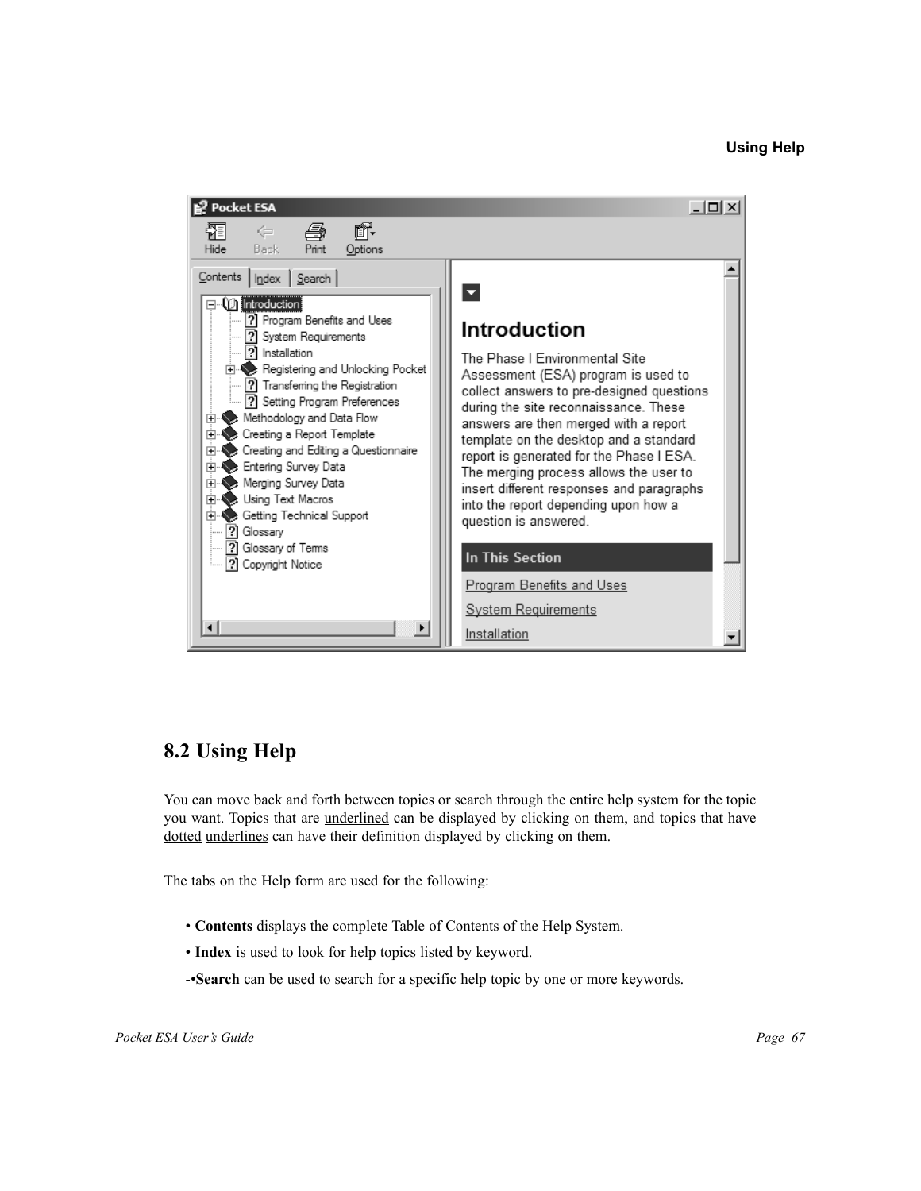## 8.2 Using Help

You can move back and forth between topics or search through the entire help system for the topic you want. Topics that are underlined can be displayed by clicking on them, and topics that have dotted underlines can have their definition displayed by clicking on them.

The tabs on the Help form are used for the following:

- **Contents** displays the complete Table of Contents of the Help System.
- **Index** is used to look for help topics listed by keyword.
- **Search** can be used to search for a specific help topic by one or more keywords.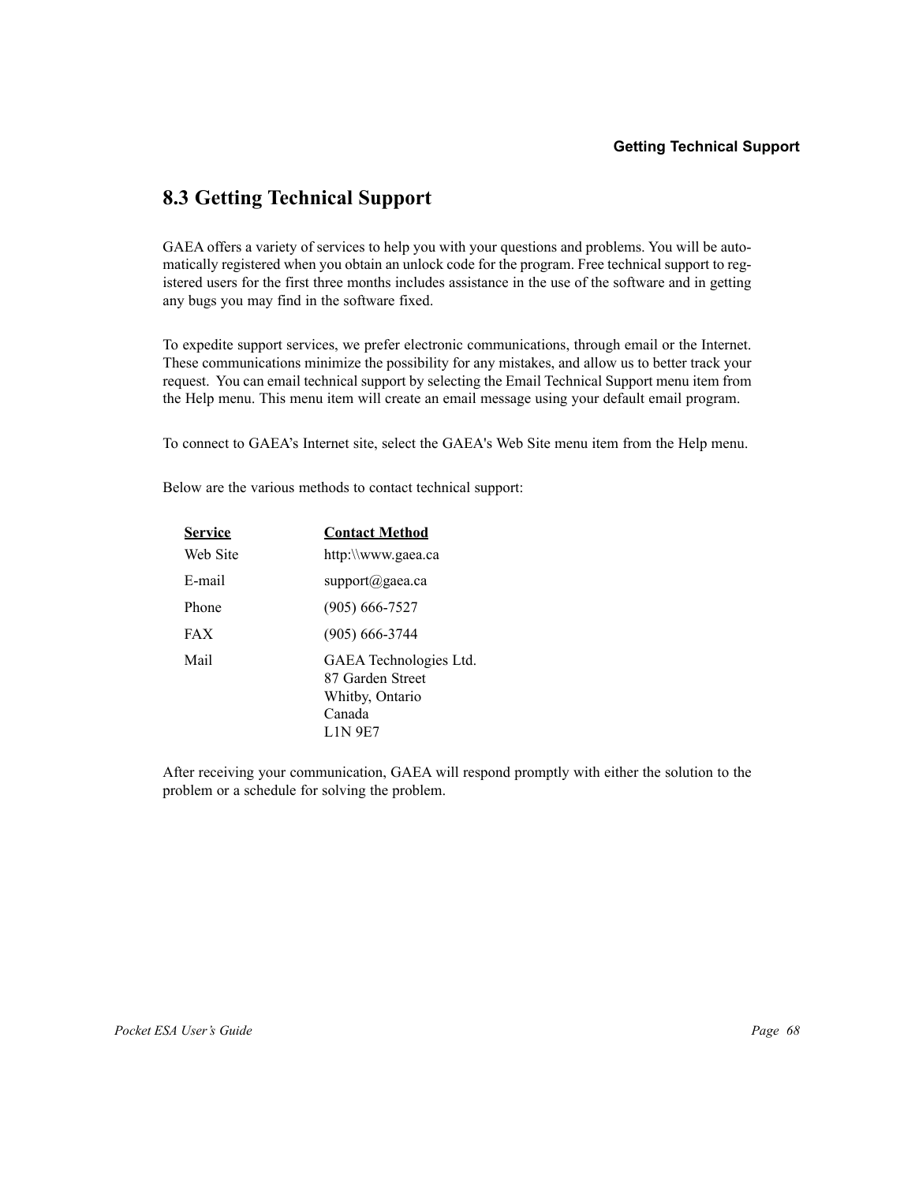## 8.3 Getting Technical Support

GAEA offers a variety of services to help you with your questions and problems. You will be automatically registered when you obtain an unlock code for the program. Free technical support to registered users for the first three months includes assistance in the use of the software and in getting any bugs you may find in the software fixed.

To expedite support services, we prefer electronic communications, through email or the Internet. These communications minimize the possibility for any mistakes, and allow us to better track your request.  You can email technical support by selecting the Email Technical Support menu item from the Help menu. This menu item will create an email message using your default email program.

To connect to GAEA's Internet site, select the GAEA's Web Site menu item from the Help menu.

Below are the various methods to contact technical support:

| Service | Contact Method |
|---|---|
| Web Site | http:\\www.gaea.ca |
| E-mail | support@gaea.ca |
| Phone | (905) 666-7527 |
| FAX | (905) 666-3744 |
| Mail | GAEA Technologies Ltd.<br>87 Garden Street<br>Whitby, Ontario<br>Canada<br>L1N 9E7 |

After receiving your communication, GAEA will respond promptly with either the solution to the problem or a schedule for solving the problem.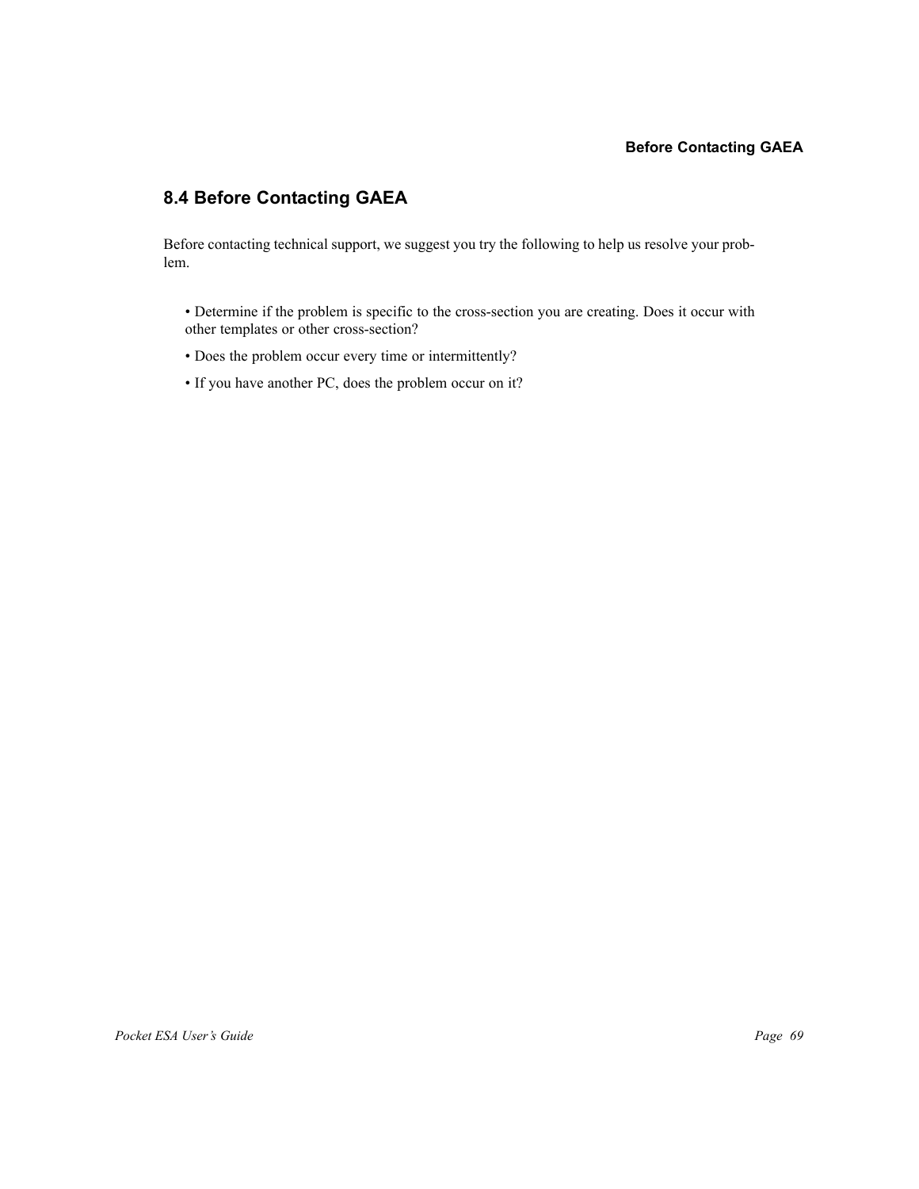## 8.4 Before Contacting GAEA

Before contacting technical support, we suggest you try the following to help us resolve your problem.

- Determine if the problem is specific to the cross-section you are creating. Does it occur with other templates or other cross-section?
- Does the problem occur every time or intermittently?
- If you have another PC, does the problem occur on it?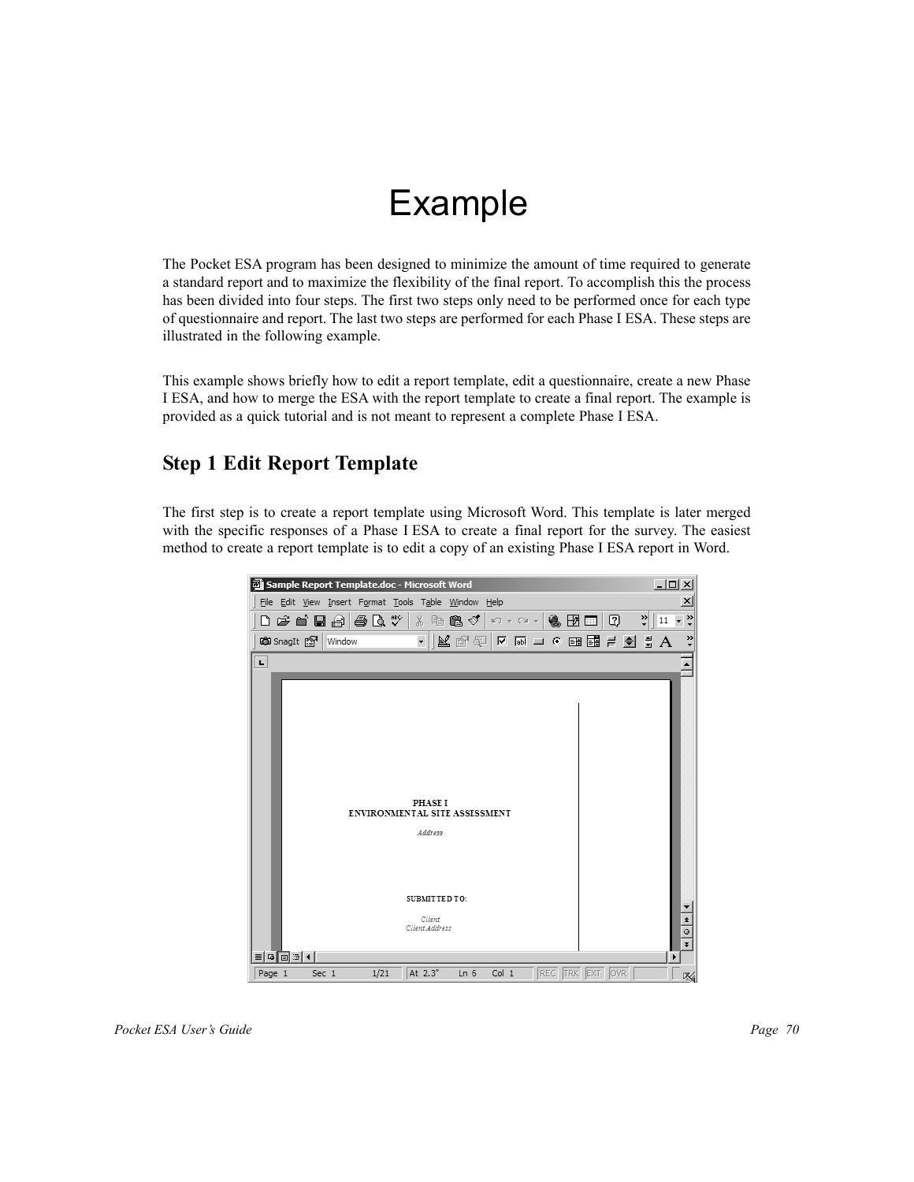# Example

The Pocket ESA program has been designed to minimize the amount of time required to generate a standard report and to maximize the flexibility of the final report. To accomplish this the process has been divided into four steps. The first two steps only need to be performed once for each type of questionnaire and report. The last two steps are performed for each Phase I ESA. These steps are illustrated in the following example.

This example shows briefly how to edit a report template, edit a questionnaire, create a new Phase I ESA, and how to merge the ESA with the report template to create a final report. The example is provided as a quick tutorial and is not meant to represent a complete Phase I ESA.

## Step 1 Edit Report Template

The first step is to create a report template using Microsoft Word. This template is later merged with the specific responses of a Phase I ESA to create a final report for the survey. The easiest method to create a report template is to edit a copy of an existing Phase I ESA report in Word.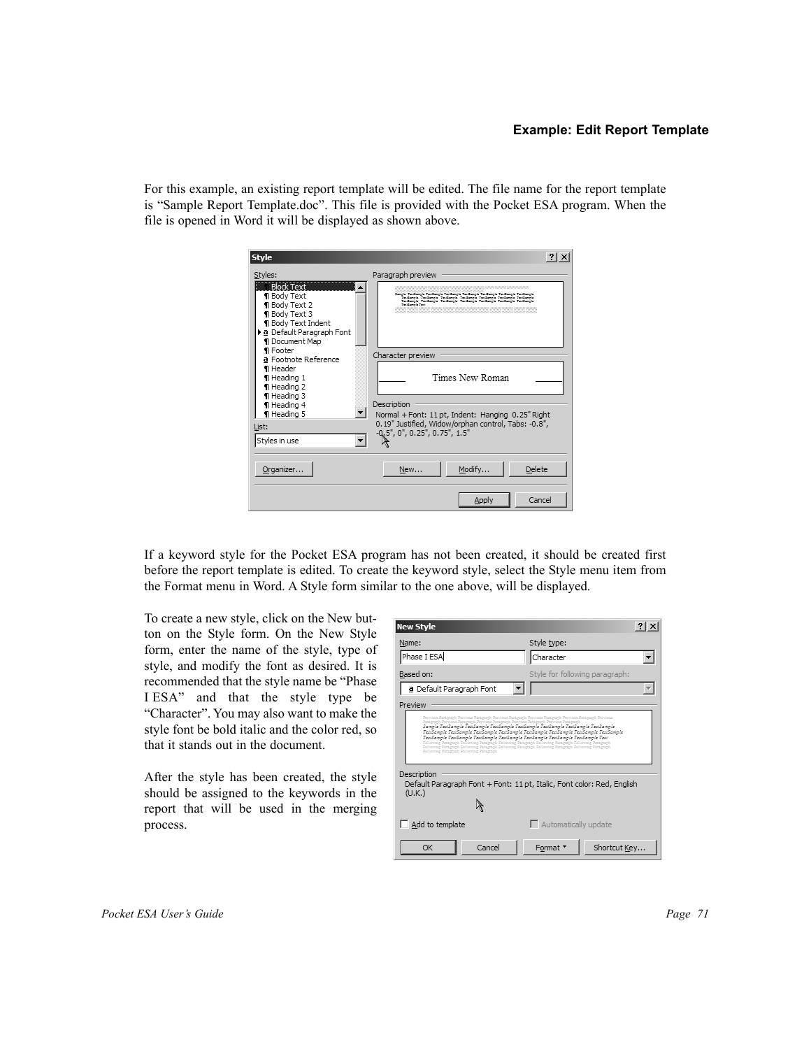For this example, an existing report template will be edited. The file name for the report template is "Sample Report Template.doc". This file is provided with the Pocket ESA program. When the file is opened in Word it will be displayed as shown above.

If a keyword style for the Pocket ESA program has not been created, it should be created first before the report template is edited. To create the keyword style, select the Style menu item from the Format menu in Word. A Style form similar to the one above, will be displayed.

To create a new style, click on the New button on the Style form. On the New Style form, enter the name of the style, type of style, and modify the font as desired. It is recommended that the style name be "Phase I ESA" and that the style type be "Character". You may also want to make the style font be bold italic and the color red, so that it stands out in the document.

After the style has been created, the style should be assigned to the keywords in the report that will be used in the merging process.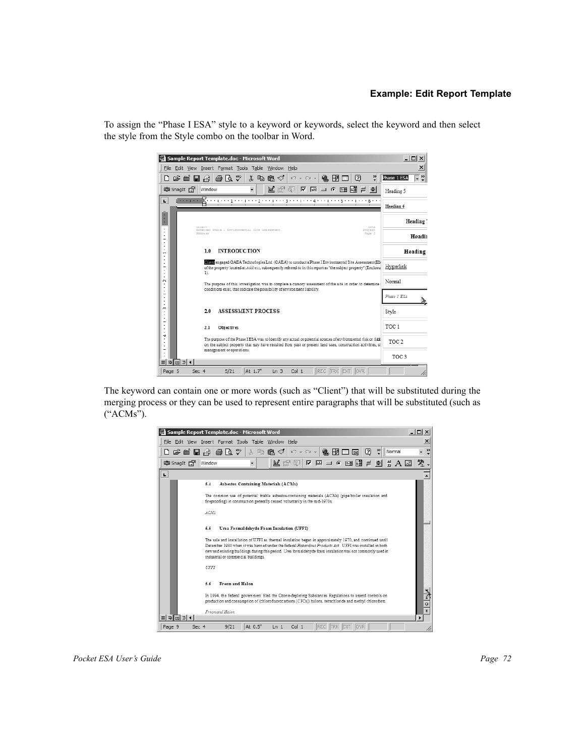To assign the “Phase I ESA” style to a keyword or keywords, select the keyword and then select the style from the Style combo on the toolbar in Word.

The keyword can contain one or more words (such as “Client”) that will be substituted during the merging process or they can be used to represent entire paragraphs that will be substituted (such as (“ACMs”).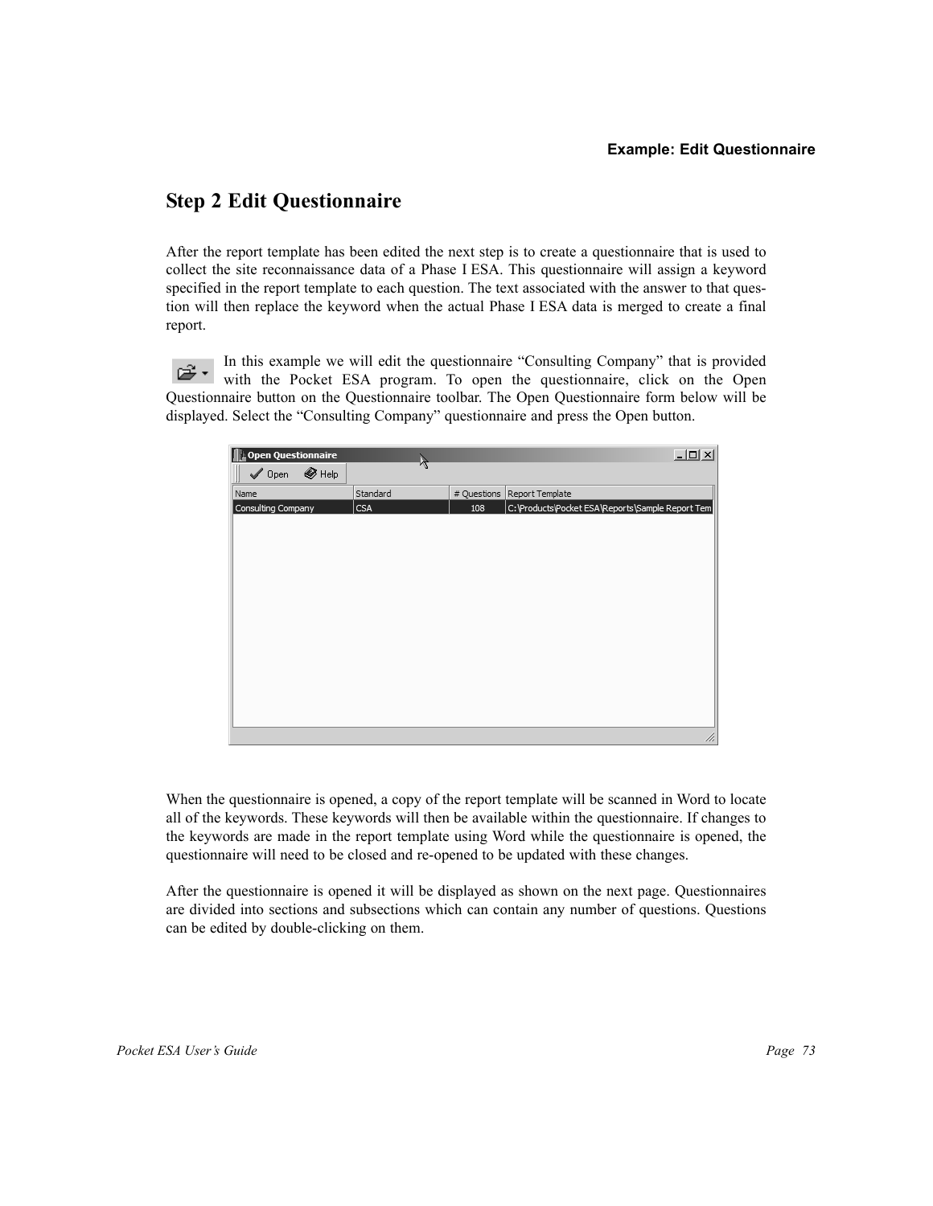## Step 2 Edit Questionnaire

After the report template has been edited the next step is to create a questionnaire that is used to collect the site reconnaissance data of a Phase I ESA. This questionnaire will assign a keyword specified in the report template to each question. The text associated with the answer to that question will then replace the keyword when the actual Phase I ESA data is merged to create a final report.

In this example we will edit the questionnaire "Consulting Company" that is provided with the Pocket ESA program. To open the questionnaire, click on the Open Questionnaire button on the Questionnaire toolbar. The Open Questionnaire form below will be displayed. Select the "Consulting Company" questionnaire and press the Open button.

When the questionnaire is opened, a copy of the report template will be scanned in Word to locate all of the keywords. These keywords will then be available within the questionnaire. If changes to the keywords are made in the report template using Word while the questionnaire is opened, the questionnaire will need to be closed and re-opened to be updated with these changes.

After the questionnaire is opened it will be displayed as shown on the next page. Questionnaires are divided into sections and subsections which can contain any number of questions. Questions can be edited by double-clicking on them.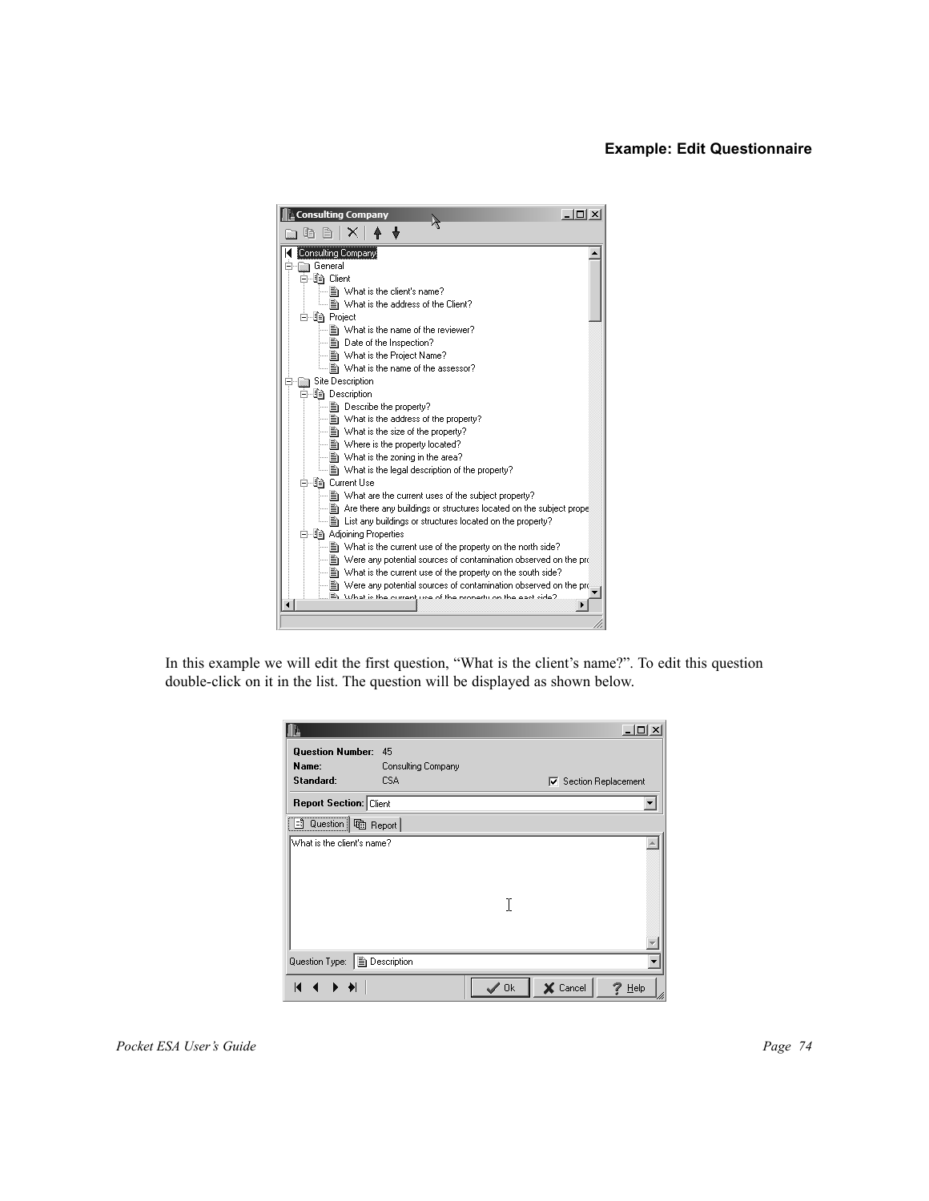## Example: Edit Questionnaire

In this example we will edit the first question, "What is the client's name?". To edit this question double-click on it in the list. The question will be displayed as shown below.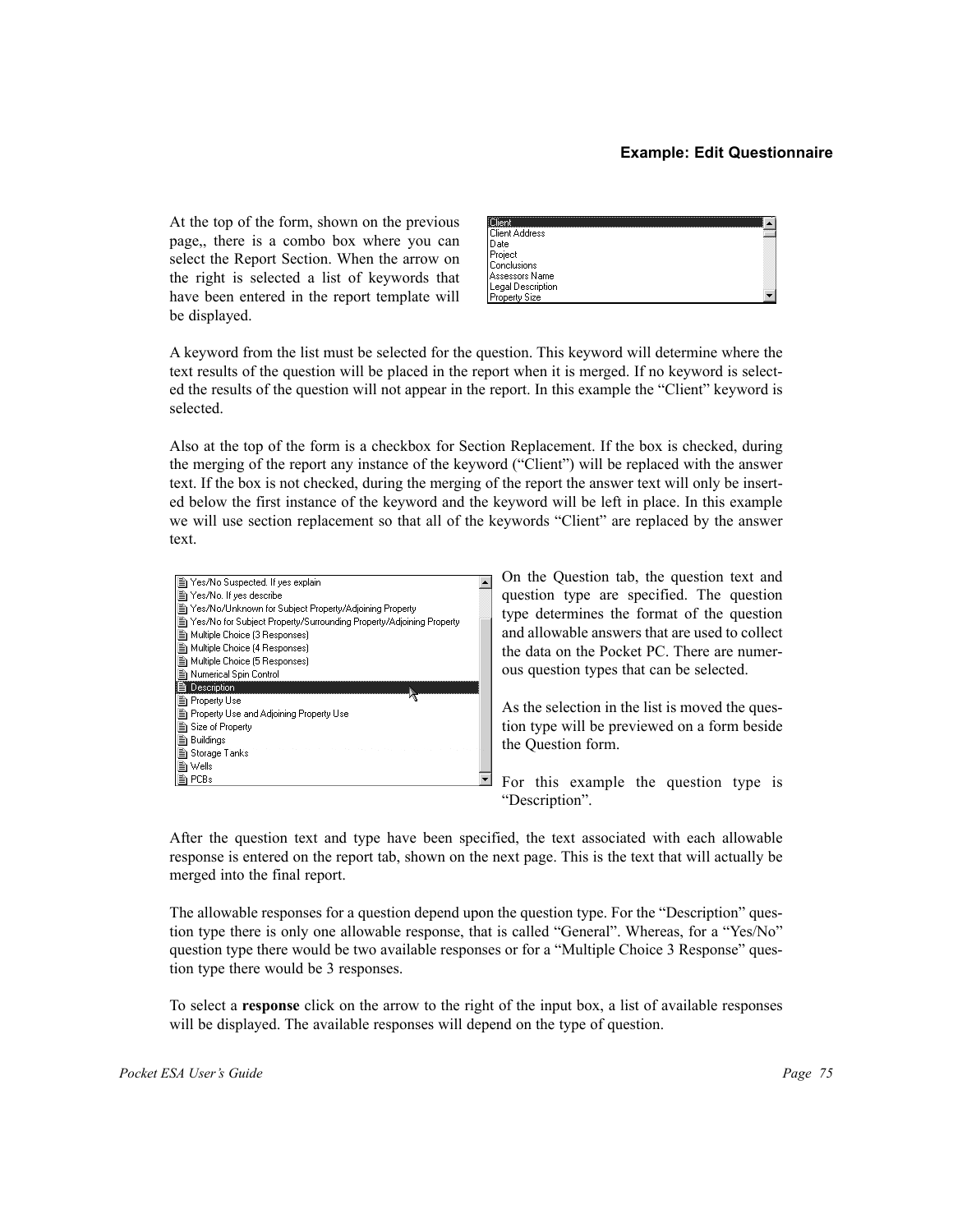At the top of the form, shown on the previous page,, there is a combo box where you can select the Report Section. When the arrow on the right is selected a list of keywords that have been entered in the report template will be displayed.

Client
Client Address
Date
Project
Conclusions
Assessors Name
Legal Description
Property Size

A keyword from the list must be selected for the question. This keyword will determine where the text results of the question will be placed in the report when it is merged. If no keyword is selected the results of the question will not appear in the report. In this example the "Client" keyword is selected.

Also at the top of the form is a checkbox for Section Replacement. If the box is checked, during the merging of the report any instance of the keyword ("Client") will be replaced with the answer text. If the box is not checked, during the merging of the report the answer text will only be inserted below the first instance of the keyword and the keyword will be left in place. In this example we will use section replacement so that all of the keywords "Client" are replaced by the answer text.

Yes/No Suspected. If yes explain
Yes/No. If yes describe
Yes/No/Unknown for Subject Property/Adjoining Property
Yes/No for Subject Property/Surrounding Property/Adjoining Property
Multiple Choice (3 Responses)
Multiple Choice (4 Responses)
Multiple Choice (5 Responses)
Numerical Spin Control
Description
Property Use
Property Use and Adjoining Property Use
Size of Property
Buildings
Storage Tanks
Wells
PCBs

On the Question tab, the question text and question type are specified. The question type determines the format of the question and allowable answers that are used to collect the data on the Pocket PC. There are numerous question types that can be selected.

As the selection in the list is moved the question type will be previewed on a form beside the Question form.

For this example the question type is "Description".

After the question text and type have been specified, the text associated with each allowable response is entered on the report tab, shown on the next page. This is the text that will actually be merged into the final report.

The allowable responses for a question depend upon the question type. For the "Description" question type there is only one allowable response, that is called "General". Whereas, for a "Yes/No" question type there would be two available responses or for a "Multiple Choice 3 Response" question type there would be 3 responses.

To select a **response** click on the arrow to the right of the input box, a list of available responses will be displayed. The available responses will depend on the type of question.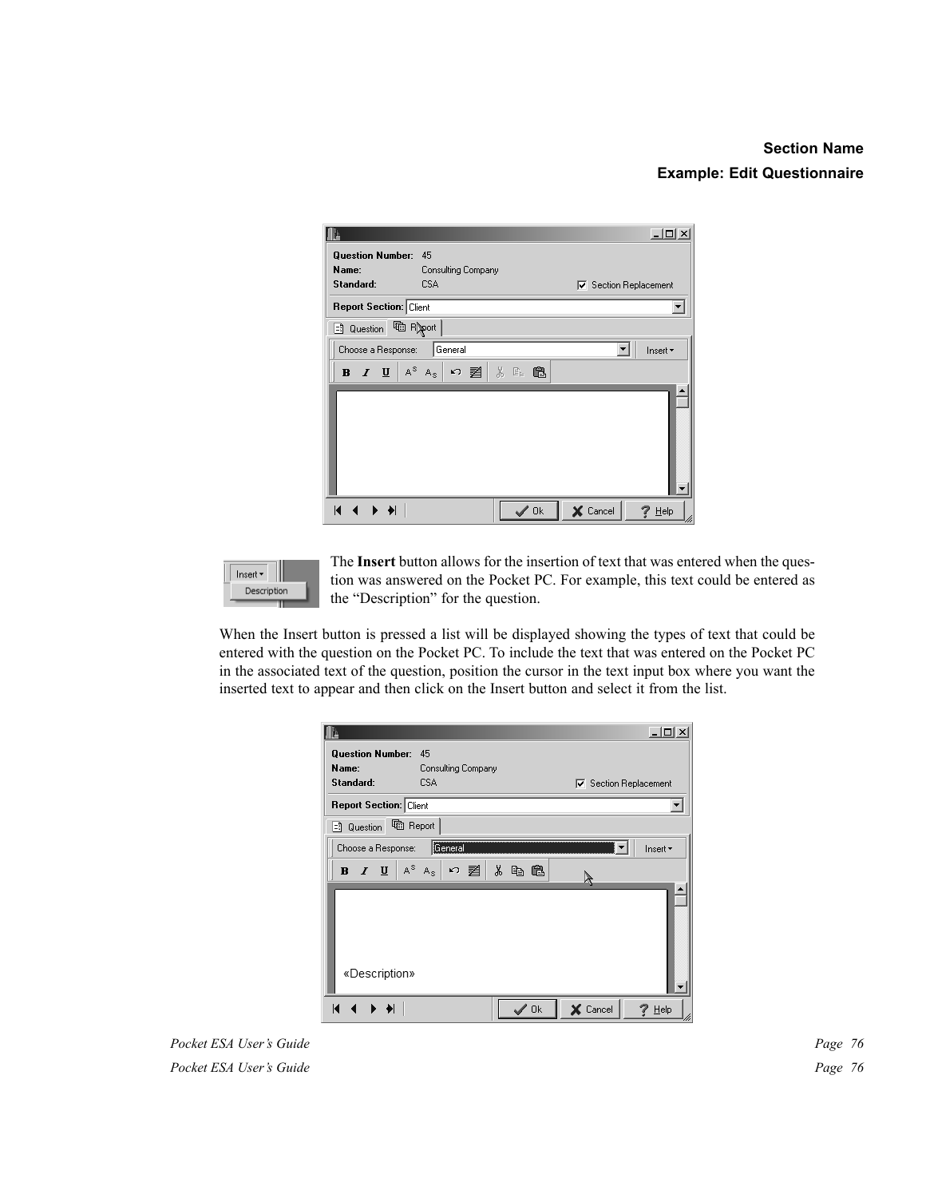The **Insert** button allows for the insertion of text that was entered when the question was answered on the Pocket PC. For example, this text could be entered as the “Description” for the question.

When the Insert button is pressed a list will be displayed showing the types of text that could be entered with the question on the Pocket PC. To include the text that was entered on the Pocket PC in the associated text of the question, position the cursor in the text input box where you want the inserted text to appear and then click on the Insert button and select it from the list.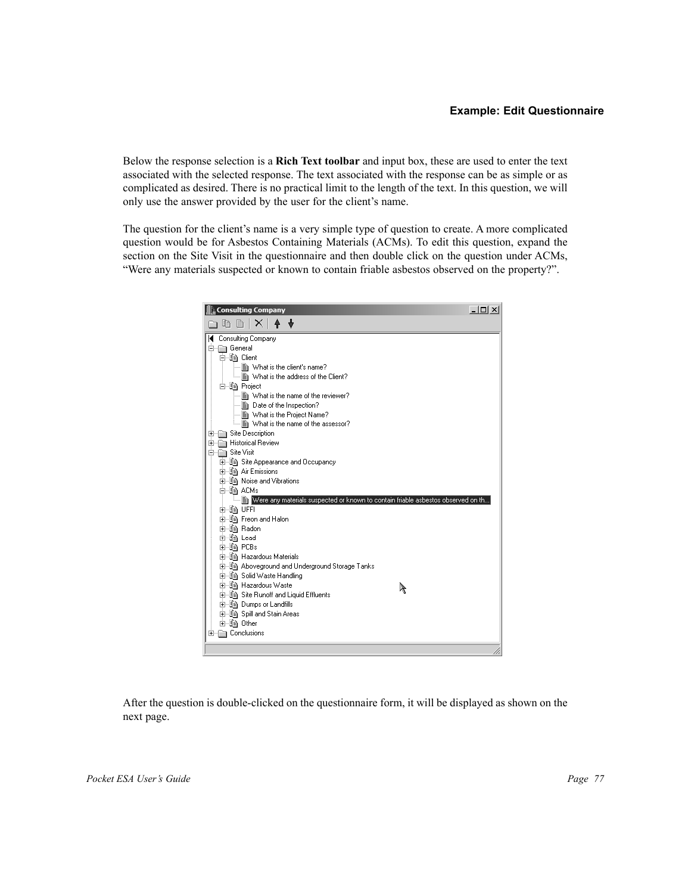Below the response selection is a **Rich Text toolbar** and input box, these are used to enter the text associated with the selected response. The text associated with the response can be as simple or as complicated as desired. There is no practical limit to the length of the text. In this question, we will only use the answer provided by the user for the client's name.

The question for the client's name is a very simple type of question to create. A more complicated question would be for Asbestos Containing Materials (ACMs). To edit this question, expand the section on the Site Visit in the questionnaire and then double click on the question under ACMs, "Were any materials suspected or known to contain friable asbestos observed on the property?".

After the question is double-clicked on the questionnaire form, it will be displayed as shown on the next page.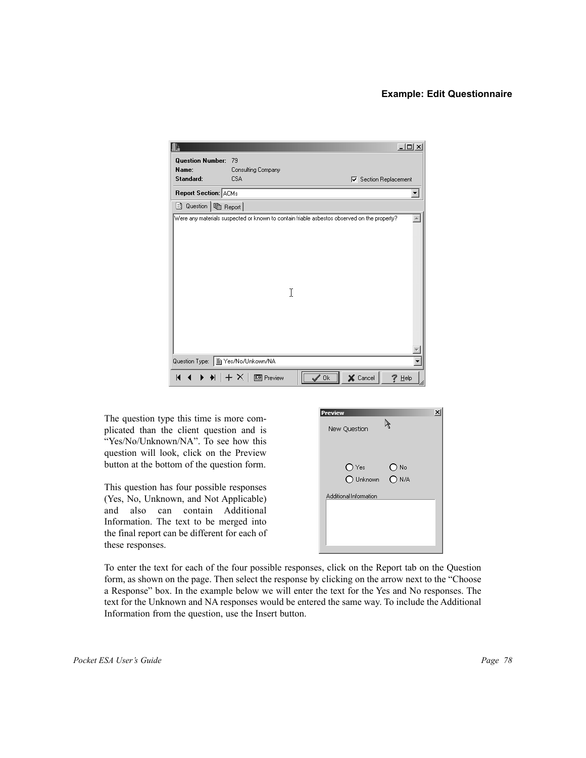The question type this time is more complicated than the client question and is "Yes/No/Unknown/NA". To see how this question will look, click on the Preview button at the bottom of the question form.

This question has four possible responses (Yes, No, Unknown, and Not Applicable) and also can contain Additional Information. The text to be merged into the final report can be different for each of these responses.

To enter the text for each of the four possible responses, click on the Report tab on the Question form, as shown on the page. Then select the response by clicking on the arrow next to the "Choose a Response" box. In the example below we will enter the text for the Yes and No responses. The text for the Unknown and NA responses would be entered the same way. To include the Additional Information from the question, use the Insert button.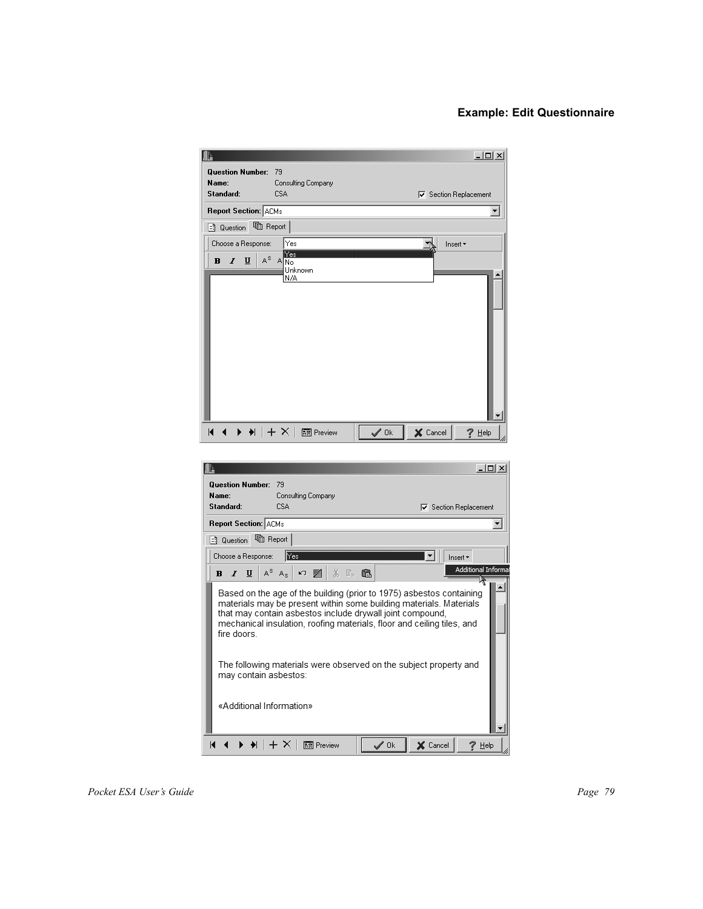### Example: Edit Questionnaire

Question Number: 79
Name: Consulting Company
Standard: CSA
☑ Section Replacement

Report Section: ACMs

Question | Report

Choose a Response: Yes

Yes
No
Unknown
N/A

Insert ▾

Preview | Ok | Cancel | Help

Question Number: 79
Name: Consulting Company
Standard: CSA
☑ Section Replacement

Report Section: ACMs

Question | Report

Choose a Response: Yes

Insert ▾

Additional Informa

Based on the age of the building (prior to 1975) asbestos containing materials may be present within some building materials. Materials that may contain asbestos include drywall joint compound, mechanical insulation, roofing materials, floor and ceiling tiles, and fire doors.

The following materials were observed on the subject property and may contain asbestos:

«Additional Information»

Preview | Ok | Cancel | Help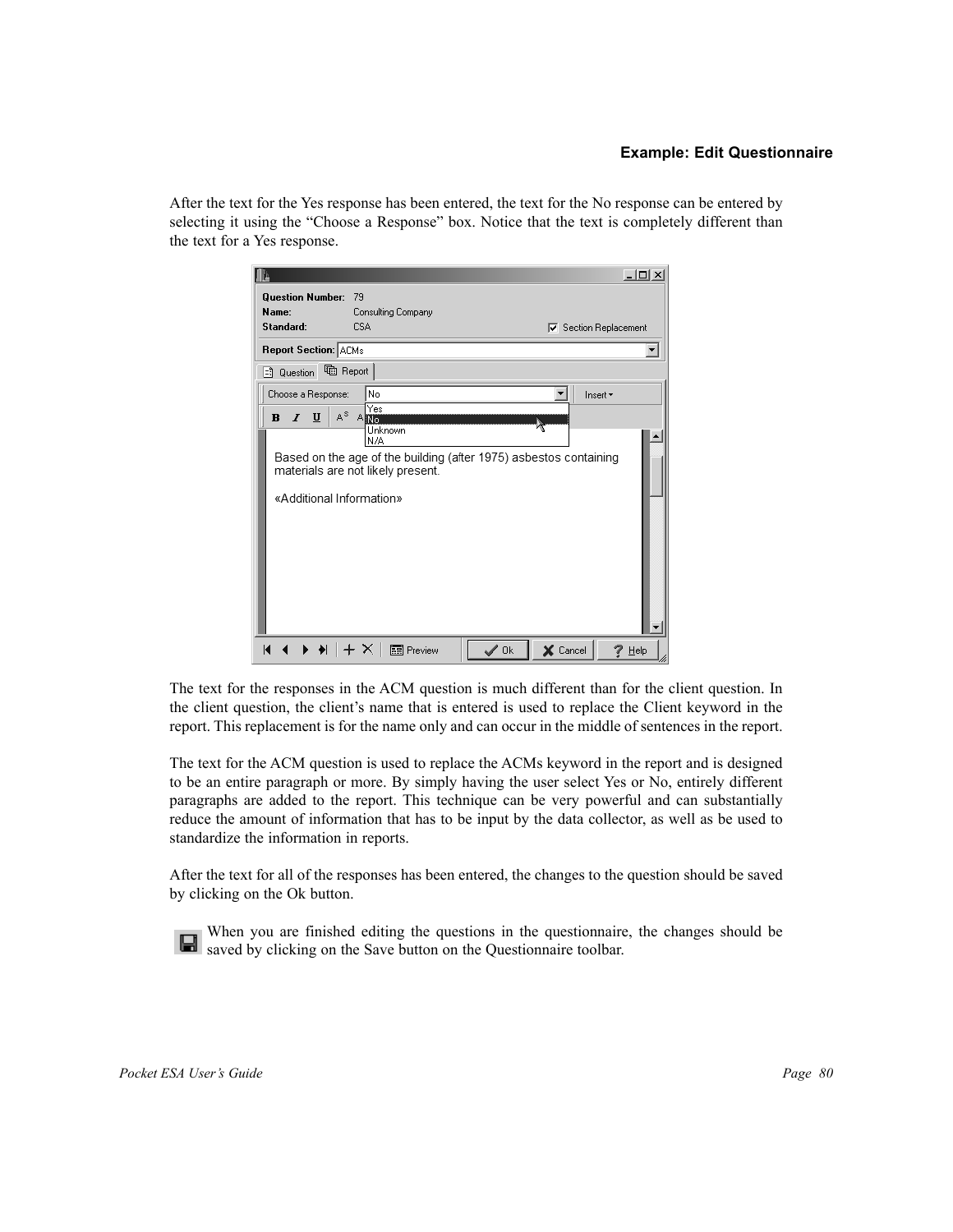After the text for the Yes response has been entered, the text for the No response can be entered by selecting it using the “Choose a Response” box. Notice that the text is completely different than the text for a Yes response.

The text for the responses in the ACM question is much different than for the client question. In the client question, the client’s name that is entered is used to replace the Client keyword in the report. This replacement is for the name only and can occur in the middle of sentences in the report.

The text for the ACM question is used to replace the ACMs keyword in the report and is designed to be an entire paragraph or more. By simply having the user select Yes or No, entirely different paragraphs are added to the report. This technique can be very powerful and can substantially reduce the amount of information that has to be input by the data collector, as well as be used to standardize the information in reports.

After the text for all of the responses has been entered, the changes to the question should be saved by clicking on the Ok button.

When you are finished editing the questions in the questionnaire, the changes should be saved by clicking on the Save button on the Questionnaire toolbar.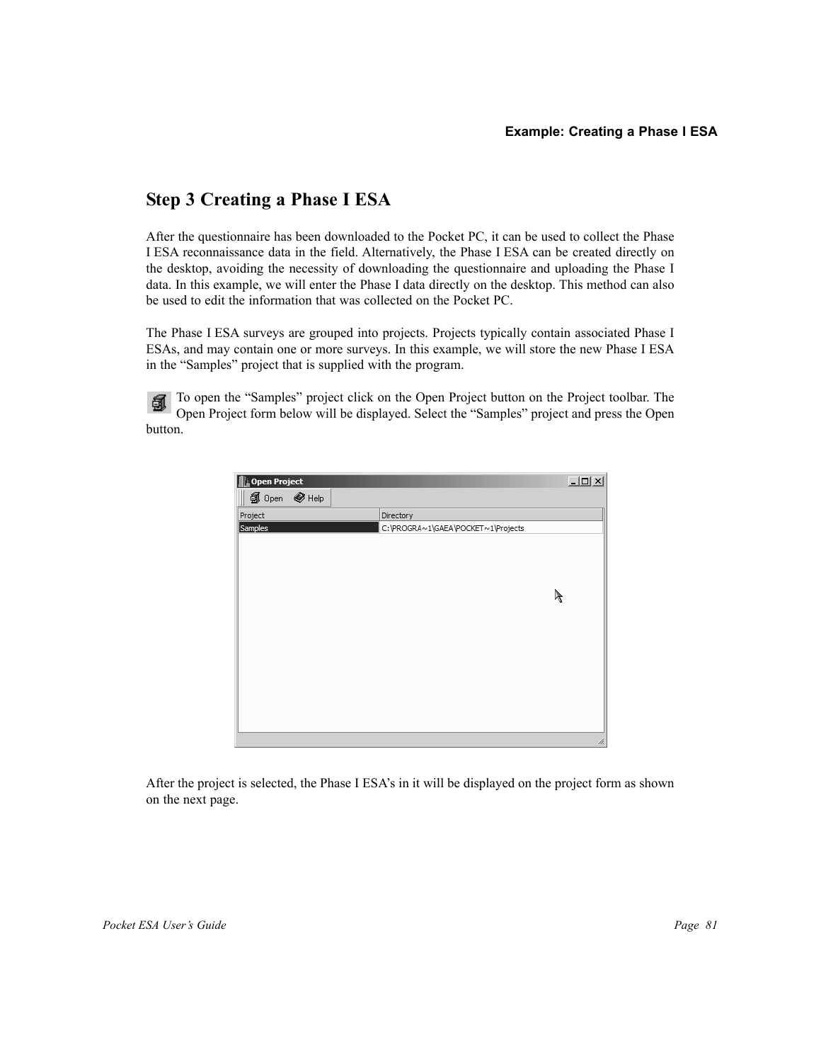## Step 3 Creating a Phase I ESA

After the questionnaire has been downloaded to the Pocket PC, it can be used to collect the Phase I ESA reconnaissance data in the field. Alternatively, the Phase I ESA can be created directly on the desktop, avoiding the necessity of downloading the questionnaire and uploading the Phase I data. In this example, we will enter the Phase I data directly on the desktop. This method can also be used to edit the information that was collected on the Pocket PC.

The Phase I ESA surveys are grouped into projects. Projects typically contain associated Phase I ESAs, and may contain one or more surveys. In this example, we will store the new Phase I ESA in the "Samples" project that is supplied with the program.

To open the "Samples" project click on the Open Project button on the Project toolbar. The Open Project form below will be displayed. Select the "Samples" project and press the Open button.

After the project is selected, the Phase I ESA's in it will be displayed on the project form as shown on the next page.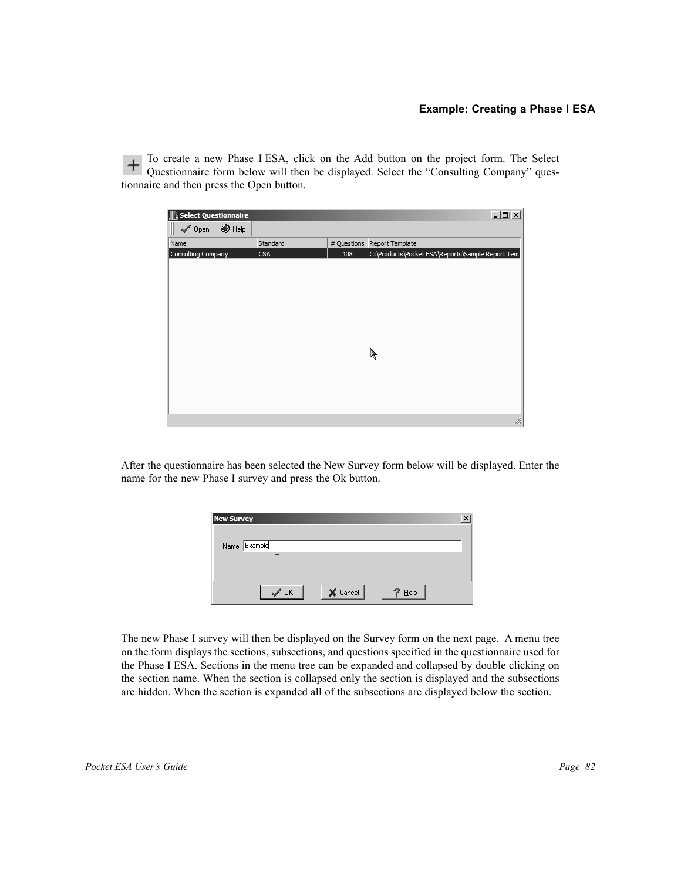### Example: Creating a Phase I ESA

To create a new Phase I ESA, click on the Add button on the project form. The Select Questionnaire form below will then be displayed. Select the "Consulting Company" questionnaire and then press the Open button.

After the questionnaire has been selected the New Survey form below will be displayed. Enter the name for the new Phase I survey and press the Ok button.

The new Phase I survey will then be displayed on the Survey form on the next page. A menu tree on the form displays the sections, subsections, and questions specified in the questionnaire used for the Phase I ESA. Sections in the menu tree can be expanded and collapsed by double clicking on the section name. When the section is collapsed only the section is displayed and the subsections are hidden. When the section is expanded all of the subsections are displayed below the section.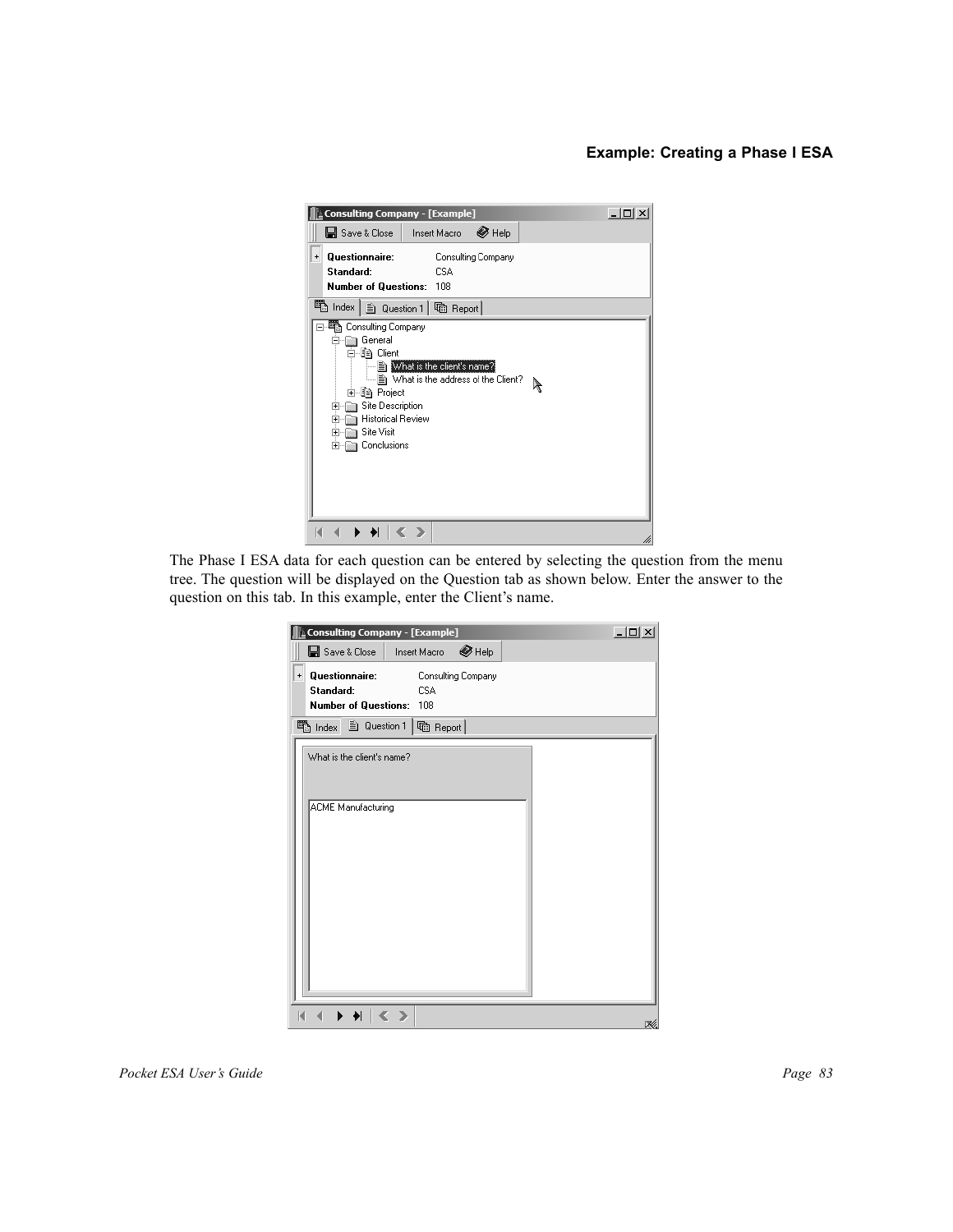The Phase I ESA data for each question can be entered by selecting the question from the menu tree. The question will be displayed on the Question tab as shown below. Enter the answer to the question on this tab. In this example, enter the Client's name.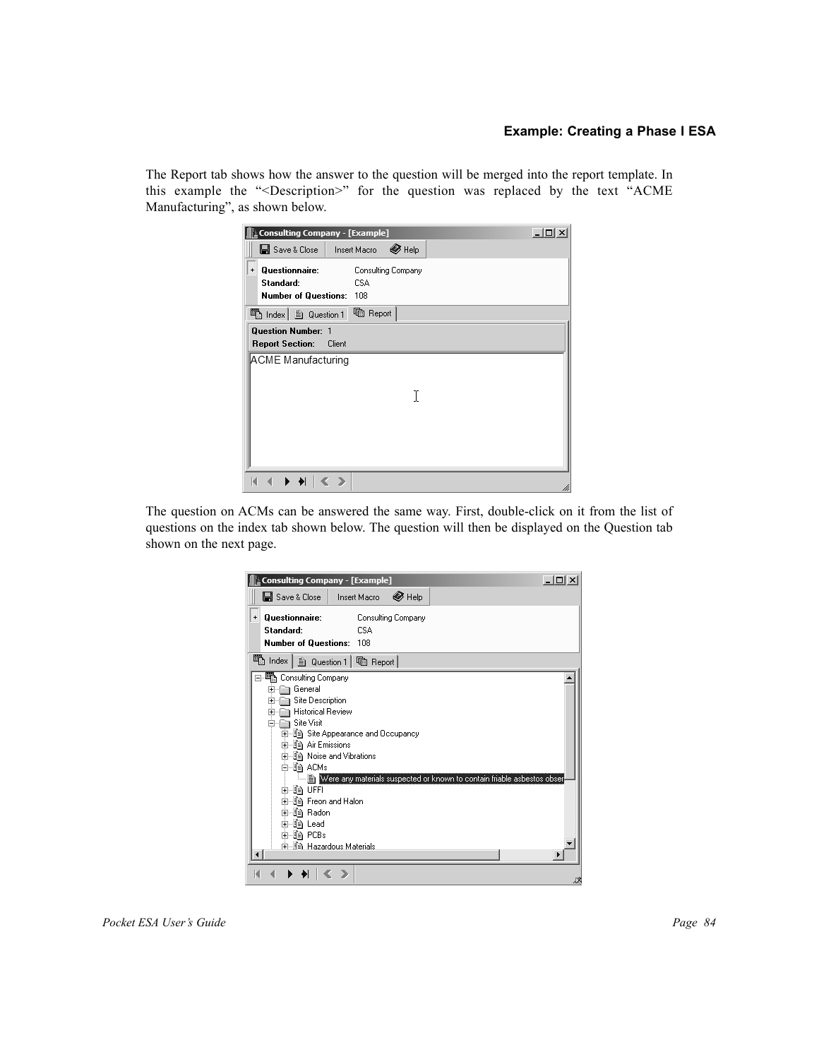The Report tab shows how the answer to the question will be merged into the report template. In this example the "<Description>" for the question was replaced by the text "ACME Manufacturing", as shown below.

The question on ACMs can be answered the same way. First, double-click on it from the list of questions on the index tab shown below. The question will then be displayed on the Question tab shown on the next page.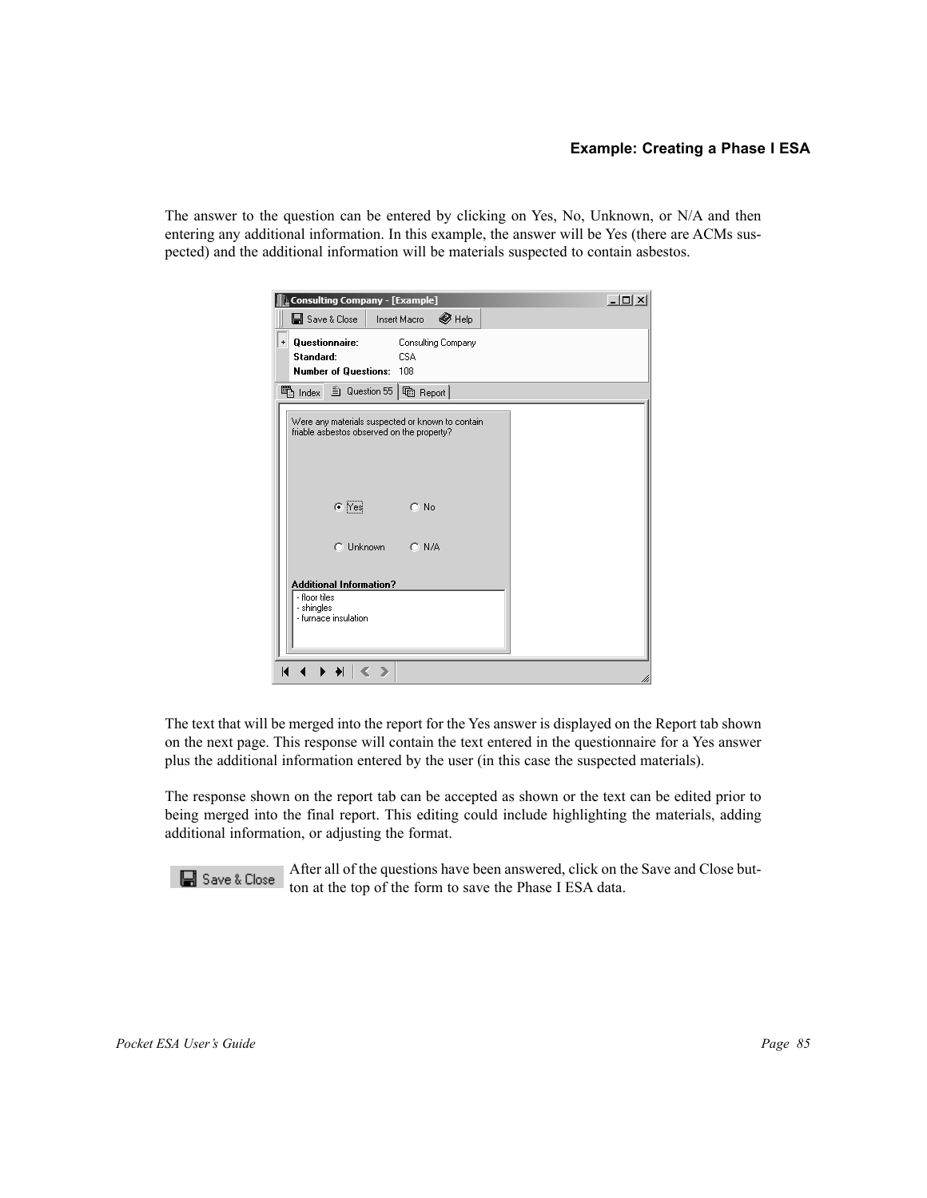The answer to the question can be entered by clicking on Yes, No, Unknown, or N/A and then entering any additional information. In this example, the answer will be Yes (there are ACMs suspected) and the additional information will be materials suspected to contain asbestos.

The text that will be merged into the report for the Yes answer is displayed on the Report tab shown on the next page. This response will contain the text entered in the questionnaire for a Yes answer plus the additional information entered by the user (in this case the suspected materials).

The response shown on the report tab can be accepted as shown or the text can be edited prior to being merged into the final report. This editing could include highlighting the materials, adding additional information, or adjusting the format.

After all of the questions have been answered, click on the Save and Close button at the top of the form to save the Phase I ESA data.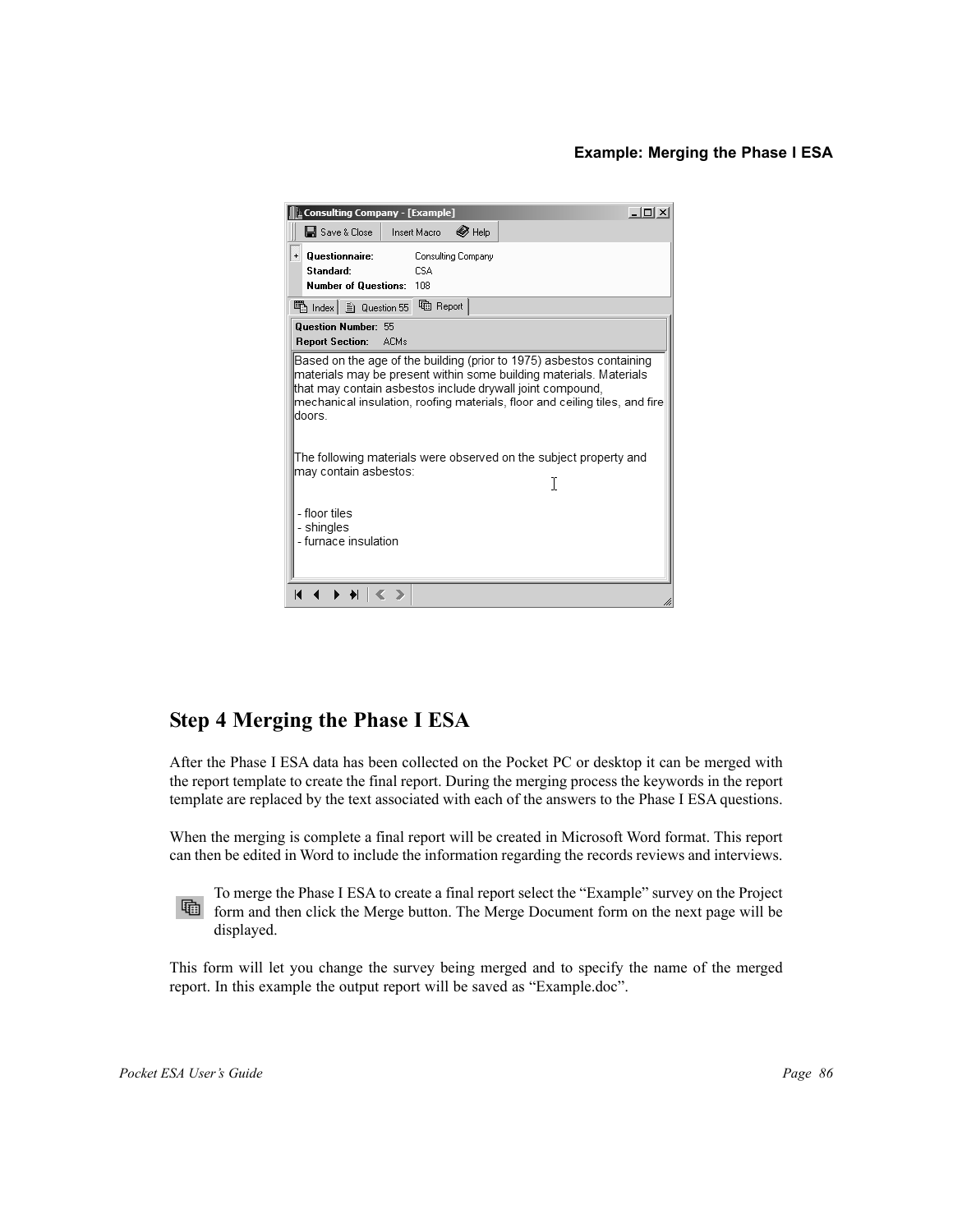Consulting Company - [Example]

Save & Close | Insert Macro | Help

**Questionnaire:** Consulting Company
**Standard:** CSA
**Number of Questions:** 108

Index | Question 55 | Report

**Question Number:** 55
**Report Section:** ACMs

Based on the age of the building (prior to 1975) asbestos containing materials may be present within some building materials. Materials that may contain asbestos include drywall joint compound, mechanical insulation, roofing materials, floor and ceiling tiles, and fire doors.

The following materials were observed on the subject property and may contain asbestos:

- floor tiles
- shingles
- furnace insulation

# Step 4 Merging the Phase I ESA

After the Phase I ESA data has been collected on the Pocket PC or desktop it can be merged with the report template to create the final report. During the merging process the keywords in the report template are replaced by the text associated with each of the answers to the Phase I ESA questions.

When the merging is complete a final report will be created in Microsoft Word format. This report can then be edited in Word to include the information regarding the records reviews and interviews.

To merge the Phase I ESA to create a final report select the "Example" survey on the Project form and then click the Merge button. The Merge Document form on the next page will be displayed.

This form will let you change the survey being merged and to specify the name of the merged report. In this example the output report will be saved as "Example.doc".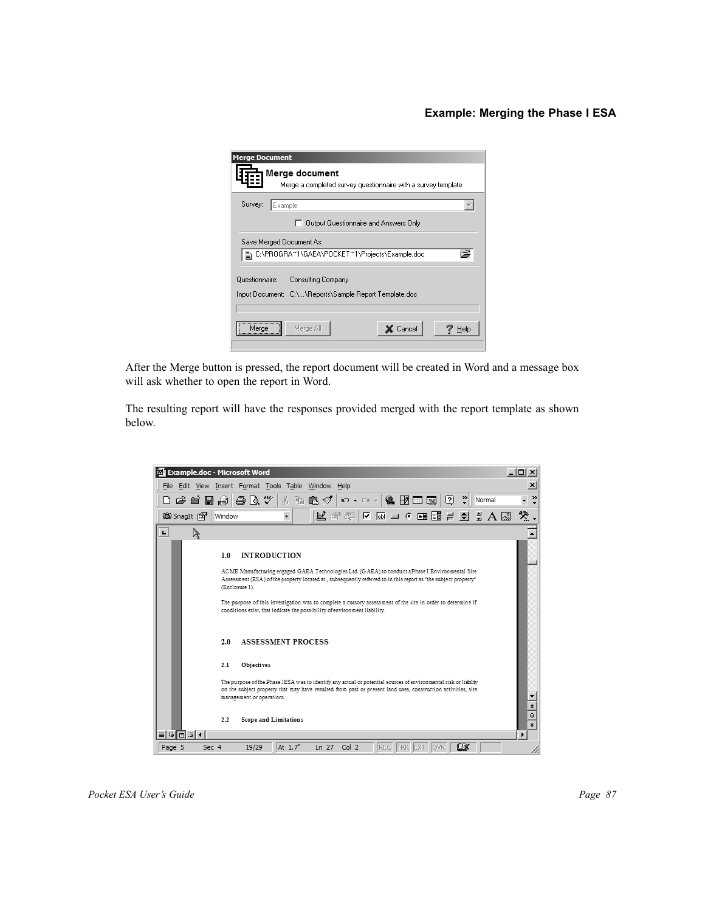## Example: Merging the Phase I ESA

After the Merge button is pressed, the report document will be created in Word and a message box will ask whether to open the report in Word.

The resulting report will have the responses provided merged with the report template as shown below.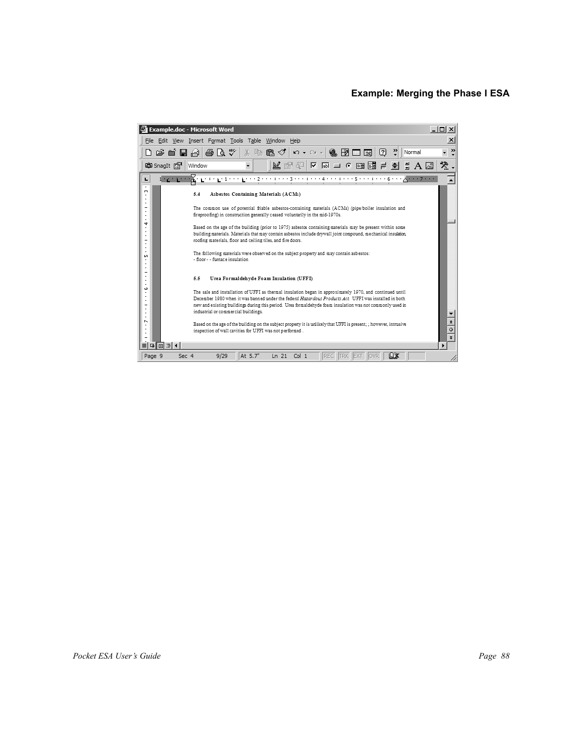## Example: Merging the Phase I ESA

Example.doc - Microsoft Word

File Edit View Insert Format Tools Table Window Help

**5.4 Asbestos Containing Materials (ACMs)**

The common use of potential friable asbestos-containing materials (ACMs) (pipe/boiler insulation and fireproofing) in construction generally ceased voluntarily in the mid-1970s.

Based on the age of the building (prior to 1975) asbestos containing materials may be present within some building materials. Materials that may contain asbestos include drywall joint compound, mechanical insulation, roofing materials, floor and ceiling tiles, and fire doors.

The following materials were observed on the subject property and may contain asbestos:
- floor - - furnace insulation

**5.5 Urea Formaldehyde Foam Insulation (UFFI)**

The sale and installation of UFFI as thermal insulation began in approximately 1970, and continued until December 1980 when it was banned under the federal *Hazardous Products Act*. UFFI was installed in both new and existing buildings during this period. Urea formaldehyde foam insulation was not commonly used in industrial or commercial buildings.

Based on the age of the building on the subject property it is unlikely that UFFI is present; ; however, intrusive inspection of wall cavities for UFFI was not performed .

Page 9 Sec 4 9/29 At 5.7" Ln 21 Col 1 REC TRK EXT OVR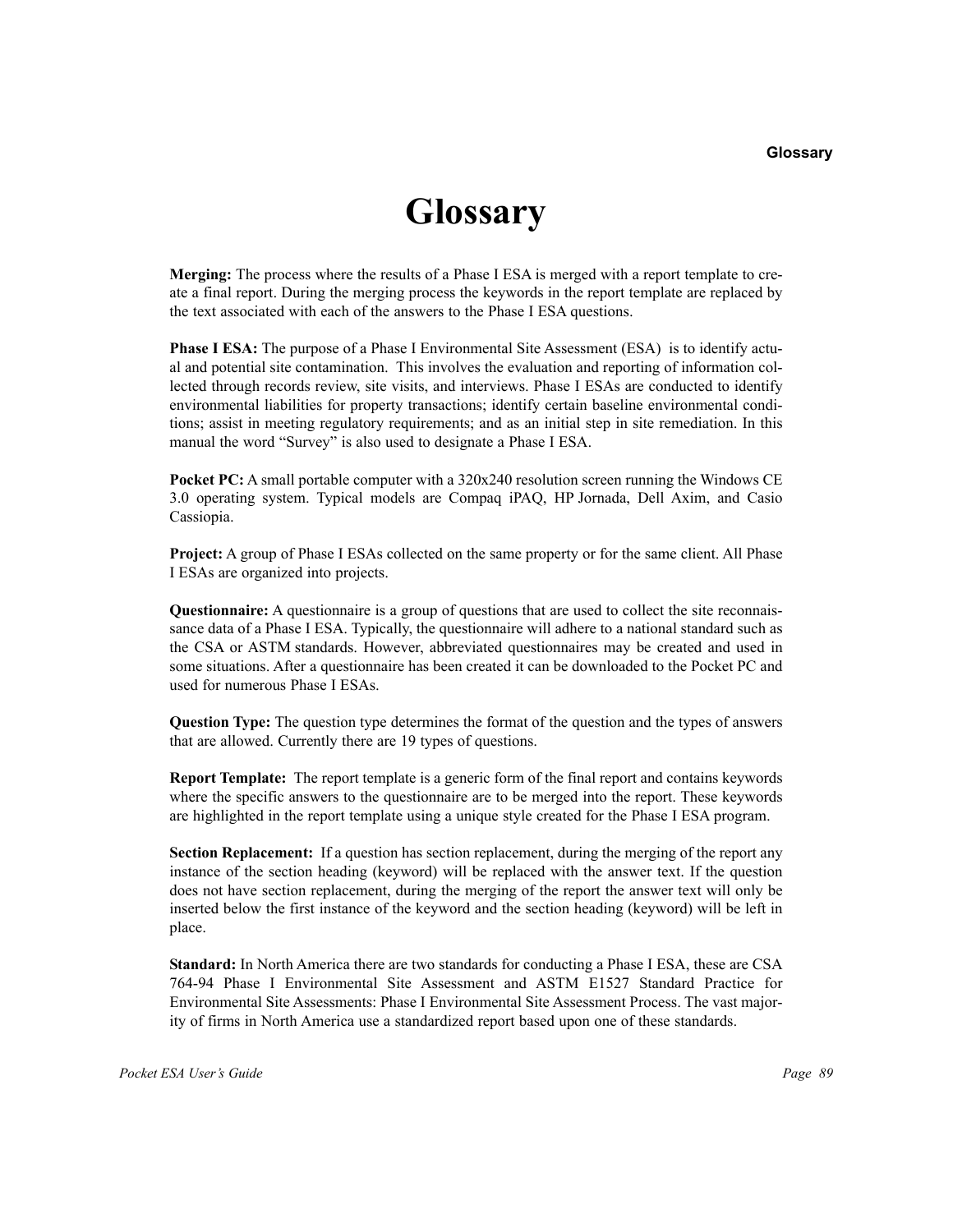# Glossary

**Merging:** The process where the results of a Phase I ESA is merged with a report template to create a final report. During the merging process the keywords in the report template are replaced by the text associated with each of the answers to the Phase I ESA questions.

**Phase I ESA:** The purpose of a Phase I Environmental Site Assessment (ESA) is to identify actual and potential site contamination. This involves the evaluation and reporting of information collected through records review, site visits, and interviews. Phase I ESAs are conducted to identify environmental liabilities for property transactions; identify certain baseline environmental conditions; assist in meeting regulatory requirements; and as an initial step in site remediation. In this manual the word "Survey" is also used to designate a Phase I ESA.

**Pocket PC:** A small portable computer with a 320x240 resolution screen running the Windows CE 3.0 operating system. Typical models are Compaq iPAQ, HP Jornada, Dell Axim, and Casio Cassiopia.

**Project:** A group of Phase I ESAs collected on the same property or for the same client. All Phase I ESAs are organized into projects.

**Questionnaire:** A questionnaire is a group of questions that are used to collect the site reconnaissance data of a Phase I ESA. Typically, the questionnaire will adhere to a national standard such as the CSA or ASTM standards. However, abbreviated questionnaires may be created and used in some situations. After a questionnaire has been created it can be downloaded to the Pocket PC and used for numerous Phase I ESAs.

**Question Type:** The question type determines the format of the question and the types of answers that are allowed. Currently there are 19 types of questions.

**Report Template:** The report template is a generic form of the final report and contains keywords where the specific answers to the questionnaire are to be merged into the report. These keywords are highlighted in the report template using a unique style created for the Phase I ESA program.

**Section Replacement:** If a question has section replacement, during the merging of the report any instance of the section heading (keyword) will be replaced with the answer text. If the question does not have section replacement, during the merging of the report the answer text will only be inserted below the first instance of the keyword and the section heading (keyword) will be left in place.

**Standard:** In North America there are two standards for conducting a Phase I ESA, these are CSA 764-94 Phase I Environmental Site Assessment and ASTM E1527 Standard Practice for Environmental Site Assessments: Phase I Environmental Site Assessment Process. The vast majority of firms in North America use a standardized report based upon one of these standards.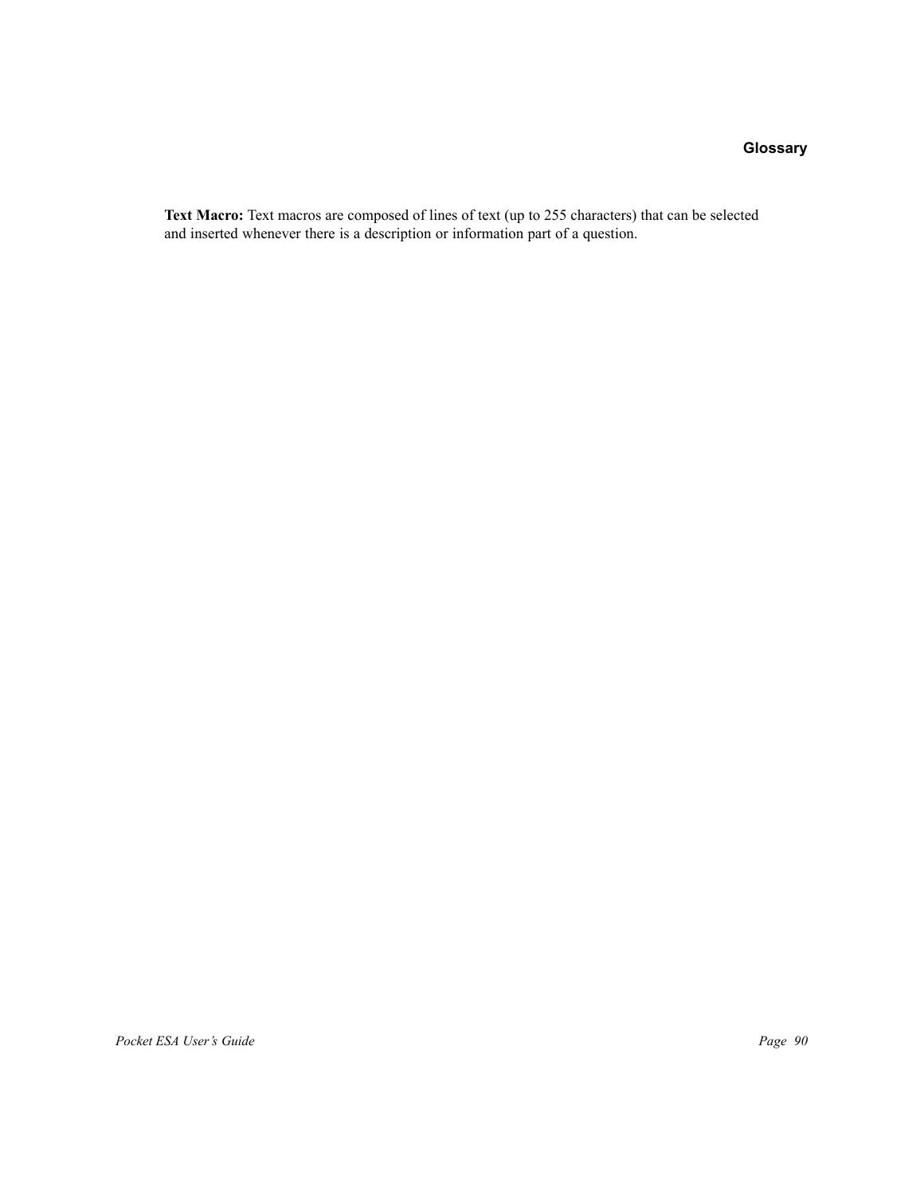**Text Macro:** Text macros are composed of lines of text (up to 255 characters) that can be selected and inserted whenever there is a description or information part of a question.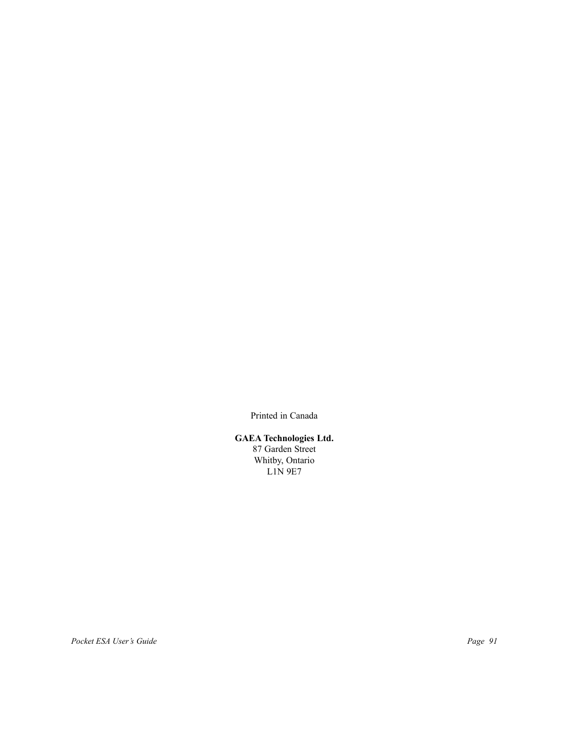Printed in Canada

**GAEA Technologies Ltd.**
87 Garden Street
Whitby, Ontario
L1N 9E7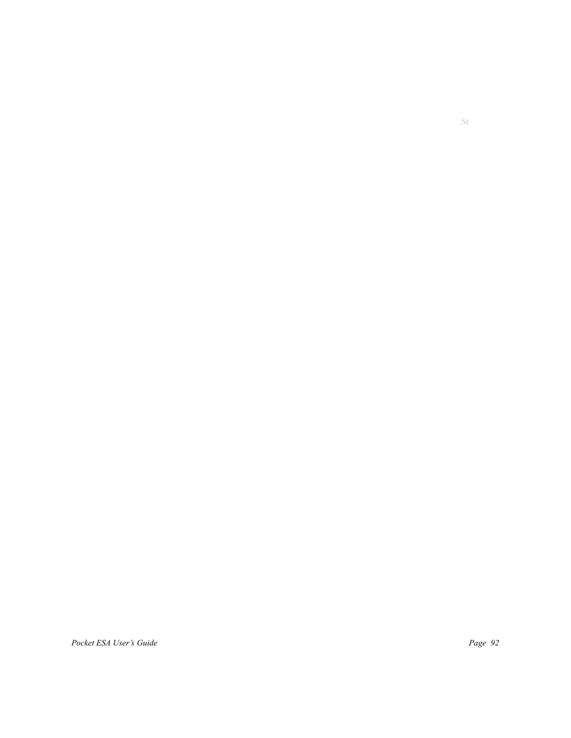St